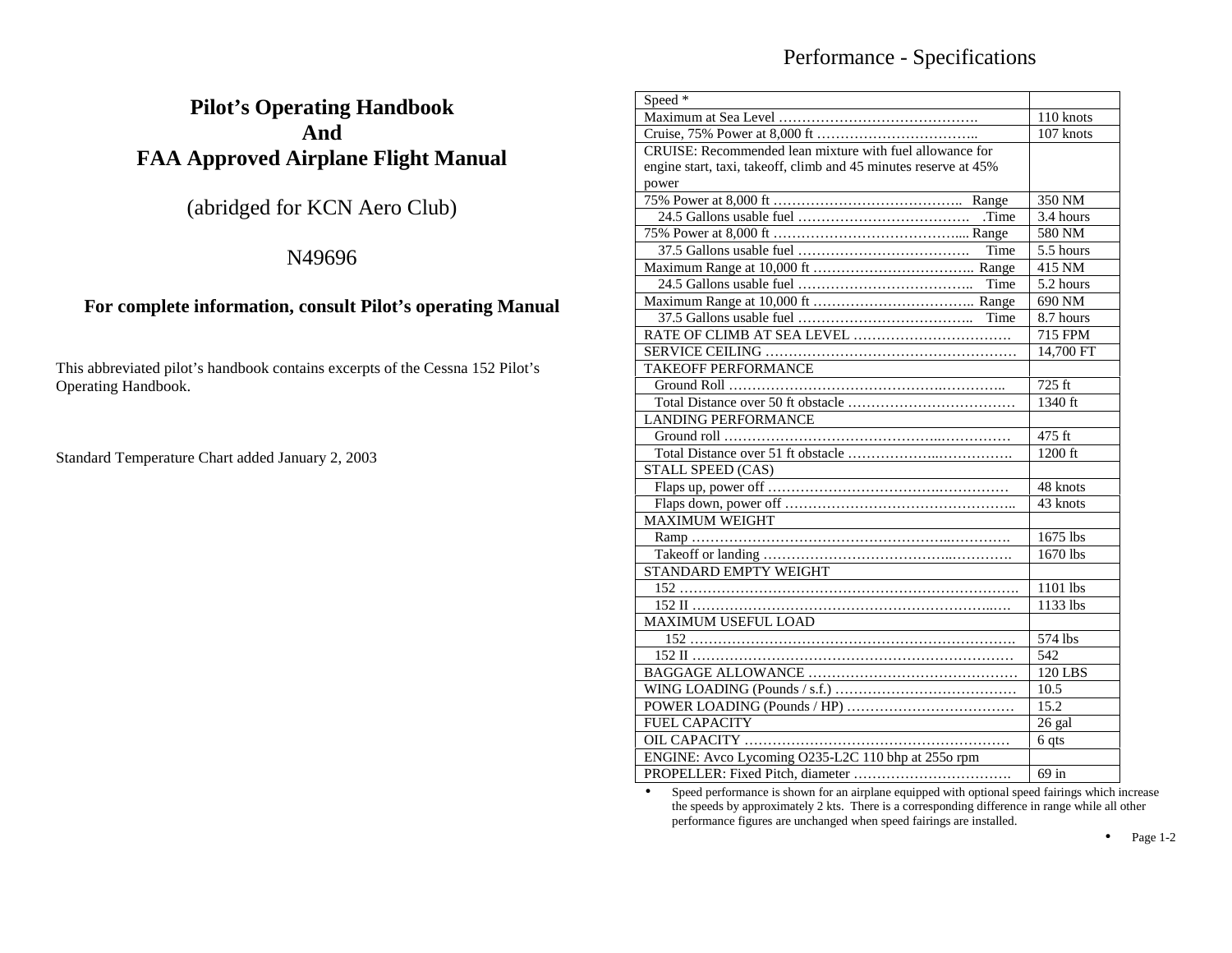# Pilot's Operating Handbook
# And
# FAA Approved Airplane Flight Manual

(abridged for KCN Aero Club)

N49696

**For complete information, consult Pilot's operating Manual**

This abbreviated pilot's handbook contains excerpts of the Cessna 152 Pilot's Operating Handbook.

Standard Temperature Chart added January 2, 2003

## Performance - Specifications

| Speed * | |
|---|---|
| Maximum at Sea Level ………………………………………. | 110 knots |
| Cruise, 75% Power at 8,000 ft …………………………….. | 107 knots |
| CRUISE: Recommended lean mixture with fuel allowance for engine start, taxi, takeoff, climb and 45 minutes reserve at 45% power | |
| 75% Power at 8,000 ft ………………………………….. Range | 350 NM |
| 24.5 Gallons usable fuel ………………………………. .Time | 3.4 hours |
| 75% Power at 8,000 ft …………………………………... Range | 580 NM |
| 37.5 Gallons usable fuel ………………………………. Time | 5.5 hours |
| Maximum Range at 10,000 ft …………………………….. Range | 415 NM |
| 24.5 Gallons usable fuel ……………………………….. Time | 5.2 hours |
| Maximum Range at 10,000 ft …………………………….. Range | 690 NM |
| 37.5 Gallons usable fuel ……………………………….. Time | 8.7 hours |
| RATE OF CLIMB AT SEA LEVEL ……………………………. | 715 FPM |
| SERVICE CEILING ………………………………………………. | 14,700 FT |
| TAKEOFF PERFORMANCE | |
| Ground Roll ……………………………………….………….. | 725 ft |
| Total Distance over 50 ft obstacle ……………………………… | 1340 ft |
| LANDING PERFORMANCE | |
| Ground roll ………………………………………..…………… | 475 ft |
| Total Distance over 51 ft obstacle ………………...……………. | 1200 ft |
| STALL SPEED (CAS) | |
| Flaps up, power off ……………………………….…………… | 48 knots |
| Flaps down, power off ………………………………………….. | 43 knots |
| MAXIMUM WEIGHT | |
| Ramp ……………………………………………...…………. | 1675 lbs |
| Takeoff or landing ………………………………...…………. | 1670 lbs |
| STANDARD EMPTY WEIGHT | |
| 152 ………………………………………………………………. | 1101 lbs |
| 152 II …………………………………………………………..… | 1133 lbs |
| MAXIMUM USEFUL LOAD | |
| 152 ……………………………………………………………. | 574 lbs |
| 152 II …………………………………………………………… | 542 |
| BAGGAGE ALLOWANCE ……………………………………… | 120 LBS |
| WING LOADING (Pounds / s.f.) ………………………………… | 10.5 |
| POWER LOADING (Pounds / HP) ……………………………… | 15.2 |
| FUEL CAPACITY | 26 gal |
| OIL CAPACITY ………………………………………………… | 6 qts |
| ENGINE: Avco Lycoming O235-L2C 110 bhp at 255o rpm | |
| PROPELLER: Fixed Pitch, diameter ……………………………. | 69 in |

- Speed performance is shown for an airplane equipped with optional speed fairings which increase the speeds by approximately 2 kts. There is a corresponding difference in range while all other performance figures are unchanged when speed fairings are installed.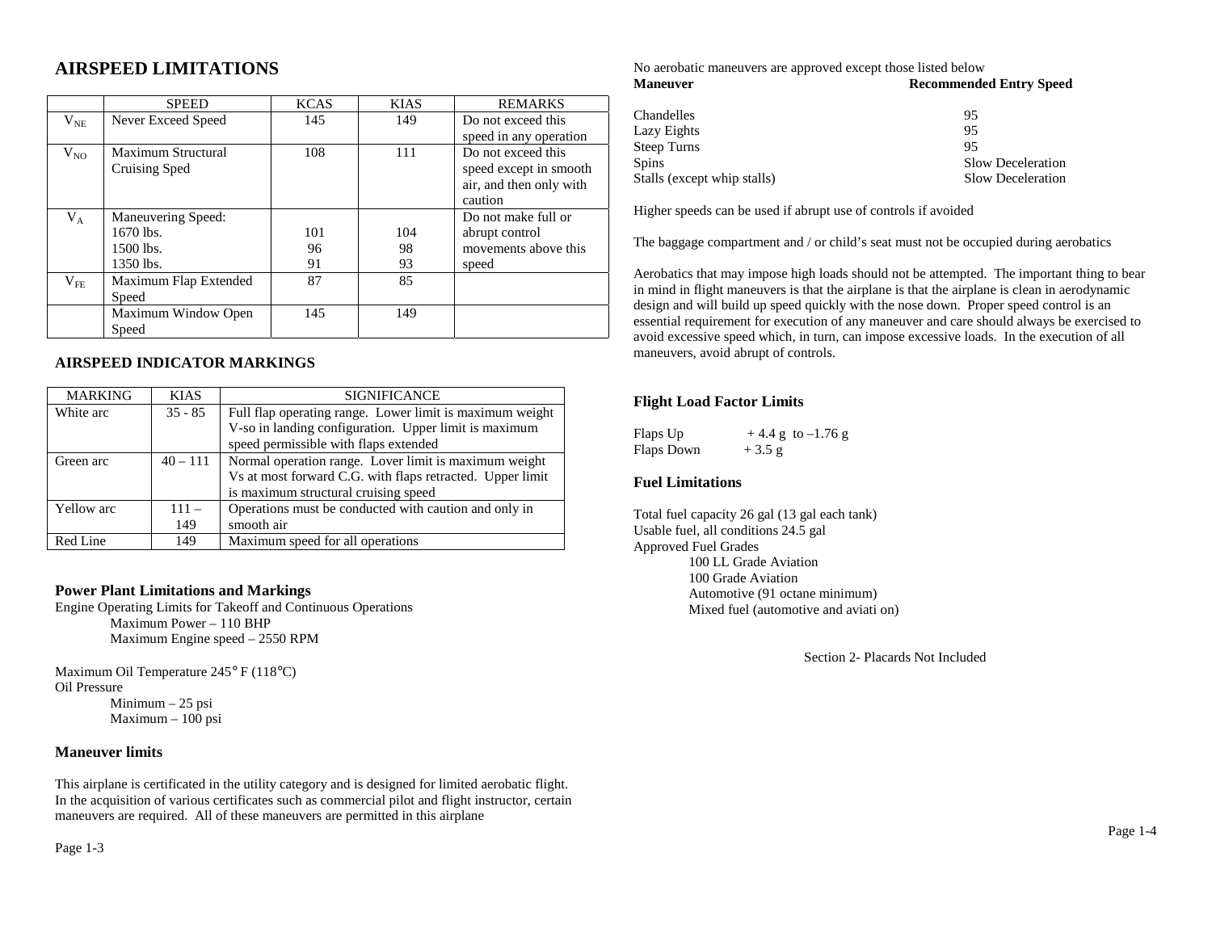# AIRSPEED LIMITATIONS

| | SPEED | KCAS | KIAS | REMARKS |
|---|---|---|---|---|
| $V_{NE}$ | Never Exceed Speed | 145 | 149 | Do not exceed this speed in any operation |
| $V_{NO}$ | Maximum Structural Cruising Sped | 108 | 111 | Do not exceed this speed except in smooth air, and then only with caution |
| $V_A$ | Maneuvering Speed:<br>1670 lbs.<br>1500 lbs.<br>1350 lbs. | <br>101<br>96<br>91 | <br>104<br>98<br>93 | Do not make full or abrupt control movements above this speed |
| $V_{FE}$ | Maximum Flap Extended Speed | 87 | 85 | |
| | Maximum Window Open Speed | 145 | 149 | |

### AIRSPEED INDICATOR MARKINGS

| MARKING | KIAS | SIGNIFICANCE |
|---|---|---|
| White arc | 35 - 85 | Full flap operating range. Lower limit is maximum weight V-so in landing configuration. Upper limit is maximum speed permissible with flaps extended |
| Green arc | 40 – 111 | Normal operation range. Lover limit is maximum weight Vs at most forward C.G. with flaps retracted. Upper limit is maximum structural cruising speed |
| Yellow arc | 111 – 149 | Operations must be conducted with caution and only in smooth air |
| Red Line | 149 | Maximum speed for all operations |

### Power Plant Limitations and Markings

Engine Operating Limits for Takeoff and Continuous Operations

Maximum Power – 110 BHP

Maximum Engine speed – 2550 RPM

Maximum Oil Temperature 245° F (118°C)

Oil Pressure

Minimum – 25 psi

Maximum – 100 psi

### Maneuver limits

This airplane is certificated in the utility category and is designed for limited aerobatic flight. In the acquisition of various certificates such as commercial pilot and flight instructor, certain maneuvers are required. All of these maneuvers are permitted in this airplane

No aerobatic maneuvers are approved except those listed below

| **Maneuver** | **Recommended Entry Speed** |
|---|---|
| Chandelles | 95 |
| Lazy Eights | 95 |
| Steep Turns | 95 |
| Spins | Slow Deceleration |
| Stalls (except whip stalls) | Slow Deceleration |

Higher speeds can be used if abrupt use of controls if avoided

The baggage compartment and / or child's seat must not be occupied during aerobatics

Aerobatics that may impose high loads should not be attempted. The important thing to bear in mind in flight maneuvers is that the airplane is that the airplane is clean in aerodynamic design and will build up speed quickly with the nose down. Proper speed control is an essential requirement for execution of any maneuver and care should always be exercised to avoid excessive speed which, in turn, can impose excessive loads. In the execution of all maneuvers, avoid abrupt of controls.

### Flight Load Factor Limits

Flaps Up + 4.4 g to –1.76 g

Flaps Down + 3.5 g

### Fuel Limitations

Total fuel capacity 26 gal (13 gal each tank)

Usable fuel, all conditions 24.5 gal

Approved Fuel Grades

100 LL Grade Aviation

100 Grade Aviation

Automotive (91 octane minimum)

Mixed fuel (automotive and aviati on)

Section 2- Placards Not Included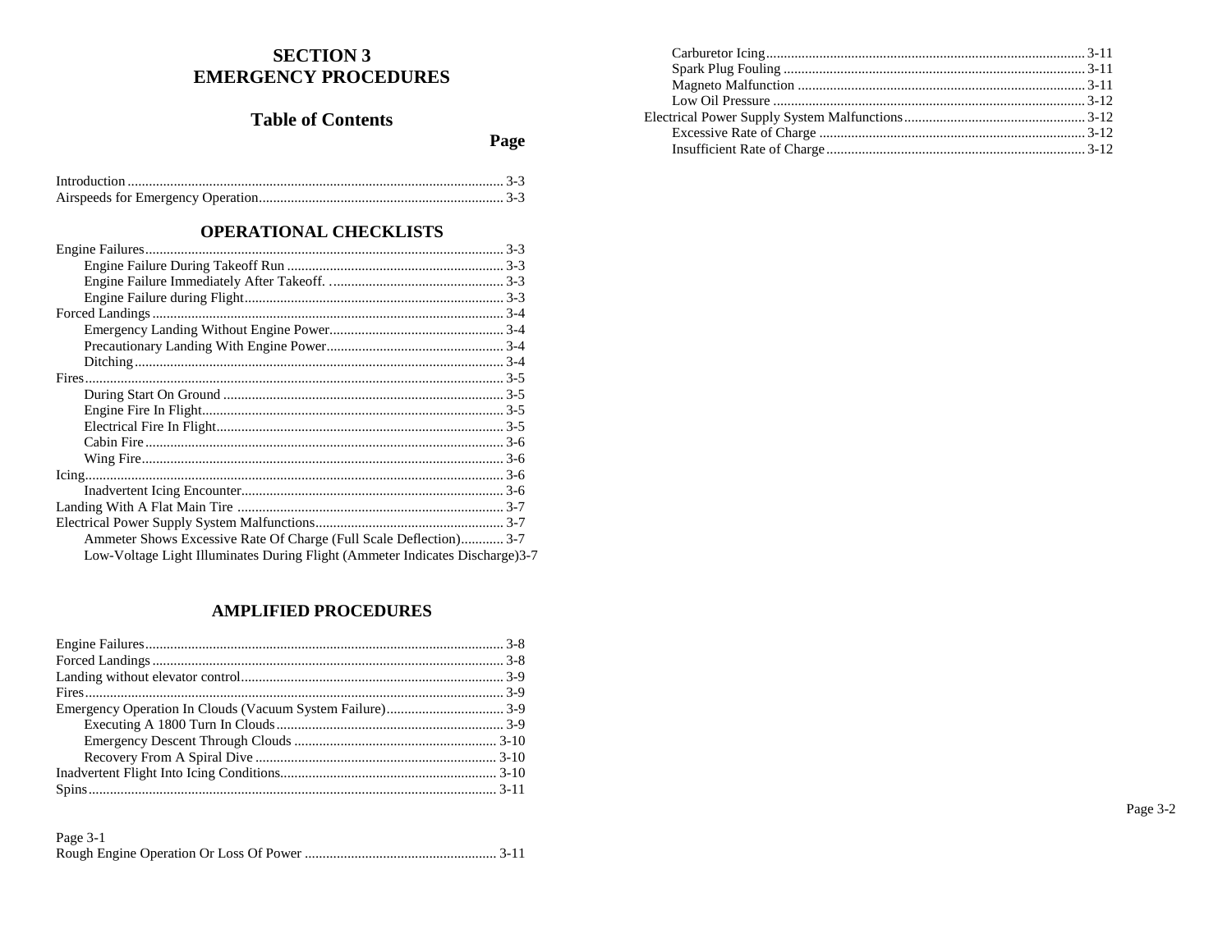# SECTION 3
# EMERGENCY PROCEDURES

## Table of Contents

| | Page |
|---|---|
| Introduction | 3-3 |
| Airspeeds for Emergency Operation | 3-3 |

## OPERATIONAL CHECKLISTS

| | |
|---|---|
| Engine Failures | 3-3 |
| Engine Failure During Takeoff Run | 3-3 |
| Engine Failure Immediately After Takeoff. | 3-3 |
| Engine Failure during Flight | 3-3 |
| Forced Landings | 3-4 |
| Emergency Landing Without Engine Power | 3-4 |
| Precautionary Landing With Engine Power | 3-4 |
| Ditching | 3-4 |
| Fires | 3-5 |
| During Start On Ground | 3-5 |
| Engine Fire In Flight | 3-5 |
| Electrical Fire In Flight | 3-5 |
| Cabin Fire | 3-6 |
| Wing Fire | 3-6 |
| Icing | 3-6 |
| Inadvertent Icing Encounter | 3-6 |
| Landing With A Flat Main Tire | 3-7 |
| Electrical Power Supply System Malfunctions | 3-7 |
| Ammeter Shows Excessive Rate Of Charge (Full Scale Deflection) | 3-7 |
| Low-Voltage Light Illuminates During Flight (Ammeter Indicates Discharge) | 3-7 |

## AMPLIFIED PROCEDURES

| | |
|---|---|
| Engine Failures | 3-8 |
| Forced Landings | 3-8 |
| Landing without elevator control | 3-9 |
| Fires | 3-9 |
| Emergency Operation In Clouds (Vacuum System Failure) | 3-9 |
| Executing A 1800 Turn In Clouds | 3-9 |
| Emergency Descent Through Clouds | 3-10 |
| Recovery From A Spiral Dive | 3-10 |
| Inadvertent Flight Into Icing Conditions | 3-10 |
| Spins | 3-11 |
| Rough Engine Operation Or Loss Of Power | 3-11 |
| Carburetor Icing | 3-11 |
| Spark Plug Fouling | 3-11 |
| Magneto Malfunction | 3-11 |
| Low Oil Pressure | 3-12 |
| Electrical Power Supply System Malfunctions | 3-12 |
| Excessive Rate of Charge | 3-12 |
| Insufficient Rate of Charge | 3-12 |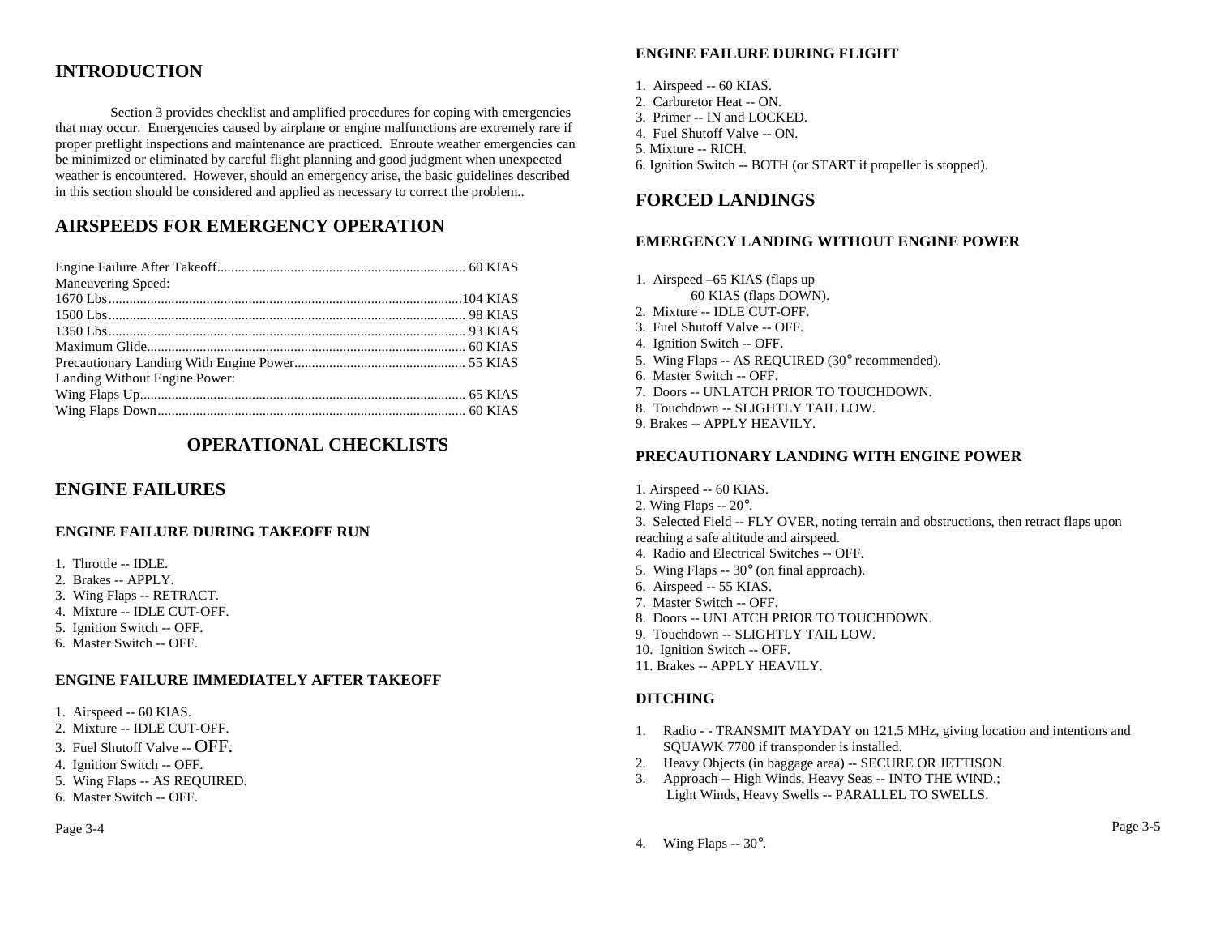## INTRODUCTION

Section 3 provides checklist and amplified procedures for coping with emergencies that may occur. Emergencies caused by airplane or engine malfunctions are extremely rare if proper preflight inspections and maintenance are practiced. Enroute weather emergencies can be minimized or eliminated by careful flight planning and good judgment when unexpected weather is encountered. However, should an emergency arise, the basic guidelines described in this section should be considered and applied as necessary to correct the problem..

## AIRSPEEDS FOR EMERGENCY OPERATION

Engine Failure After Takeoff....................................................................... 60 KIAS
Maneuvering Speed:
1670 Lbs.....................................................................................................104 KIAS
1500 Lbs...................................................................................................... 98 KIAS
1350 Lbs...................................................................................................... 93 KIAS
Maximum Glide........................................................................................... 60 KIAS
Precautionary Landing With Engine Power................................................. 55 KIAS
Landing Without Engine Power:
Wing Flaps Up............................................................................................. 65 KIAS
Wing Flaps Down........................................................................................ 60 KIAS

## OPERATIONAL CHECKLISTS

## ENGINE FAILURES

### ENGINE FAILURE DURING TAKEOFF RUN

1. Throttle -- IDLE.
2. Brakes -- APPLY.
3. Wing Flaps -- RETRACT.
4. Mixture -- IDLE CUT-OFF.
5. Ignition Switch -- OFF.
6. Master Switch -- OFF.

### ENGINE FAILURE IMMEDIATELY AFTER TAKEOFF

1. Airspeed -- 60 KIAS.
2. Mixture -- IDLE CUT-OFF.
3. Fuel Shutoff Valve -- OFF.
4. Ignition Switch -- OFF.
5. Wing Flaps -- AS REQUIRED.
6. Master Switch -- OFF.

### ENGINE FAILURE DURING FLIGHT

1. Airspeed -- 60 KIAS.
2. Carburetor Heat -- ON.
3. Primer -- IN and LOCKED.
4. Fuel Shutoff Valve -- ON.
5. Mixture -- RICH.
6. Ignition Switch -- BOTH (or START if propeller is stopped).

## FORCED LANDINGS

### EMERGENCY LANDING WITHOUT ENGINE POWER

1. Airspeed –65 KIAS (flaps up
   60 KIAS (flaps DOWN).
2. Mixture -- IDLE CUT-OFF.
3. Fuel Shutoff Valve -- OFF.
4. Ignition Switch -- OFF.
5. Wing Flaps -- AS REQUIRED (30° recommended).
6. Master Switch -- OFF.
7. Doors -- UNLATCH PRIOR TO TOUCHDOWN.
8. Touchdown -- SLIGHTLY TAIL LOW.
9. Brakes -- APPLY HEAVILY.

### PRECAUTIONARY LANDING WITH ENGINE POWER

1. Airspeed -- 60 KIAS.
2. Wing Flaps -- 20°.
3. Selected Field -- FLY OVER, noting terrain and obstructions, then retract flaps upon reaching a safe altitude and airspeed.
4. Radio and Electrical Switches -- OFF.
5. Wing Flaps -- 30° (on final approach).
6. Airspeed -- 55 KIAS.
7. Master Switch -- OFF.
8. Doors -- UNLATCH PRIOR TO TOUCHDOWN.
9. Touchdown -- SLIGHTLY TAIL LOW.
10. Ignition Switch -- OFF.
11. Brakes -- APPLY HEAVILY.

### DITCHING

1. Radio - - TRANSMIT MAYDAY on 121.5 MHz, giving location and intentions and SQUAWK 7700 if transponder is installed.
2. Heavy Objects (in baggage area) -- SECURE OR JETTISON.
3. Approach -- High Winds, Heavy Seas -- INTO THE WIND.;
   Light Winds, Heavy Swells -- PARALLEL TO SWELLS.
4. Wing Flaps -- 30°.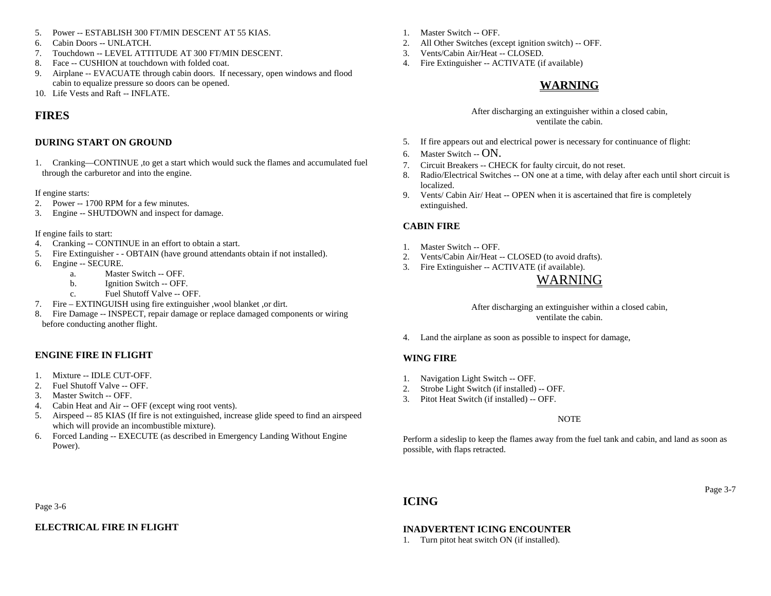5. Power -- ESTABLISH 300 FT/MIN DESCENT AT 55 KIAS.
6. Cabin Doors -- UNLATCH.
7. Touchdown -- LEVEL ATTITUDE AT 300 FT/MIN DESCENT.
8. Face -- CUSHION at touchdown with folded coat.
9. Airplane -- EVACUATE through cabin doors. If necessary, open windows and flood cabin to equalize pressure so doors can be opened.
10. Life Vests and Raft -- INFLATE.

## FIRES

### DURING START ON GROUND

1. Cranking—CONTINUE ,to get a start which would suck the flames and accumulated fuel through the carburetor and into the engine.

If engine starts:

2. Power -- 1700 RPM for a few minutes.
3. Engine -- SHUTDOWN and inspect for damage.

If engine fails to start:

4. Cranking -- CONTINUE in an effort to obtain a start.
5. Fire Extinguisher - - OBTAIN (have ground attendants obtain if not installed).
6. Engine -- SECURE.
   a. Master Switch -- OFF.
   b. Ignition Switch -- OFF.
   c. Fuel Shutoff Valve -- OFF.
7. Fire – EXTINGUISH using fire extinguisher ,wool blanket ,or dirt.
8. Fire Damage -- INSPECT, repair damage or replace damaged components or wiring before conducting another flight.

### ENGINE FIRE IN FLIGHT

1. Mixture -- IDLE CUT-OFF.
2. Fuel Shutoff Valve -- OFF.
3. Master Switch -- OFF.
4. Cabin Heat and Air -- OFF (except wing root vents).
5. Airspeed -- 85 KIAS (If fire is not extinguished, increase glide speed to find an airspeed which will provide an incombustible mixture).
6. Forced Landing -- EXECUTE (as described in Emergency Landing Without Engine Power).

### ELECTRICAL FIRE IN FLIGHT

1. Master Switch -- OFF.
2. All Other Switches (except ignition switch) -- OFF.
3. Vents/Cabin Air/Heat -- CLOSED.
4. Fire Extinguisher -- ACTIVATE (if available)

**WARNING**

After discharging an extinguisher within a closed cabin, ventilate the cabin.

5. If fire appears out and electrical power is necessary for continuance of flight:
6. Master Switch -- ON.
7. Circuit Breakers -- CHECK for faulty circuit, do not reset.
8. Radio/Electrical Switches -- ON one at a time, with delay after each until short circuit is localized.
9. Vents/ Cabin Air/ Heat -- OPEN when it is ascertained that fire is completely extinguished.

### CABIN FIRE

1. Master Switch -- OFF.
2. Vents/Cabin Air/Heat -- CLOSED (to avoid drafts).
3. Fire Extinguisher -- ACTIVATE (if available).

WARNING

After discharging an extinguisher within a closed cabin, ventilate the cabin.

4. Land the airplane as soon as possible to inspect for damage,

### WING FIRE

1. Navigation Light Switch -- OFF.
2. Strobe Light Switch (if installed) -- OFF.
3. Pitot Heat Switch (if installed) -- OFF.

NOTE

Perform a sideslip to keep the flames away from the fuel tank and cabin, and land as soon as possible, with flaps retracted.

## ICING

### INADVERTENT ICING ENCOUNTER

1. Turn pitot heat switch ON (if installed).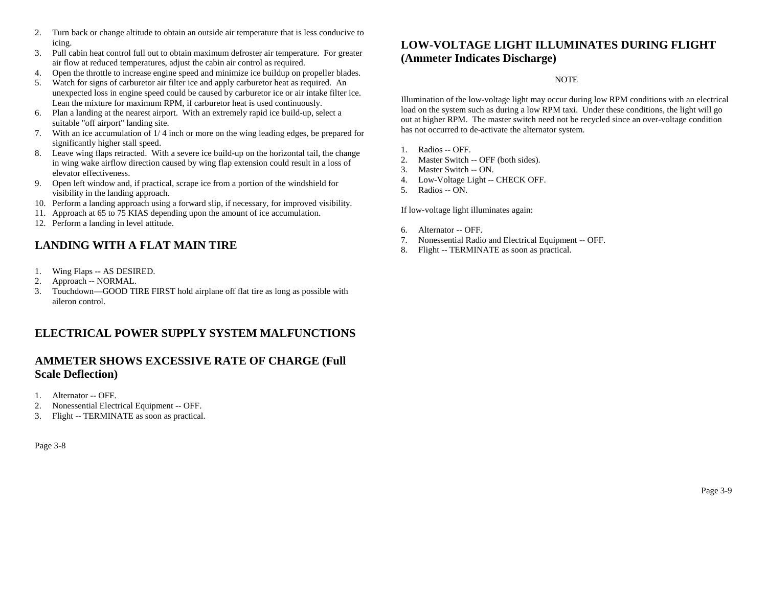2. Turn back or change altitude to obtain an outside air temperature that is less conducive to icing.
3. Pull cabin heat control full out to obtain maximum defroster air temperature. For greater air flow at reduced temperatures, adjust the cabin air control as required.
4. Open the throttle to increase engine speed and minimize ice buildup on propeller blades.
5. Watch for signs of carburetor air filter ice and apply carburetor heat as required. An unexpected loss in engine speed could be caused by carburetor ice or air intake filter ice. Lean the mixture for maximum RPM, if carburetor heat is used continuously.
6. Plan a landing at the nearest airport. With an extremely rapid ice build-up, select a suitable "off airport" landing site.
7. With an ice accumulation of 1/ 4 inch or more on the wing leading edges, be prepared for significantly higher stall speed.
8. Leave wing flaps retracted. With a severe ice build-up on the horizontal tail, the change in wing wake airflow direction caused by wing flap extension could result in a loss of elevator effectiveness.
9. Open left window and, if practical, scrape ice from a portion of the windshield for visibility in the landing approach.
10. Perform a landing approach using a forward slip, if necessary, for improved visibility.
11. Approach at 65 to 75 KIAS depending upon the amount of ice accumulation.
12. Perform a landing in level attitude.

## LANDING WITH A FLAT MAIN TIRE

1. Wing Flaps -- AS DESIRED.
2. Approach -- NORMAL.
3. Touchdown—GOOD TIRE FIRST hold airplane off flat tire as long as possible with aileron control.

## ELECTRICAL POWER SUPPLY SYSTEM MALFUNCTIONS

## AMMETER SHOWS EXCESSIVE RATE OF CHARGE (Full Scale Deflection)

1. Alternator -- OFF.
2. Nonessential Electrical Equipment -- OFF.
3. Flight -- TERMINATE as soon as practical.

## LOW-VOLTAGE LIGHT ILLUMINATES DURING FLIGHT (Ammeter Indicates Discharge)

NOTE

Illumination of the low-voltage light may occur during low RPM conditions with an electrical load on the system such as during a low RPM taxi. Under these conditions, the light will go out at higher RPM. The master switch need not be recycled since an over-voltage condition has not occurred to de-activate the alternator system.

1. Radios -- OFF.
2. Master Switch -- OFF (both sides).
3. Master Switch -- ON.
4. Low-Voltage Light -- CHECK OFF.
5. Radios -- ON.

If low-voltage light illuminates again:

6. Alternator -- OFF.
7. Nonessential Radio and Electrical Equipment -- OFF.
8. Flight -- TERMINATE as soon as practical.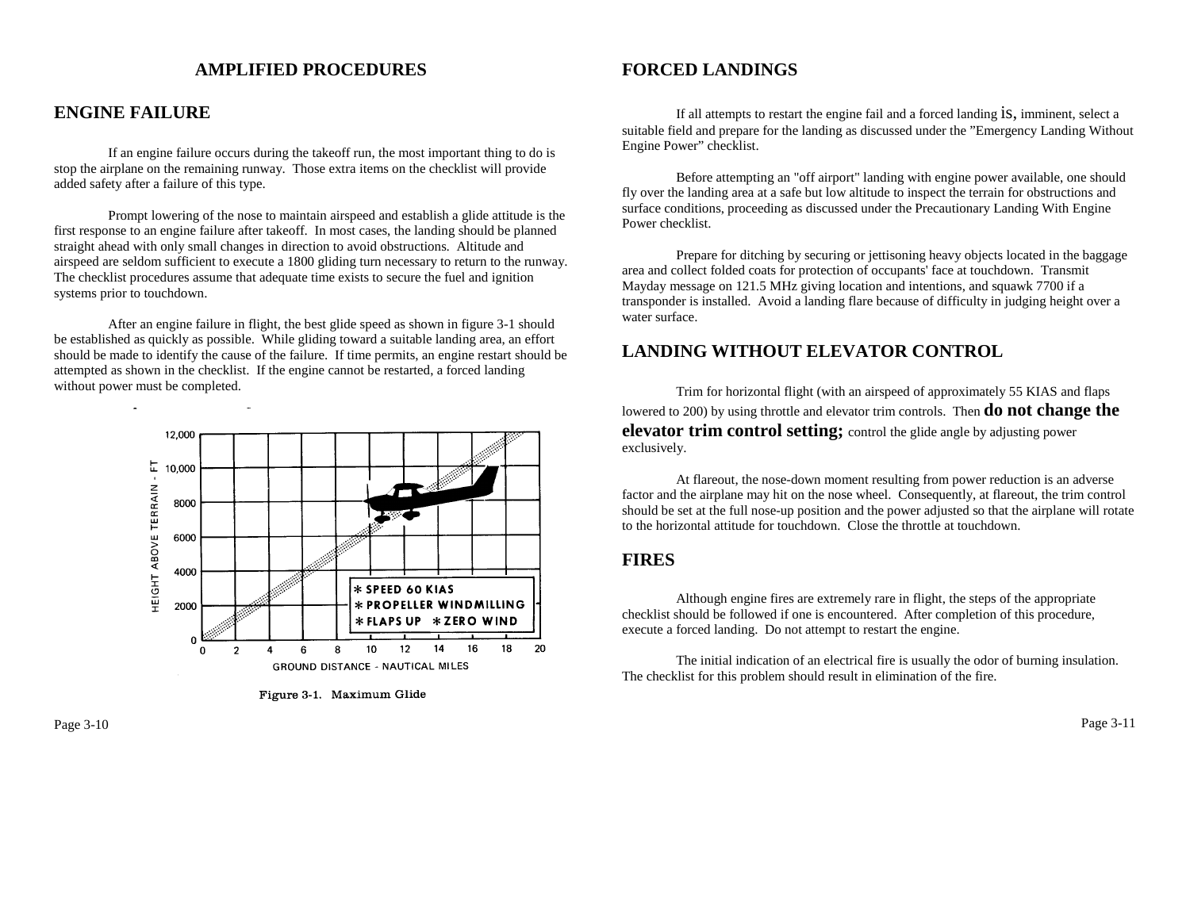## AMPLIFIED PROCEDURES

## ENGINE FAILURE

If an engine failure occurs during the takeoff run, the most important thing to do is stop the airplane on the remaining runway. Those extra items on the checklist will provide added safety after a failure of this type.

Prompt lowering of the nose to maintain airspeed and establish a glide attitude is the first response to an engine failure after takeoff. In most cases, the landing should be planned straight ahead with only small changes in direction to avoid obstructions. Altitude and airspeed are seldom sufficient to execute a 1800 gliding turn necessary to return to the runway. The checklist procedures assume that adequate time exists to secure the fuel and ignition systems prior to touchdown.

After an engine failure in flight, the best glide speed as shown in figure 3-1 should be established as quickly as possible. While gliding toward a suitable landing area, an effort should be made to identify the cause of the failure. If time permits, an engine restart should be attempted as shown in the checklist. If the engine cannot be restarted, a forced landing without power must be completed.

Figure 3-1. Maximum Glide

## FORCED LANDINGS

If all attempts to restart the engine fail and a forced landing is, imminent, select a suitable field and prepare for the landing as discussed under the "Emergency Landing Without Engine Power" checklist.

Before attempting an "off airport" landing with engine power available, one should fly over the landing area at a safe but low altitude to inspect the terrain for obstructions and surface conditions, proceeding as discussed under the Precautionary Landing With Engine Power checklist.

Prepare for ditching by securing or jettisoning heavy objects located in the baggage area and collect folded coats for protection of occupants' face at touchdown. Transmit Mayday message on 121.5 MHz giving location and intentions, and squawk 7700 if a transponder is installed. Avoid a landing flare because of difficulty in judging height over a water surface.

## LANDING WITHOUT ELEVATOR CONTROL

Trim for horizontal flight (with an airspeed of approximately 55 KIAS and flaps lowered to 200) by using throttle and elevator trim controls. Then **do not change the elevator trim control setting;** control the glide angle by adjusting power exclusively.

At flareout, the nose-down moment resulting from power reduction is an adverse factor and the airplane may hit on the nose wheel. Consequently, at flareout, the trim control should be set at the full nose-up position and the power adjusted so that the airplane will rotate to the horizontal attitude for touchdown. Close the throttle at touchdown.

## FIRES

Although engine fires are extremely rare in flight, the steps of the appropriate checklist should be followed if one is encountered. After completion of this procedure, execute a forced landing. Do not attempt to restart the engine.

The initial indication of an electrical fire is usually the odor of burning insulation. The checklist for this problem should result in elimination of the fire.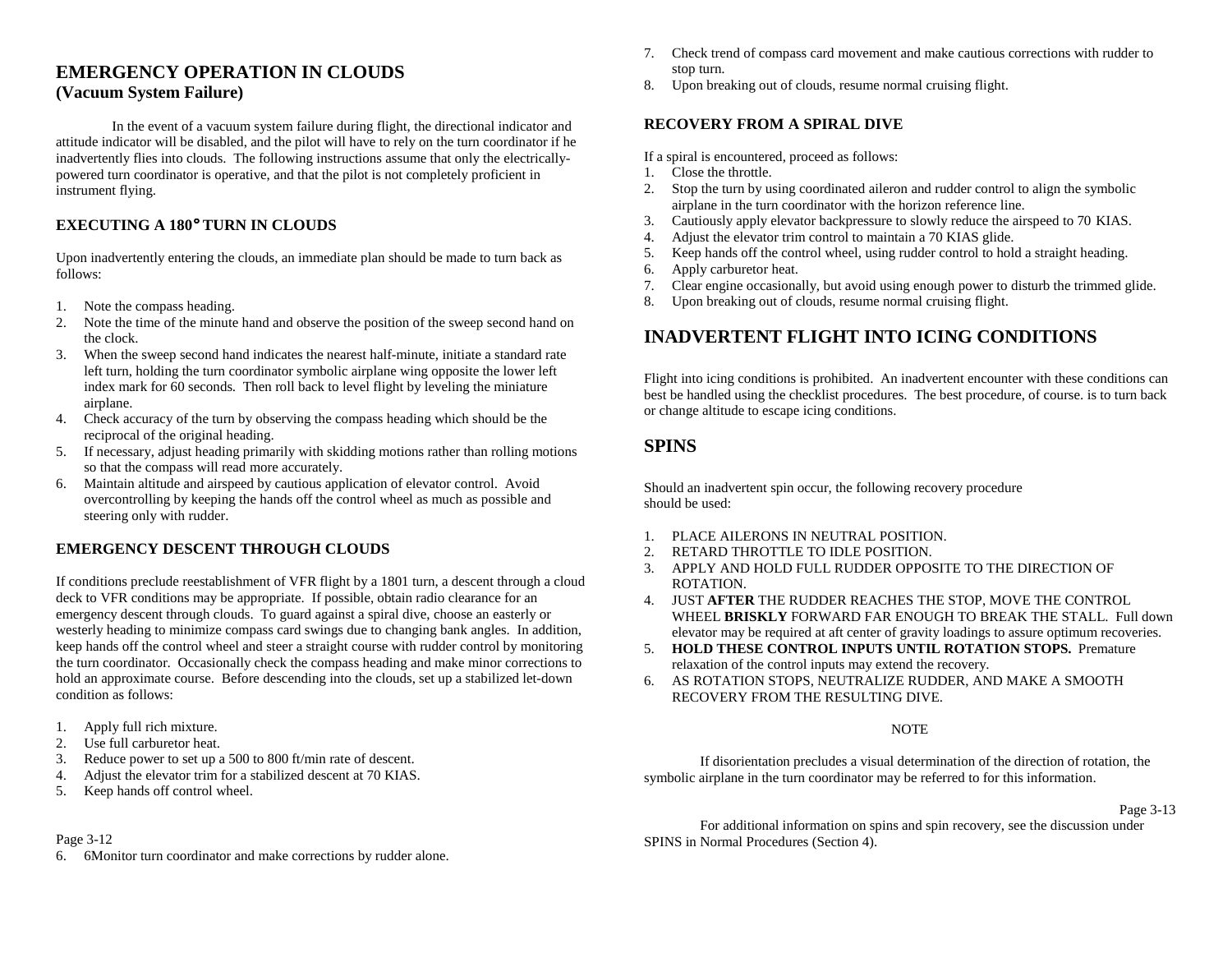# EMERGENCY OPERATION IN CLOUDS
## (Vacuum System Failure)

In the event of a vacuum system failure during flight, the directional indicator and attitude indicator will be disabled, and the pilot will have to rely on the turn coordinator if he inadvertently flies into clouds. The following instructions assume that only the electrically-powered turn coordinator is operative, and that the pilot is not completely proficient in instrument flying.

### EXECUTING A 180° TURN IN CLOUDS

Upon inadvertently entering the clouds, an immediate plan should be made to turn back as follows:

1. Note the compass heading.
2. Note the time of the minute hand and observe the position of the sweep second hand on the clock.
3. When the sweep second hand indicates the nearest half-minute, initiate a standard rate left turn, holding the turn coordinator symbolic airplane wing opposite the lower left index mark for 60 seconds. Then roll back to level flight by leveling the miniature airplane.
4. Check accuracy of the turn by observing the compass heading which should be the reciprocal of the original heading.
5. If necessary, adjust heading primarily with skidding motions rather than rolling motions so that the compass will read more accurately.
6. Maintain altitude and airspeed by cautious application of elevator control. Avoid overcontrolling by keeping the hands off the control wheel as much as possible and steering only with rudder.

### EMERGENCY DESCENT THROUGH CLOUDS

If conditions preclude reestablishment of VFR flight by a 1801 turn, a descent through a cloud deck to VFR conditions may be appropriate. If possible, obtain radio clearance for an emergency descent through clouds. To guard against a spiral dive, choose an easterly or westerly heading to minimize compass card swings due to changing bank angles. In addition, keep hands off the control wheel and steer a straight course with rudder control by monitoring the turn coordinator. Occasionally check the compass heading and make minor corrections to hold an approximate course. Before descending into the clouds, set up a stabilized let-down condition as follows:

1. Apply full rich mixture.
2. Use full carburetor heat.
3. Reduce power to set up a 500 to 800 ft/min rate of descent.
4. Adjust the elevator trim for a stabilized descent at 70 KIAS.
5. Keep hands off control wheel.
6. 6Monitor turn coordinator and make corrections by rudder alone.
7. Check trend of compass card movement and make cautious corrections with rudder to stop turn.
8. Upon breaking out of clouds, resume normal cruising flight.

### RECOVERY FROM A SPIRAL DIVE

If a spiral is encountered, proceed as follows:

1. Close the throttle.
2. Stop the turn by using coordinated aileron and rudder control to align the symbolic airplane in the turn coordinator with the horizon reference line.
3. Cautiously apply elevator backpressure to slowly reduce the airspeed to 70 KIAS.
4. Adjust the elevator trim control to maintain a 70 KIAS glide.
5. Keep hands off the control wheel, using rudder control to hold a straight heading.
6. Apply carburetor heat.
7. Clear engine occasionally, but avoid using enough power to disturb the trimmed glide.
8. Upon breaking out of clouds, resume normal cruising flight.

# INADVERTENT FLIGHT INTO ICING CONDITIONS

Flight into icing conditions is prohibited. An inadvertent encounter with these conditions can best be handled using the checklist procedures. The best procedure, of course. is to turn back or change altitude to escape icing conditions.

# SPINS

Should an inadvertent spin occur, the following recovery procedure should be used:

1. PLACE AILERONS IN NEUTRAL POSITION.
2. RETARD THROTTLE TO IDLE POSITION.
3. APPLY AND HOLD FULL RUDDER OPPOSITE TO THE DIRECTION OF ROTATION.
4. JUST **AFTER** THE RUDDER REACHES THE STOP, MOVE THE CONTROL WHEEL **BRISKLY** FORWARD FAR ENOUGH TO BREAK THE STALL. Full down elevator may be required at aft center of gravity loadings to assure optimum recoveries.
5. **HOLD THESE CONTROL INPUTS UNTIL ROTATION STOPS.** Premature relaxation of the control inputs may extend the recovery.
6. AS ROTATION STOPS, NEUTRALIZE RUDDER, AND MAKE A SMOOTH RECOVERY FROM THE RESULTING DIVE.

NOTE

If disorientation precludes a visual determination of the direction of rotation, the symbolic airplane in the turn coordinator may be referred to for this information.

For additional information on spins and spin recovery, see the discussion under SPINS in Normal Procedures (Section 4).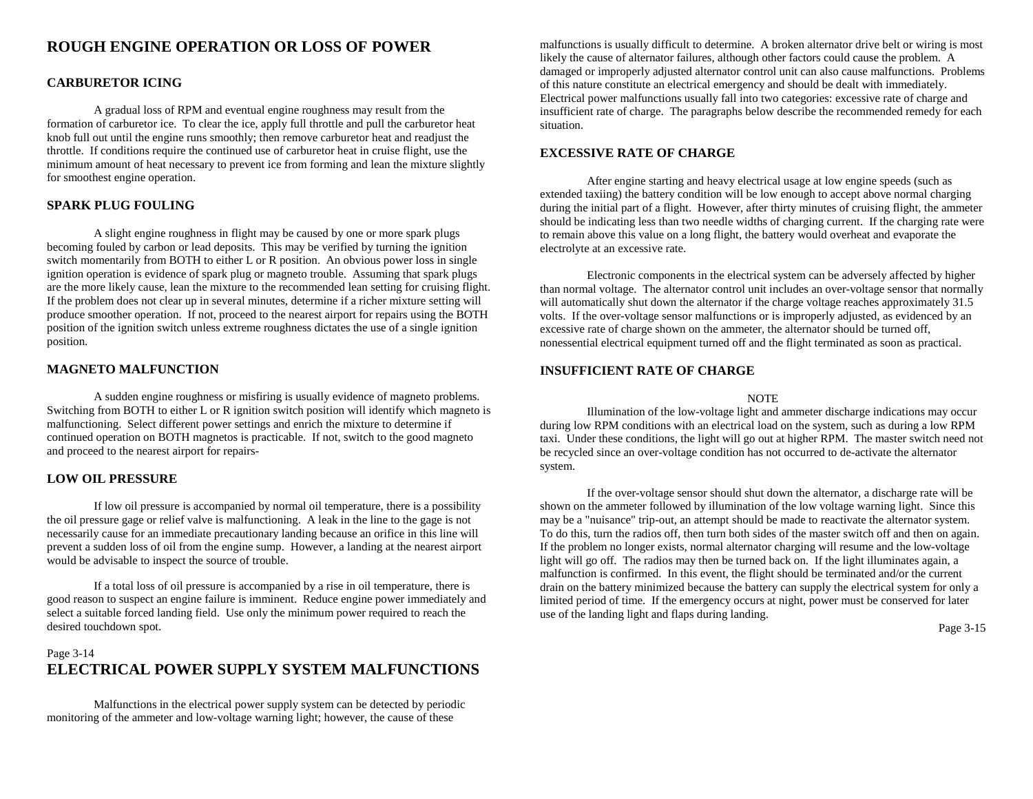# ROUGH ENGINE OPERATION OR LOSS OF POWER

## CARBURETOR ICING

A gradual loss of RPM and eventual engine roughness may result from the formation of carburetor ice. To clear the ice, apply full throttle and pull the carburetor heat knob full out until the engine runs smoothly; then remove carburetor heat and readjust the throttle. If conditions require the continued use of carburetor heat in cruise flight, use the minimum amount of heat necessary to prevent ice from forming and lean the mixture slightly for smoothest engine operation.

## SPARK PLUG FOULING

A slight engine roughness in flight may be caused by one or more spark plugs becoming fouled by carbon or lead deposits. This may be verified by turning the ignition switch momentarily from BOTH to either L or R position. An obvious power loss in single ignition operation is evidence of spark plug or magneto trouble. Assuming that spark plugs are the more likely cause, lean the mixture to the recommended lean setting for cruising flight. If the problem does not clear up in several minutes, determine if a richer mixture setting will produce smoother operation. If not, proceed to the nearest airport for repairs using the BOTH position of the ignition switch unless extreme roughness dictates the use of a single ignition position.

## MAGNETO MALFUNCTION

A sudden engine roughness or misfiring is usually evidence of magneto problems. Switching from BOTH to either L or R ignition switch position will identify which magneto is malfunctioning. Select different power settings and enrich the mixture to determine if continued operation on BOTH magnetos is practicable. If not, switch to the good magneto and proceed to the nearest airport for repairs-

## LOW OIL PRESSURE

If low oil pressure is accompanied by normal oil temperature, there is a possibility the oil pressure gage or relief valve is malfunctioning. A leak in the line to the gage is not necessarily cause for an immediate precautionary landing because an orifice in this line will prevent a sudden loss of oil from the engine sump. However, a landing at the nearest airport would be advisable to inspect the source of trouble.

If a total loss of oil pressure is accompanied by a rise in oil temperature, there is good reason to suspect an engine failure is imminent. Reduce engine power immediately and select a suitable forced landing field. Use only the minimum power required to reach the desired touchdown spot.

# ELECTRICAL POWER SUPPLY SYSTEM MALFUNCTIONS

Malfunctions in the electrical power supply system can be detected by periodic monitoring of the ammeter and low-voltage warning light; however, the cause of these malfunctions is usually difficult to determine. A broken alternator drive belt or wiring is most likely the cause of alternator failures, although other factors could cause the problem. A damaged or improperly adjusted alternator control unit can also cause malfunctions. Problems of this nature constitute an electrical emergency and should be dealt with immediately. Electrical power malfunctions usually fall into two categories: excessive rate of charge and insufficient rate of charge. The paragraphs below describe the recommended remedy for each situation.

## EXCESSIVE RATE OF CHARGE

After engine starting and heavy electrical usage at low engine speeds (such as extended taxiing) the battery condition will be low enough to accept above normal charging during the initial part of a flight. However, after thirty minutes of cruising flight, the ammeter should be indicating less than two needle widths of charging current. If the charging rate were to remain above this value on a long flight, the battery would overheat and evaporate the electrolyte at an excessive rate.

Electronic components in the electrical system can be adversely affected by higher than normal voltage. The alternator control unit includes an over-voltage sensor that normally will automatically shut down the alternator if the charge voltage reaches approximately 31.5 volts. If the over-voltage sensor malfunctions or is improperly adjusted, as evidenced by an excessive rate of charge shown on the ammeter, the alternator should be turned off, nonessential electrical equipment turned off and the flight terminated as soon as practical.

## INSUFFICIENT RATE OF CHARGE

NOTE

Illumination of the low-voltage light and ammeter discharge indications may occur during low RPM conditions with an electrical load on the system, such as during a low RPM taxi. Under these conditions, the light will go out at higher RPM. The master switch need not be recycled since an over-voltage condition has not occurred to de-activate the alternator system.

If the over-voltage sensor should shut down the alternator, a discharge rate will be shown on the ammeter followed by illumination of the low voltage warning light. Since this may be a "nuisance" trip-out, an attempt should be made to reactivate the alternator system. To do this, turn the radios off, then turn both sides of the master switch off and then on again. If the problem no longer exists, normal alternator charging will resume and the low-voltage light will go off. The radios may then be turned back on. If the light illuminates again, a malfunction is confirmed. In this event, the flight should be terminated and/or the current drain on the battery minimized because the battery can supply the electrical system for only a limited period of time. If the emergency occurs at night, power must be conserved for later use of the landing light and flaps during landing.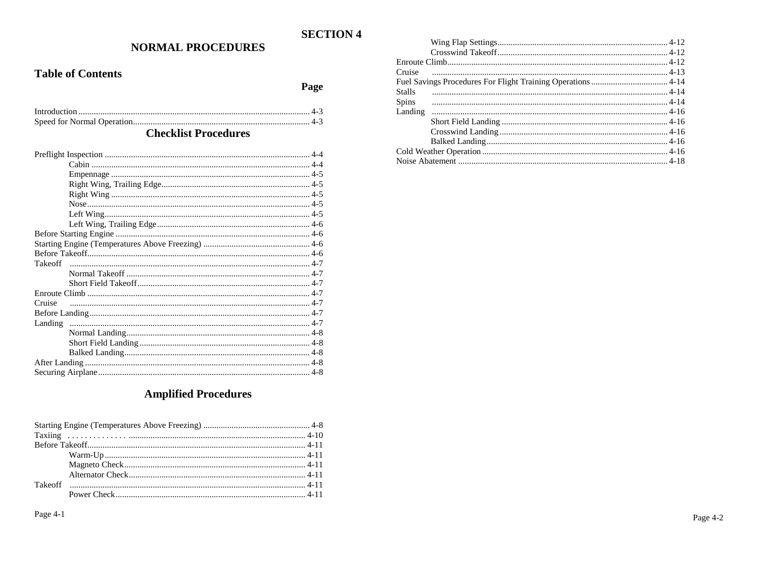# SECTION 4

## NORMAL PROCEDURES

### Table of Contents

| | Page |
|---|---|
| Introduction | 4-3 |
| Speed for Normal Operation | 4-3 |

### Checklist Procedures

| | |
|---|---|
| Preflight Inspection | 4-4 |
| Cabin | 4-4 |
| Empennage | 4-5 |
| Right Wing, Trailing Edge | 4-5 |
| Right Wing | 4-5 |
| Nose | 4-5 |
| Left Wing | 4-5 |
| Left Wing, Trailing Edge | 4-6 |
| Before Starting Engine | 4-6 |
| Starting Engine (Temperatures Above Freezing) | 4-6 |
| Before Takeoff | 4-6 |
| Takeoff | 4-7 |
| Normal Takeoff | 4-7 |
| Short Field Takeoff | 4-7 |
| Enroute Climb | 4-7 |
| Cruise | 4-7 |
| Before Landing | 4-7 |
| Landing | 4-7 |
| Normal Landing | 4-8 |
| Short Field Landing | 4-8 |
| Balked Landing | 4-8 |
| After Landing | 4-8 |
| Securing Airplane | 4-8 |

### Amplified Procedures

| | |
|---|---|
| Starting Engine (Temperatures Above Freezing) | 4-8 |
| Taxiing | 4-10 |
| Before Takeoff | 4-11 |
| Warm-Up | 4-11 |
| Magneto Check | 4-11 |
| Alternator Check | 4-11 |
| Takeoff | 4-11 |
| Power Check | 4-11 |
| Wing Flap Settings | 4-12 |
| Crosswind Takeoff | 4-12 |
| Enroute Climb | 4-12 |
| Cruise | 4-13 |
| Fuel Savings Procedures For Flight Training Operations | 4-14 |
| Stalls | 4-14 |
| Spins | 4-14 |
| Landing | 4-16 |
| Short Field Landing | 4-16 |
| Crosswind Landing | 4-16 |
| Balked Landing | 4-16 |
| Cold Weather Operation | 4-16 |
| Noise Abatement | 4-18 |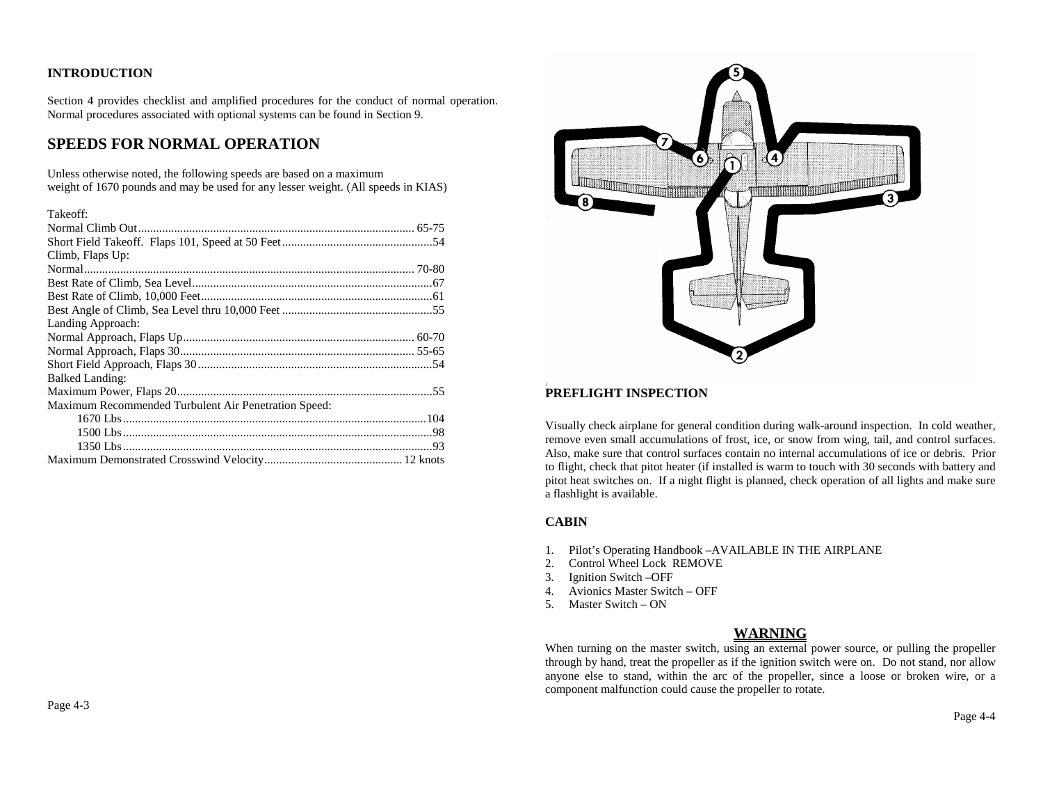## INTRODUCTION

Section 4 provides checklist and amplified procedures for the conduct of normal operation. Normal procedures associated with optional systems can be found in Section 9.

# SPEEDS FOR NORMAL OPERATION

Unless otherwise noted, the following speeds are based on a maximum weight of 1670 pounds and may be used for any lesser weight. (All speeds in KIAS)

Takeoff:
Normal Climb Out........................................................................................ 65-75
Short Field Takeoff. Flaps 101, Speed at 50 Feet..................................................54
Climb, Flaps Up:
Normal.......................................................................................................... 70-80
Best Rate of Climb, Sea Level...............................................................................67
Best Rate of Climb, 10,000 Feet............................................................................61
Best Angle of Climb, Sea Level thru 10,000 Feet ..................................................55
Landing Approach:
Normal Approach, Flaps Up............................................................................ 60-70
Normal Approach, Flaps 30............................................................................. 55-65
Short Field Approach, Flaps 30.............................................................................54
Balked Landing:
Maximum Power, Flaps 20....................................................................................55
Maximum Recommended Turbulent Air Penetration Speed:
1670 Lbs....................................................................................................104
1500 Lbs......................................................................................................98
1350 Lbs......................................................................................................93
Maximum Demonstrated Crosswind Velocity.............................................12 knots

## PREFLIGHT INSPECTION

Visually check airplane for general condition during walk-around inspection. In cold weather, remove even small accumulations of frost, ice, or snow from wing, tail, and control surfaces. Also, make sure that control surfaces contain no internal accumulations of ice or debris. Prior to flight, check that pitot heater (if installed is warm to touch with 30 seconds with battery and pitot heat switches on. If a night flight is planned, check operation of all lights and make sure a flashlight is available.

### CABIN

1. Pilot's Operating Handbook –AVAILABLE IN THE AIRPLANE
2. Control Wheel Lock REMOVE
3. Ignition Switch –OFF
4. Avionics Master Switch – OFF
5. Master Switch – ON

**WARNING**

When turning on the master switch, using an external power source, or pulling the propeller through by hand, treat the propeller as if the ignition switch were on. Do not stand, nor allow anyone else to stand, within the arc of the propeller, since a loose or broken wire, or a component malfunction could cause the propeller to rotate.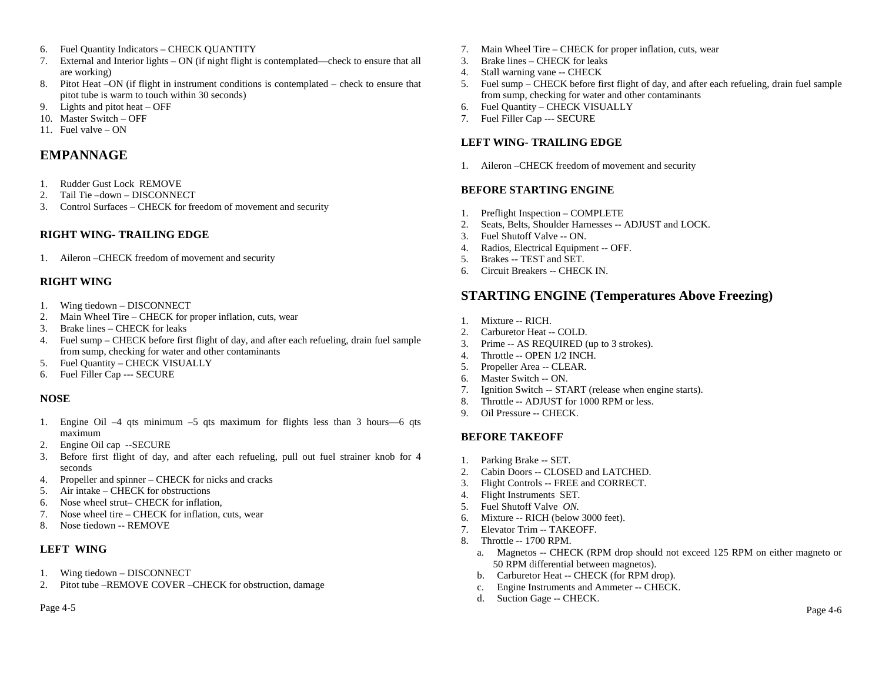6. Fuel Quantity Indicators – CHECK QUANTITY
7. External and Interior lights – ON (if night flight is contemplated—check to ensure that all are working)
8. Pitot Heat –ON (if flight in instrument conditions is contemplated – check to ensure that pitot tube is warm to touch within 30 seconds)
9. Lights and pitot heat – OFF
10. Master Switch – OFF
11. Fuel valve – ON

## EMPANNAGE

1. Rudder Gust Lock REMOVE
2. Tail Tie –down – DISCONNECT
3. Control Surfaces – CHECK for freedom of movement and security

### RIGHT WING- TRAILING EDGE

1. Aileron –CHECK freedom of movement and security

### RIGHT WING

1. Wing tiedown – DISCONNECT
2. Main Wheel Tire – CHECK for proper inflation, cuts, wear
3. Brake lines – CHECK for leaks
4. Fuel sump – CHECK before first flight of day, and after each refueling, drain fuel sample from sump, checking for water and other contaminants
5. Fuel Quantity – CHECK VISUALLY
6. Fuel Filler Cap --- SECURE

### NOSE

1. Engine Oil –4 qts minimum –5 qts maximum for flights less than 3 hours—6 qts maximum
2. Engine Oil cap --SECURE
3. Before first flight of day, and after each refueling, pull out fuel strainer knob for 4 seconds
4. Propeller and spinner – CHECK for nicks and cracks
5. Air intake – CHECK for obstructions
6. Nose wheel strut– CHECK for inflation,
7. Nose wheel tire – CHECK for inflation, cuts, wear
8. Nose tiedown -- REMOVE

### LEFT WING

1. Wing tiedown – DISCONNECT
2. Pitot tube –REMOVE COVER –CHECK for obstruction, damage
7. Main Wheel Tire – CHECK for proper inflation, cuts, wear
3. Brake lines – CHECK for leaks
4. Stall warning vane -- CHECK
5. Fuel sump – CHECK before first flight of day, and after each refueling, drain fuel sample from sump, checking for water and other contaminants
6. Fuel Quantity – CHECK VISUALLY
7. Fuel Filler Cap --- SECURE

### LEFT WING- TRAILING EDGE

1. Aileron –CHECK freedom of movement and security

### BEFORE STARTING ENGINE

1. Preflight Inspection – COMPLETE
2. Seats, Belts, Shoulder Harnesses -- ADJUST and LOCK.
3. Fuel Shutoff Valve -- ON.
4. Radios, Electrical Equipment -- OFF.
5. Brakes -- TEST and SET.
6. Circuit Breakers -- CHECK IN.

## STARTING ENGINE (Temperatures Above Freezing)

1. Mixture -- RICH.
2. Carburetor Heat -- COLD.
3. Prime -- AS REQUIRED (up to 3 strokes).
4. Throttle -- OPEN 1/2 INCH.
5. Propeller Area -- CLEAR.
6. Master Switch -- ON.
7. Ignition Switch -- START (release when engine starts).
8. Throttle -- ADJUST for 1000 RPM or less.
9. Oil Pressure -- CHECK.

### BEFORE TAKEOFF

1. Parking Brake -- SET.
2. Cabin Doors -- CLOSED and LATCHED.
3. Flight Controls -- FREE and CORRECT.
4. Flight Instruments SET.
5. Fuel Shutoff Valve *ON.*
6. Mixture -- RICH (below 3000 feet).
7. Elevator Trim -- TAKEOFF.
8. Throttle -- 1700 RPM.
   a. Magnetos -- CHECK (RPM drop should not exceed 125 RPM on either magneto or 50 RPM differential between magnetos).
   b. Carburetor Heat -- CHECK (for RPM drop).
   c. Engine Instruments and Ammeter -- CHECK.
   d. Suction Gage -- CHECK.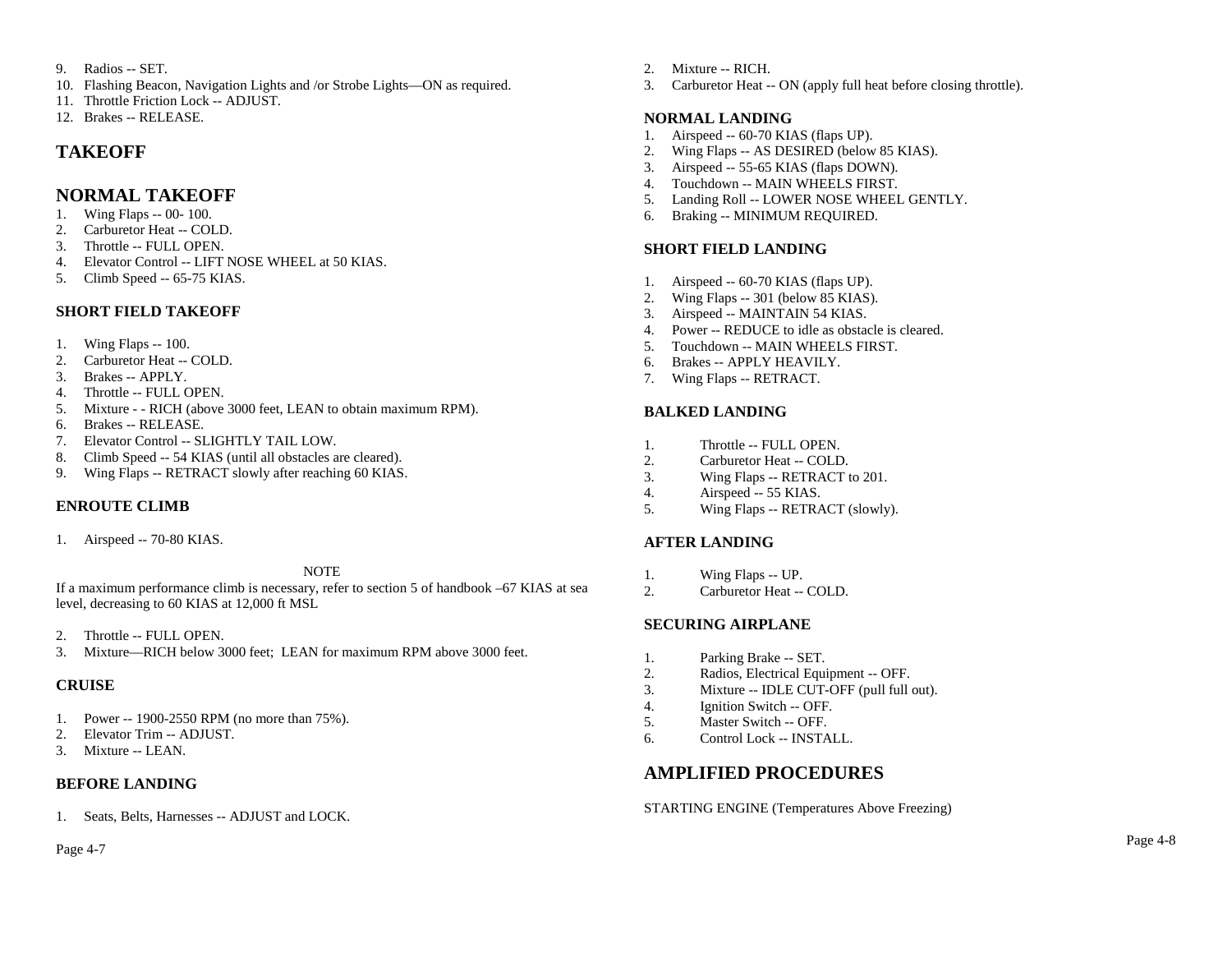9. Radios -- SET.
10. Flashing Beacon, Navigation Lights and /or Strobe Lights—ON as required.
11. Throttle Friction Lock -- ADJUST.
12. Brakes -- RELEASE.

# TAKEOFF

# NORMAL TAKEOFF

1. Wing Flaps -- 00- 100.
2. Carburetor Heat -- COLD.
3. Throttle -- FULL OPEN.
4. Elevator Control -- LIFT NOSE WHEEL at 50 KIAS.
5. Climb Speed -- 65-75 KIAS.

### SHORT FIELD TAKEOFF

1. Wing Flaps -- 100.
2. Carburetor Heat -- COLD.
3. Brakes -- APPLY.
4. Throttle -- FULL OPEN.
5. Mixture - - RICH (above 3000 feet, LEAN to obtain maximum RPM).
6. Brakes -- RELEASE.
7. Elevator Control -- SLIGHTLY TAIL LOW.
8. Climb Speed -- 54 KIAS (until all obstacles are cleared).
9. Wing Flaps -- RETRACT slowly after reaching 60 KIAS.

### ENROUTE CLIMB

1. Airspeed -- 70-80 KIAS.

NOTE

If a maximum performance climb is necessary, refer to section 5 of handbook –67 KIAS at sea level, decreasing to 60 KIAS at 12,000 ft MSL

2. Throttle -- FULL OPEN.
3. Mixture—RICH below 3000 feet; LEAN for maximum RPM above 3000 feet.

### CRUISE

1. Power -- 1900-2550 RPM (no more than 75%).
2. Elevator Trim -- ADJUST.
3. Mixture -- LEAN.

### BEFORE LANDING

1. Seats, Belts, Harnesses -- ADJUST and LOCK.
2. Mixture -- RICH.
3. Carburetor Heat -- ON (apply full heat before closing throttle).

### NORMAL LANDING

1. Airspeed -- 60-70 KIAS (flaps UP).
2. Wing Flaps -- AS DESIRED (below 85 KIAS).
3. Airspeed -- 55-65 KIAS (flaps DOWN).
4. Touchdown -- MAIN WHEELS FIRST.
5. Landing Roll -- LOWER NOSE WHEEL GENTLY.
6. Braking -- MINIMUM REQUIRED.

### SHORT FIELD LANDING

1. Airspeed -- 60-70 KIAS (flaps UP).
2. Wing Flaps -- 301 (below 85 KIAS).
3. Airspeed -- MAINTAIN 54 KIAS.
4. Power -- REDUCE to idle as obstacle is cleared.
5. Touchdown -- MAIN WHEELS FIRST.
6. Brakes -- APPLY HEAVILY.
7. Wing Flaps -- RETRACT.

### BALKED LANDING

1. Throttle -- FULL OPEN.
2. Carburetor Heat -- COLD.
3. Wing Flaps -- RETRACT to 201.
4. Airspeed -- 55 KIAS.
5. Wing Flaps -- RETRACT (slowly).

### AFTER LANDING

1. Wing Flaps -- UP.
2. Carburetor Heat -- COLD.

### SECURING AIRPLANE

1. Parking Brake -- SET.
2. Radios, Electrical Equipment -- OFF.
3. Mixture -- IDLE CUT-OFF (pull full out).
4. Ignition Switch -- OFF.
5. Master Switch -- OFF.
6. Control Lock -- INSTALL.

# AMPLIFIED PROCEDURES

STARTING ENGINE (Temperatures Above Freezing)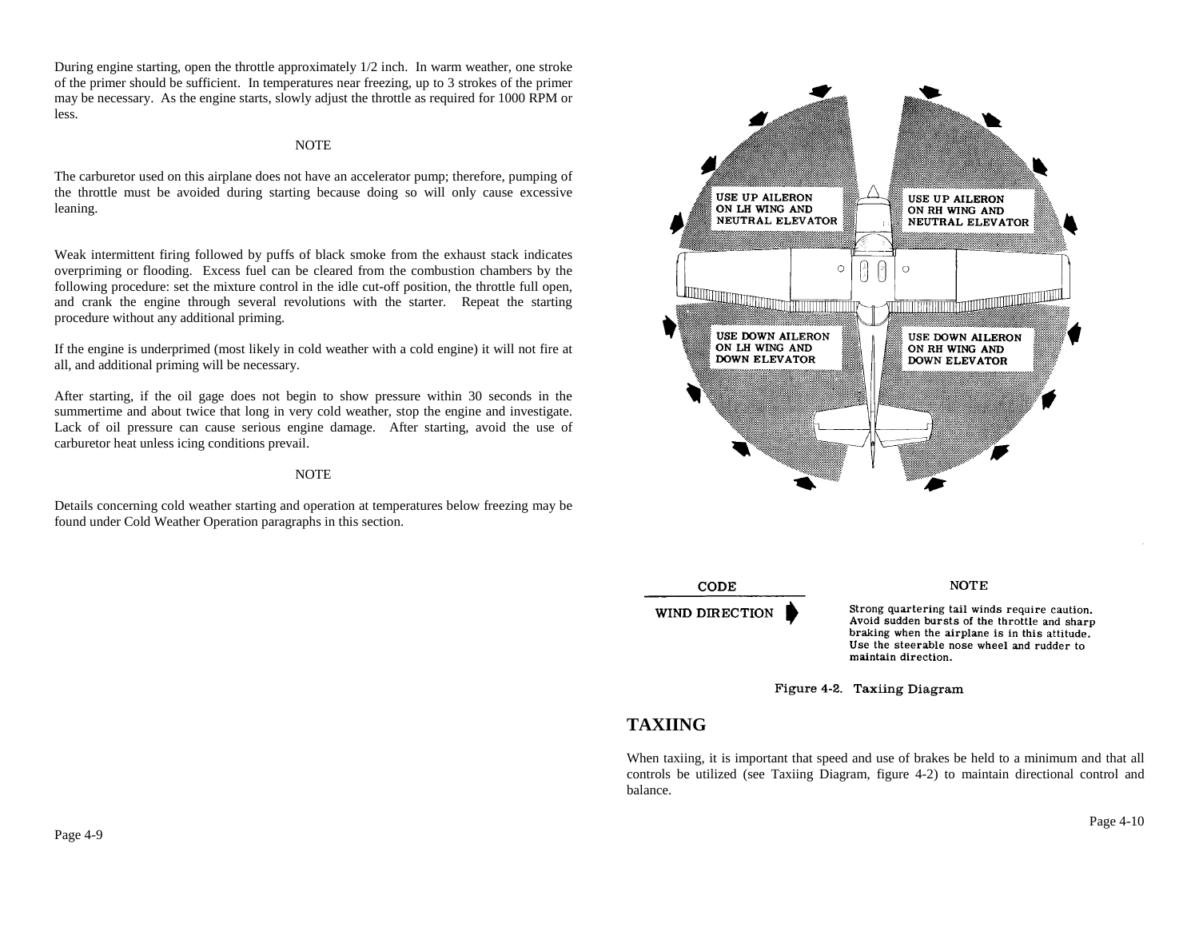During engine starting, open the throttle approximately 1/2 inch. In warm weather, one stroke of the primer should be sufficient. In temperatures near freezing, up to 3 strokes of the primer may be necessary. As the engine starts, slowly adjust the throttle as required for 1000 RPM or less.

NOTE

The carburetor used on this airplane does not have an accelerator pump; therefore, pumping of the throttle must be avoided during starting because doing so will only cause excessive leaning.

Weak intermittent firing followed by puffs of black smoke from the exhaust stack indicates overpriming or flooding. Excess fuel can be cleared from the combustion chambers by the following procedure: set the mixture control in the idle cut-off position, the throttle full open, and crank the engine through several revolutions with the starter. Repeat the starting procedure without any additional priming.

If the engine is underprimed (most likely in cold weather with a cold engine) it will not fire at all, and additional priming will be necessary.

After starting, if the oil gage does not begin to show pressure within 30 seconds in the summertime and about twice that long in very cold weather, stop the engine and investigate. Lack of oil pressure can cause serious engine damage. After starting, avoid the use of carburetor heat unless icing conditions prevail.

NOTE

Details concerning cold weather starting and operation at temperatures below freezing may be found under Cold Weather Operation paragraphs in this section.

USE UP AILERON ON LH WING AND NEUTRAL ELEVATOR

USE UP AILERON ON RH WING AND NEUTRAL ELEVATOR

USE DOWN AILERON ON LH WING AND DOWN ELEVATOR

USE DOWN AILERON ON RH WING AND DOWN ELEVATOR

CODE

WIND DIRECTION

NOTE

Strong quartering tail winds require caution. Avoid sudden bursts of the throttle and sharp braking when the airplane is in this attitude. Use the steerable nose wheel and rudder to maintain direction.

Figure 4-2. Taxiing Diagram

## TAXIING

When taxiing, it is important that speed and use of brakes be held to a minimum and that all controls be utilized (see Taxiing Diagram, figure 4-2) to maintain directional control and balance.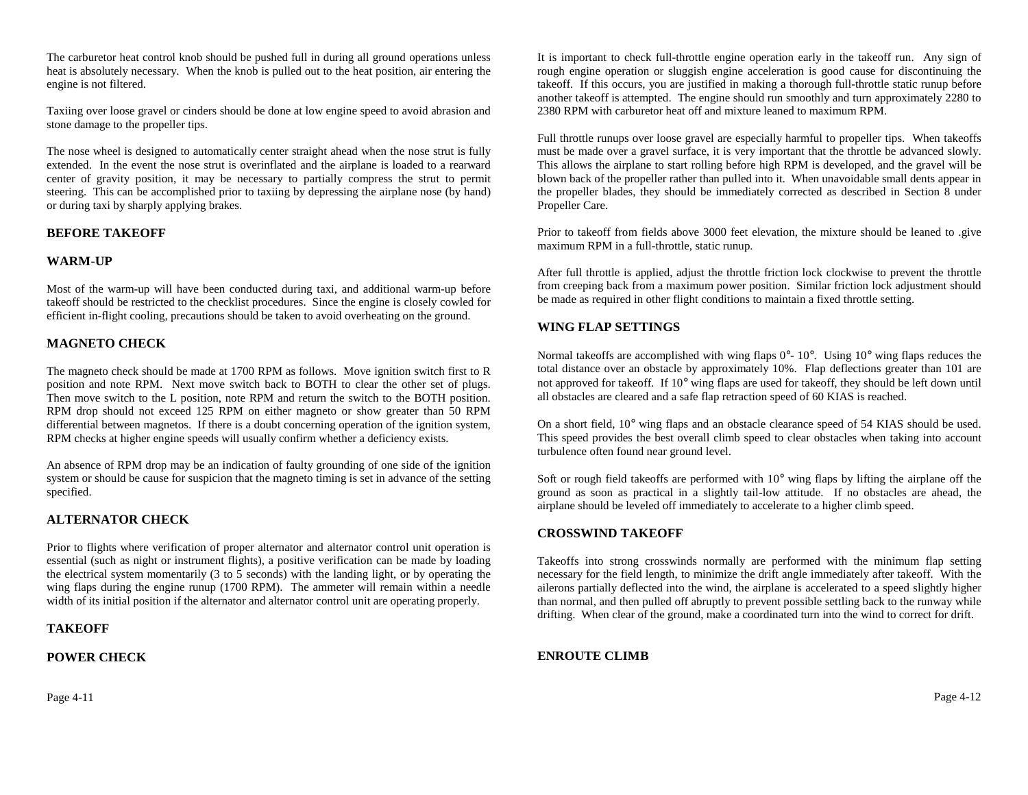The carburetor heat control knob should be pushed full in during all ground operations unless heat is absolutely necessary. When the knob is pulled out to the heat position, air entering the engine is not filtered.

Taxiing over loose gravel or cinders should be done at low engine speed to avoid abrasion and stone damage to the propeller tips.

The nose wheel is designed to automatically center straight ahead when the nose strut is fully extended. In the event the nose strut is overinflated and the airplane is loaded to a rearward center of gravity position, it may be necessary to partially compress the strut to permit steering. This can be accomplished prior to taxiing by depressing the airplane nose (by hand) or during taxi by sharply applying brakes.

## BEFORE TAKEOFF

### WARM-UP

Most of the warm-up will have been conducted during taxi, and additional warm-up before takeoff should be restricted to the checklist procedures. Since the engine is closely cowled for efficient in-flight cooling, precautions should be taken to avoid overheating on the ground.

### MAGNETO CHECK

The magneto check should be made at 1700 RPM as follows. Move ignition switch first to R position and note RPM. Next move switch back to BOTH to clear the other set of plugs. Then move switch to the L position, note RPM and return the switch to the BOTH position. RPM drop should not exceed 125 RPM on either magneto or show greater than 50 RPM differential between magnetos. If there is a doubt concerning operation of the ignition system, RPM checks at higher engine speeds will usually confirm whether a deficiency exists.

An absence of RPM drop may be an indication of faulty grounding of one side of the ignition system or should be cause for suspicion that the magneto timing is set in advance of the setting specified.

### ALTERNATOR CHECK

Prior to flights where verification of proper alternator and alternator control unit operation is essential (such as night or instrument flights), a positive verification can be made by loading the electrical system momentarily (3 to 5 seconds) with the landing light, or by operating the wing flaps during the engine runup (1700 RPM). The ammeter will remain within a needle width of its initial position if the alternator and alternator control unit are operating properly.

## TAKEOFF

### POWER CHECK

It is important to check full-throttle engine operation early in the takeoff run. Any sign of rough engine operation or sluggish engine acceleration is good cause for discontinuing the takeoff. If this occurs, you are justified in making a thorough full-throttle static runup before another takeoff is attempted. The engine should run smoothly and turn approximately 2280 to 2380 RPM with carburetor heat off and mixture leaned to maximum RPM.

Full throttle runups over loose gravel are especially harmful to propeller tips. When takeoffs must be made over a gravel surface, it is very important that the throttle be advanced slowly. This allows the airplane to start rolling before high RPM is developed, and the gravel will be blown back of the propeller rather than pulled into it. When unavoidable small dents appear in the propeller blades, they should be immediately corrected as described in Section 8 under Propeller Care.

Prior to takeoff from fields above 3000 feet elevation, the mixture should be leaned to .give maximum RPM in a full-throttle, static runup.

After full throttle is applied, adjust the throttle friction lock clockwise to prevent the throttle from creeping back from a maximum power position. Similar friction lock adjustment should be made as required in other flight conditions to maintain a fixed throttle setting.

### WING FLAP SETTINGS

Normal takeoffs are accomplished with wing flaps 0°- 10°. Using 10° wing flaps reduces the total distance over an obstacle by approximately 10%. Flap deflections greater than 101 are not approved for takeoff. If 10° wing flaps are used for takeoff, they should be left down until all obstacles are cleared and a safe flap retraction speed of 60 KIAS is reached.

On a short field, 10° wing flaps and an obstacle clearance speed of 54 KIAS should be used. This speed provides the best overall climb speed to clear obstacles when taking into account turbulence often found near ground level.

Soft or rough field takeoffs are performed with 10° wing flaps by lifting the airplane off the ground as soon as practical in a slightly tail-low attitude. If no obstacles are ahead, the airplane should be leveled off immediately to accelerate to a higher climb speed.

### CROSSWIND TAKEOFF

Takeoffs into strong crosswinds normally are performed with the minimum flap setting necessary for the field length, to minimize the drift angle immediately after takeoff. With the ailerons partially deflected into the wind, the airplane is accelerated to a speed slightly higher than normal, and then pulled off abruptly to prevent possible settling back to the runway while drifting. When clear of the ground, make a coordinated turn into the wind to correct for drift.

## ENROUTE CLIMB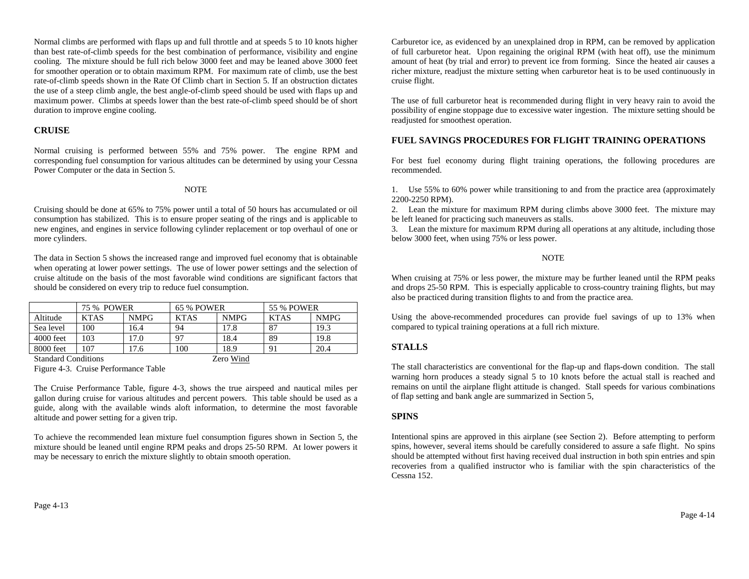Normal climbs are performed with flaps up and full throttle and at speeds 5 to 10 knots higher than best rate-of-climb speeds for the best combination of performance, visibility and engine cooling. The mixture should be full rich below 3000 feet and may be leaned above 3000 feet for smoother operation or to obtain maximum RPM. For maximum rate of climb, use the best rate-of-climb speeds shown in the Rate Of Climb chart in Section 5. If an obstruction dictates the use of a steep climb angle, the best angle-of-climb speed should be used with flaps up and maximum power. Climbs at speeds lower than the best rate-of-climb speed should be of short duration to improve engine cooling.

## CRUISE

Normal cruising is performed between 55% and 75% power. The engine RPM and corresponding fuel consumption for various altitudes can be determined by using your Cessna Power Computer or the data in Section 5.

NOTE

Cruising should be done at 65% to 75% power until a total of 50 hours has accumulated or oil consumption has stabilized. This is to ensure proper seating of the rings and is applicable to new engines, and engines in service following cylinder replacement or top overhaul of one or more cylinders.

The data in Section 5 shows the increased range and improved fuel economy that is obtainable when operating at lower power settings. The use of lower power settings and the selection of cruise altitude on the basis of the most favorable wind conditions are significant factors that should be considered on every trip to reduce fuel consumption.

| | 75 % POWER | | 65 % POWER | | 55 % POWER | |
|---|---|---|---|---|---|---|
| Altitude | KTAS | NMPG | KTAS | NMPG | KTAS | NMPG |
| Sea level | 100 | 16.4 | 94 | 17.8 | 87 | 19.3 |
| 4000 feet | 103 | 17.0 | 97 | 18.4 | 89 | 19.8 |
| 8000 feet | 107 | 17.6 | 100 | 18.9 | 91 | 20.4 |

Standard Conditions Zero Wind

Figure 4-3. Cruise Performance Table

The Cruise Performance Table, figure 4-3, shows the true airspeed and nautical miles per gallon during cruise for various altitudes and percent powers. This table should be used as a guide, along with the available winds aloft information, to determine the most favorable altitude and power setting for a given trip.

To achieve the recommended lean mixture fuel consumption figures shown in Section 5, the mixture should be leaned until engine RPM peaks and drops 25-50 RPM. At lower powers it may be necessary to enrich the mixture slightly to obtain smooth operation.

Carburetor ice, as evidenced by an unexplained drop in RPM, can be removed by application of full carburetor heat. Upon regaining the original RPM (with heat off), use the minimum amount of heat (by trial and error) to prevent ice from forming. Since the heated air causes a richer mixture, readjust the mixture setting when carburetor heat is to be used continuously in cruise flight.

The use of full carburetor heat is recommended during flight in very heavy rain to avoid the possibility of engine stoppage due to excessive water ingestion. The mixture setting should be readjusted for smoothest operation.

## FUEL SAVINGS PROCEDURES FOR FLIGHT TRAINING OPERATIONS

For best fuel economy during flight training operations, the following procedures are recommended.

1. Use 55% to 60% power while transitioning to and from the practice area (approximately 2200-2250 RPM).
2. Lean the mixture for maximum RPM during climbs above 3000 feet. The mixture may be left leaned for practicing such maneuvers as stalls.
3. Lean the mixture for maximum RPM during all operations at any altitude, including those below 3000 feet, when using 75% or less power.

NOTE

When cruising at 75% or less power, the mixture may be further leaned until the RPM peaks and drops 25-50 RPM. This is especially applicable to cross-country training flights, but may also be practiced during transition flights to and from the practice area.

Using the above-recommended procedures can provide fuel savings of up to 13% when compared to typical training operations at a full rich mixture.

## STALLS

The stall characteristics are conventional for the flap-up and flaps-down condition. The stall warning horn produces a steady signal 5 to 10 knots before the actual stall is reached and remains on until the airplane flight attitude is changed. Stall speeds for various combinations of flap setting and bank angle are summarized in Section 5,

## SPINS

Intentional spins are approved in this airplane (see Section 2). Before attempting to perform spins, however, several items should be carefully considered to assure a safe flight. No spins should be attempted without first having received dual instruction in both spin entries and spin recoveries from a qualified instructor who is familiar with the spin characteristics of the Cessna 152.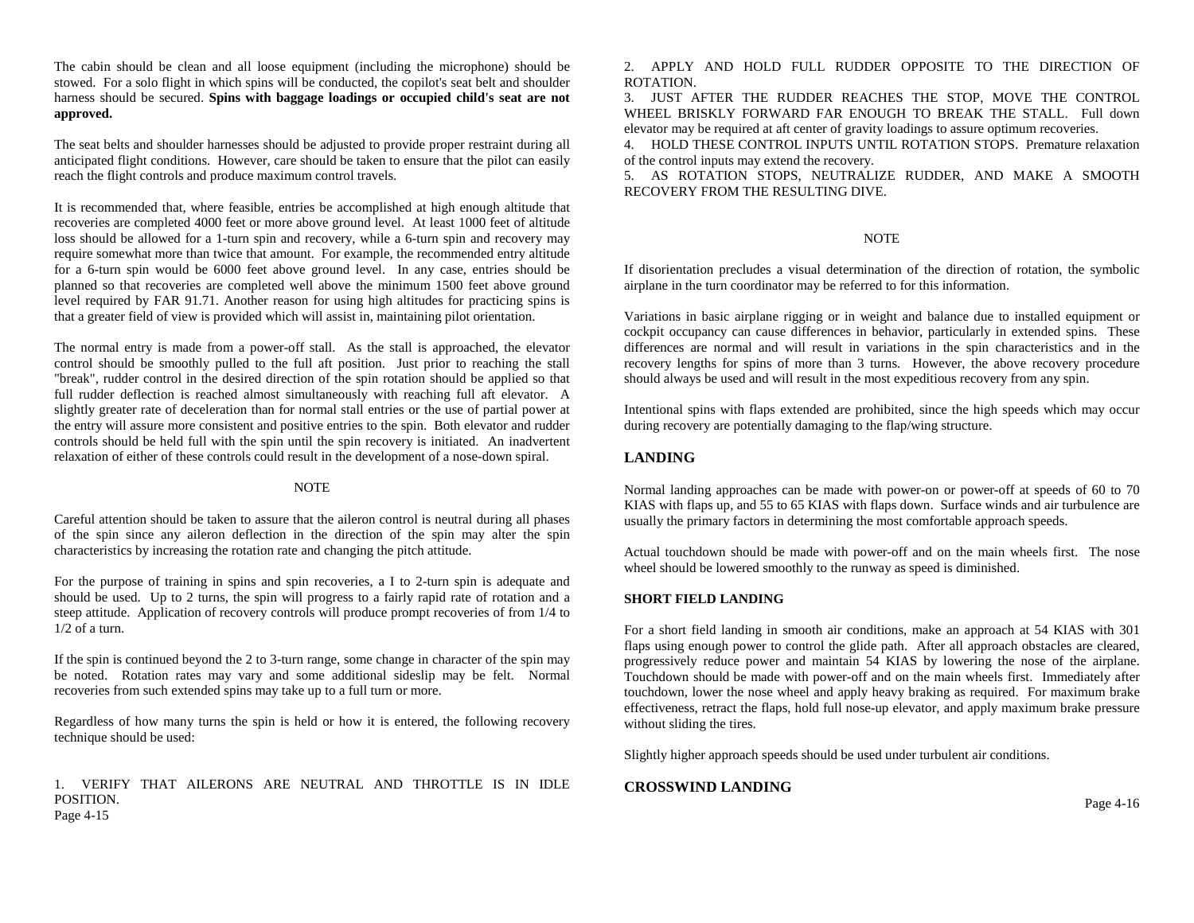The cabin should be clean and all loose equipment (including the microphone) should be stowed. For a solo flight in which spins will be conducted, the copilot's seat belt and shoulder harness should be secured. **Spins with baggage loadings or occupied child's seat are not approved.**

The seat belts and shoulder harnesses should be adjusted to provide proper restraint during all anticipated flight conditions. However, care should be taken to ensure that the pilot can easily reach the flight controls and produce maximum control travels.

It is recommended that, where feasible, entries be accomplished at high enough altitude that recoveries are completed 4000 feet or more above ground level. At least 1000 feet of altitude loss should be allowed for a 1-turn spin and recovery, while a 6-turn spin and recovery may require somewhat more than twice that amount. For example, the recommended entry altitude for a 6-turn spin would be 6000 feet above ground level. In any case, entries should be planned so that recoveries are completed well above the minimum 1500 feet above ground level required by FAR 91.71. Another reason for using high altitudes for practicing spins is that a greater field of view is provided which will assist in, maintaining pilot orientation.

The normal entry is made from a power-off stall. As the stall is approached, the elevator control should be smoothly pulled to the full aft position. Just prior to reaching the stall "break", rudder control in the desired direction of the spin rotation should be applied so that full rudder deflection is reached almost simultaneously with reaching full aft elevator. A slightly greater rate of deceleration than for normal stall entries or the use of partial power at the entry will assure more consistent and positive entries to the spin. Both elevator and rudder controls should be held full with the spin until the spin recovery is initiated. An inadvertent relaxation of either of these controls could result in the development of a nose-down spiral.

NOTE

Careful attention should be taken to assure that the aileron control is neutral during all phases of the spin since any aileron deflection in the direction of the spin may alter the spin characteristics by increasing the rotation rate and changing the pitch attitude.

For the purpose of training in spins and spin recoveries, a I to 2-turn spin is adequate and should be used. Up to 2 turns, the spin will progress to a fairly rapid rate of rotation and a steep attitude. Application of recovery controls will produce prompt recoveries of from 1/4 to 1/2 of a turn.

If the spin is continued beyond the 2 to 3-turn range, some change in character of the spin may be noted. Rotation rates may vary and some additional sideslip may be felt. Normal recoveries from such extended spins may take up to a full turn or more.

Regardless of how many turns the spin is held or how it is entered, the following recovery technique should be used:

1. VERIFY THAT AILERONS ARE NEUTRAL AND THROTTLE IS IN IDLE POSITION.
2. APPLY AND HOLD FULL RUDDER OPPOSITE TO THE DIRECTION OF ROTATION.
3. JUST AFTER THE RUDDER REACHES THE STOP, MOVE THE CONTROL WHEEL BRISKLY FORWARD FAR ENOUGH TO BREAK THE STALL. Full down elevator may be required at aft center of gravity loadings to assure optimum recoveries.
4. HOLD THESE CONTROL INPUTS UNTIL ROTATION STOPS. Premature relaxation of the control inputs may extend the recovery.
5. AS ROTATION STOPS, NEUTRALIZE RUDDER, AND MAKE A SMOOTH RECOVERY FROM THE RESULTING DIVE.

NOTE

If disorientation precludes a visual determination of the direction of rotation, the symbolic airplane in the turn coordinator may be referred to for this information.

Variations in basic airplane rigging or in weight and balance due to installed equipment or cockpit occupancy can cause differences in behavior, particularly in extended spins. These differences are normal and will result in variations in the spin characteristics and in the recovery lengths for spins of more than 3 turns. However, the above recovery procedure should always be used and will result in the most expeditious recovery from any spin.

Intentional spins with flaps extended are prohibited, since the high speeds which may occur during recovery are potentially damaging to the flap/wing structure.

## LANDING

Normal landing approaches can be made with power-on or power-off at speeds of 60 to 70 KIAS with flaps up, and 55 to 65 KIAS with flaps down. Surface winds and air turbulence are usually the primary factors in determining the most comfortable approach speeds.

Actual touchdown should be made with power-off and on the main wheels first. The nose wheel should be lowered smoothly to the runway as speed is diminished.

### SHORT FIELD LANDING

For a short field landing in smooth air conditions, make an approach at 54 KIAS with 301 flaps using enough power to control the glide path. After all approach obstacles are cleared, progressively reduce power and maintain 54 KIAS by lowering the nose of the airplane. Touchdown should be made with power-off and on the main wheels first. Immediately after touchdown, lower the nose wheel and apply heavy braking as required. For maximum brake effectiveness, retract the flaps, hold full nose-up elevator, and apply maximum brake pressure without sliding the tires.

Slightly higher approach speeds should be used under turbulent air conditions.

### CROSSWIND LANDING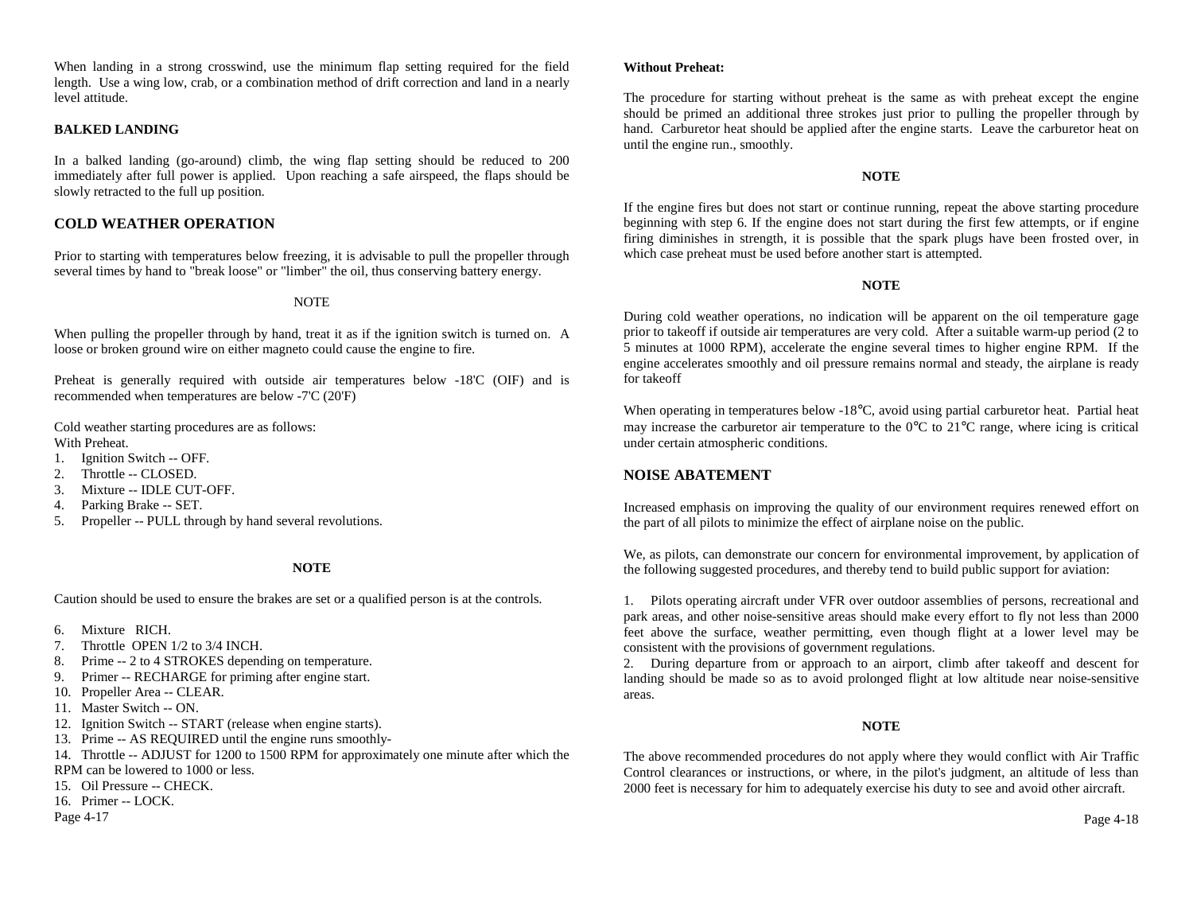When landing in a strong crosswind, use the minimum flap setting required for the field length. Use a wing low, crab, or a combination method of drift correction and land in a nearly level attitude.

**BALKED LANDING**

In a balked landing (go-around) climb, the wing flap setting should be reduced to 200 immediately after full power is applied. Upon reaching a safe airspeed, the flaps should be slowly retracted to the full up position.

## COLD WEATHER OPERATION

Prior to starting with temperatures below freezing, it is advisable to pull the propeller through several times by hand to "break loose" or "limber" the oil, thus conserving battery energy.

NOTE

When pulling the propeller through by hand, treat it as if the ignition switch is turned on. A loose or broken ground wire on either magneto could cause the engine to fire.

Preheat is generally required with outside air temperatures below -18'C (OIF) and is recommended when temperatures are below -7'C (20'F)

Cold weather starting procedures are as follows:
With Preheat.

1. Ignition Switch -- OFF.
2. Throttle -- CLOSED.
3. Mixture -- IDLE CUT-OFF.
4. Parking Brake -- SET.
5. Propeller -- PULL through by hand several revolutions.

**NOTE**

Caution should be used to ensure the brakes are set or a qualified person is at the controls.

6. Mixture RICH.
7. Throttle OPEN 1/2 to 3/4 INCH.
8. Prime -- 2 to 4 STROKES depending on temperature.
9. Primer -- RECHARGE for priming after engine start.
10. Propeller Area -- CLEAR.
11. Master Switch -- ON.
12. Ignition Switch -- START (release when engine starts).
13. Prime -- AS REQUIRED until the engine runs smoothly-
14. Throttle -- ADJUST for 1200 to 1500 RPM for approximately one minute after which the RPM can be lowered to 1000 or less.
15. Oil Pressure -- CHECK.
16. Primer -- LOCK.

**Without Preheat:**

The procedure for starting without preheat is the same as with preheat except the engine should be primed an additional three strokes just prior to pulling the propeller through by hand. Carburetor heat should be applied after the engine starts. Leave the carburetor heat on until the engine run., smoothly.

**NOTE**

If the engine fires but does not start or continue running, repeat the above starting procedure beginning with step 6. If the engine does not start during the first few attempts, or if engine firing diminishes in strength, it is possible that the spark plugs have been frosted over, in which case preheat must be used before another start is attempted.

**NOTE**

During cold weather operations, no indication will be apparent on the oil temperature gage prior to takeoff if outside air temperatures are very cold. After a suitable warm-up period (2 to 5 minutes at 1000 RPM), accelerate the engine several times to higher engine RPM. If the engine accelerates smoothly and oil pressure remains normal and steady, the airplane is ready for takeoff

When operating in temperatures below -18°C, avoid using partial carburetor heat. Partial heat may increase the carburetor air temperature to the 0°C to 21°C range, where icing is critical under certain atmospheric conditions.

## NOISE ABATEMENT

Increased emphasis on improving the quality of our environment requires renewed effort on the part of all pilots to minimize the effect of airplane noise on the public.

We, as pilots, can demonstrate our concern for environmental improvement, by application of the following suggested procedures, and thereby tend to build public support for aviation:

1. Pilots operating aircraft under VFR over outdoor assemblies of persons, recreational and park areas, and other noise-sensitive areas should make every effort to fly not less than 2000 feet above the surface, weather permitting, even though flight at a lower level may be consistent with the provisions of government regulations.
2. During departure from or approach to an airport, climb after takeoff and descent for landing should be made so as to avoid prolonged flight at low altitude near noise-sensitive areas.

**NOTE**

The above recommended procedures do not apply where they would conflict with Air Traffic Control clearances or instructions, or where, in the pilot's judgment, an altitude of less than 2000 feet is necessary for him to adequately exercise his duty to see and avoid other aircraft.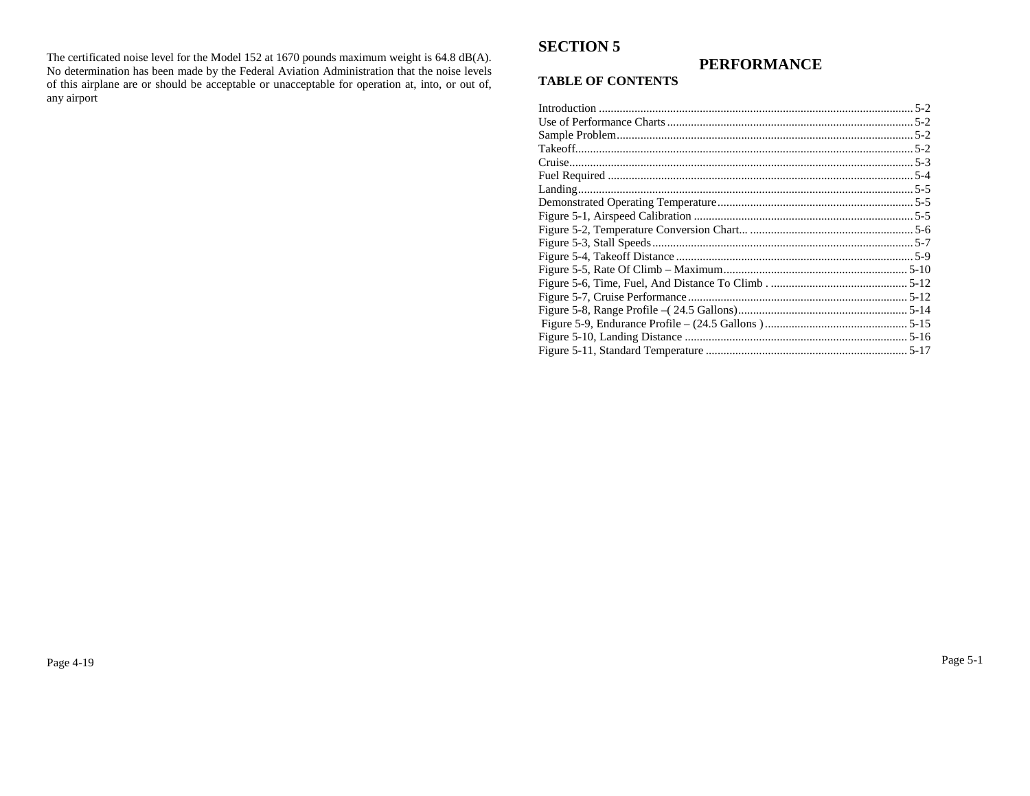The certificated noise level for the Model 152 at 1670 pounds maximum weight is 64.8 dB(A). No determination has been made by the Federal Aviation Administration that the noise levels of this airplane are or should be acceptable or unacceptable for operation at, into, or out of, any airport

# SECTION 5

## PERFORMANCE

### TABLE OF CONTENTS

Introduction .......................................................................................................... 5-2
Use of Performance Charts .................................................................................. 5-2
Sample Problem .................................................................................................... 5-2
Takeoff ................................................................................................................. 5-2
Cruise ................................................................................................................... 5-3
Fuel Required ....................................................................................................... 5-4
Landing ................................................................................................................ 5-5
Demonstrated Operating Temperature ................................................................. 5-5
Figure 5-1, Airspeed Calibration ......................................................................... 5-5
Figure 5-2, Temperature Conversion Chart... ...................................................... 5-6
Figure 5-3, Stall Speeds ....................................................................................... 5-7
Figure 5-4, Takeoff Distance ............................................................................... 5-9
Figure 5-5, Rate Of Climb – Maximum ............................................................. 5-10
Figure 5-6, Time, Fuel, And Distance To Climb . ............................................. 5-12
Figure 5-7, Cruise Performance ......................................................................... 5-12
Figure 5-8, Range Profile –( 24.5 Gallons) ........................................................ 5-14
Figure 5-9, Endurance Profile – (24.5 Gallons ) ............................................... 5-15
Figure 5-10, Landing Distance .......................................................................... 5-16
Figure 5-11, Standard Temperature ................................................................... 5-17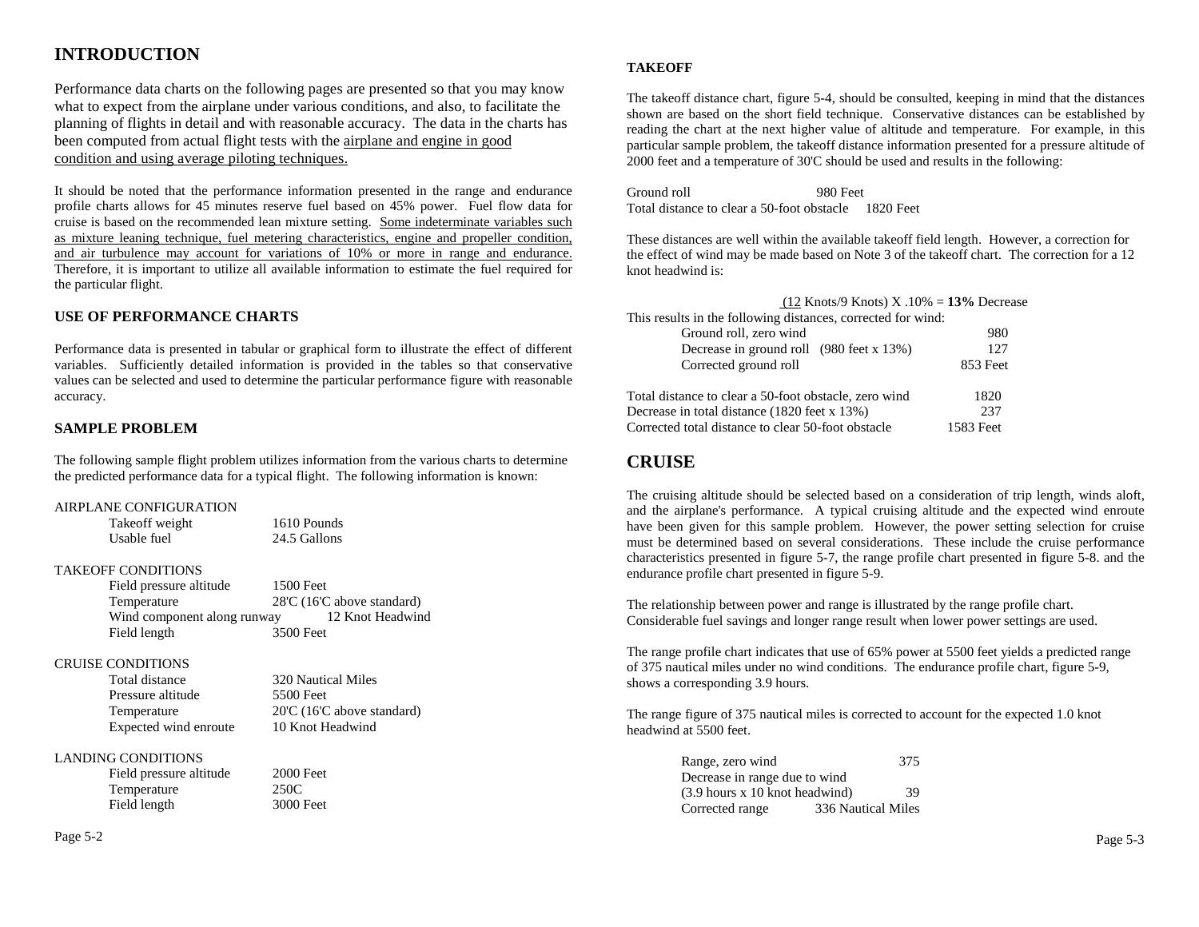# INTRODUCTION

Performance data charts on the following pages are presented so that you may know what to expect from the airplane under various conditions, and also, to facilitate the planning of flights in detail and with reasonable accuracy. The data in the charts has been computed from actual flight tests with the airplane and engine in good condition and using average piloting techniques.

It should be noted that the performance information presented in the range and endurance profile charts allows for 45 minutes reserve fuel based on 45% power. Fuel flow data for cruise is based on the recommended lean mixture setting. Some indeterminate variables such as mixture leaning technique, fuel metering characteristics, engine and propeller condition, and air turbulence may account for variations of 10% or more in range and endurance. Therefore, it is important to utilize all available information to estimate the fuel required for the particular flight.

## USE OF PERFORMANCE CHARTS

Performance data is presented in tabular or graphical form to illustrate the effect of different variables. Sufficiently detailed information is provided in the tables so that conservative values can be selected and used to determine the particular performance figure with reasonable accuracy.

## SAMPLE PROBLEM

The following sample flight problem utilizes information from the various charts to determine the predicted performance data for a typical flight. The following information is known:

AIRPLANE CONFIGURATION

| | |
|---|---|
| Takeoff weight | 1610 Pounds |
| Usable fuel | 24.5 Gallons |

TAKEOFF CONDITIONS

| | |
|---|---|
| Field pressure altitude | 1500 Feet |
| Temperature | 28'C (16'C above standard) |
| Wind component along runway | 12 Knot Headwind |
| Field length | 3500 Feet |

CRUISE CONDITIONS

| | |
|---|---|
| Total distance | 320 Nautical Miles |
| Pressure altitude | 5500 Feet |
| Temperature | 20'C (16'C above standard) |
| Expected wind enroute | 10 Knot Headwind |

LANDING CONDITIONS

| | |
|---|---|
| Field pressure altitude | 2000 Feet |
| Temperature | 250C |
| Field length | 3000 Feet |

### TAKEOFF

The takeoff distance chart, figure 5-4, should be consulted, keeping in mind that the distances shown are based on the short field technique. Conservative distances can be established by reading the chart at the next higher value of altitude and temperature. For example, in this particular sample problem, the takeoff distance information presented for a pressure altitude of 2000 feet and a temperature of 30'C should be used and results in the following:

| | |
|---|---|
| Ground roll | 980 Feet |
| Total distance to clear a 50-foot obstacle | 1820 Feet |

These distances are well within the available takeoff field length. However, a correction for the effect of wind may be made based on Note 3 of the takeoff chart. The correction for a 12 knot headwind is:

(12 Knots/9 Knots) X .10% = **13%** Decrease

This results in the following distances, corrected for wind:

| | |
|---|---|
| Ground roll, zero wind | 980 |
| Decrease in ground roll (980 feet x 13%) | 127 |
| Corrected ground roll | 853 Feet |

| | |
|---|---|
| Total distance to clear a 50-foot obstacle, zero wind | 1820 |
| Decrease in total distance (1820 feet x 13%) | 237 |
| Corrected total distance to clear 50-foot obstacle | 1583 Feet |

## CRUISE

The cruising altitude should be selected based on a consideration of trip length, winds aloft, and the airplane's performance. A typical cruising altitude and the expected wind enroute have been given for this sample problem. However, the power setting selection for cruise must be determined based on several considerations. These include the cruise performance characteristics presented in figure 5-7, the range profile chart presented in figure 5-8. and the endurance profile chart presented in figure 5-9.

The relationship between power and range is illustrated by the range profile chart. Considerable fuel savings and longer range result when lower power settings are used.

The range profile chart indicates that use of 65% power at 5500 feet yields a predicted range of 375 nautical miles under no wind conditions. The endurance profile chart, figure 5-9, shows a corresponding 3.9 hours.

The range figure of 375 nautical miles is corrected to account for the expected 1.0 knot headwind at 5500 feet.

| | |
|---|---|
| Range, zero wind | 375 |
| Decrease in range due to wind (3.9 hours x 10 knot headwind) | 39 |
| Corrected range | 336 Nautical Miles |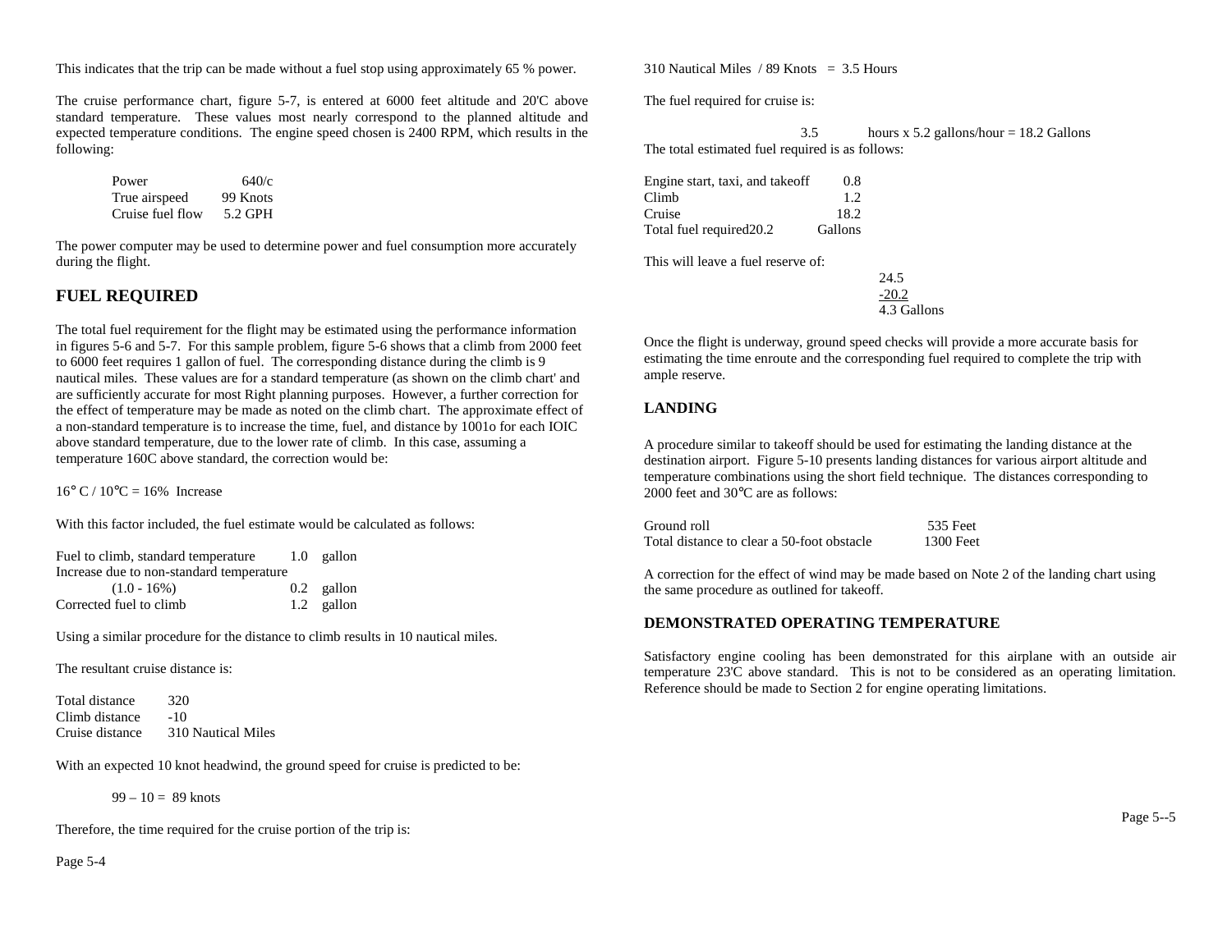This indicates that the trip can be made without a fuel stop using approximately 65 % power.

The cruise performance chart, figure 5-7, is entered at 6000 feet altitude and 20'C above standard temperature. These values most nearly correspond to the planned altitude and expected temperature conditions. The engine speed chosen is 2400 RPM, which results in the following:

| | |
|---|---|
| Power | 640/c |
| True airspeed | 99 Knots |
| Cruise fuel flow | 5.2 GPH |

The power computer may be used to determine power and fuel consumption more accurately during the flight.

## FUEL REQUIRED

The total fuel requirement for the flight may be estimated using the performance information in figures 5-6 and 5-7. For this sample problem, figure 5-6 shows that a climb from 2000 feet to 6000 feet requires 1 gallon of fuel. The corresponding distance during the climb is 9 nautical miles. These values are for a standard temperature (as shown on the climb chart' and are sufficiently accurate for most Right planning purposes. However, a further correction for the effect of temperature may be made as noted on the climb chart. The approximate effect of a non-standard temperature is to increase the time, fuel, and distance by 1001o for each IOIC above standard temperature, due to the lower rate of climb. In this case, assuming a temperature 160C above standard, the correction would be:

16° C / 10°C = 16% Increase

With this factor included, the fuel estimate would be calculated as follows:

| | | |
|---|---|---|
| Fuel to climb, standard temperature | 1.0 | gallon |
| Increase due to non-standard temperature | | |
| (1.0 - 16%) | 0.2 | gallon |
| Corrected fuel to climb | 1.2 | gallon |

Using a similar procedure for the distance to climb results in 10 nautical miles.

The resultant cruise distance is:

| | |
|---|---|
| Total distance | 320 |
| Climb distance | -10 |
| Cruise distance | 310 Nautical Miles |

With an expected 10 knot headwind, the ground speed for cruise is predicted to be:

99 – 10 = 89 knots

Therefore, the time required for the cruise portion of the trip is:

310 Nautical Miles / 89 Knots = 3.5 Hours

The fuel required for cruise is:

3.5 hours x 5.2 gallons/hour = 18.2 Gallons

The total estimated fuel required is as follows:

| | |
|---|---|
| Engine start, taxi, and takeoff | 0.8 |
| Climb | 1.2 |
| Cruise | 18.2 |
| Total fuel required | 20.2 Gallons |

This will leave a fuel reserve of:

24.5
-20.2
4.3 Gallons

Once the flight is underway, ground speed checks will provide a more accurate basis for estimating the time enroute and the corresponding fuel required to complete the trip with ample reserve.

## LANDING

A procedure similar to takeoff should be used for estimating the landing distance at the destination airport. Figure 5-10 presents landing distances for various airport altitude and temperature combinations using the short field technique. The distances corresponding to 2000 feet and 30°C are as follows:

| | |
|---|---|
| Ground roll | 535 Feet |
| Total distance to clear a 50-foot obstacle | 1300 Feet |

A correction for the effect of wind may be made based on Note 2 of the landing chart using the same procedure as outlined for takeoff.

## DEMONSTRATED OPERATING TEMPERATURE

Satisfactory engine cooling has been demonstrated for this airplane with an outside air temperature 23'C above standard. This is not to be considered as an operating limitation. Reference should be made to Section 2 for engine operating limitations.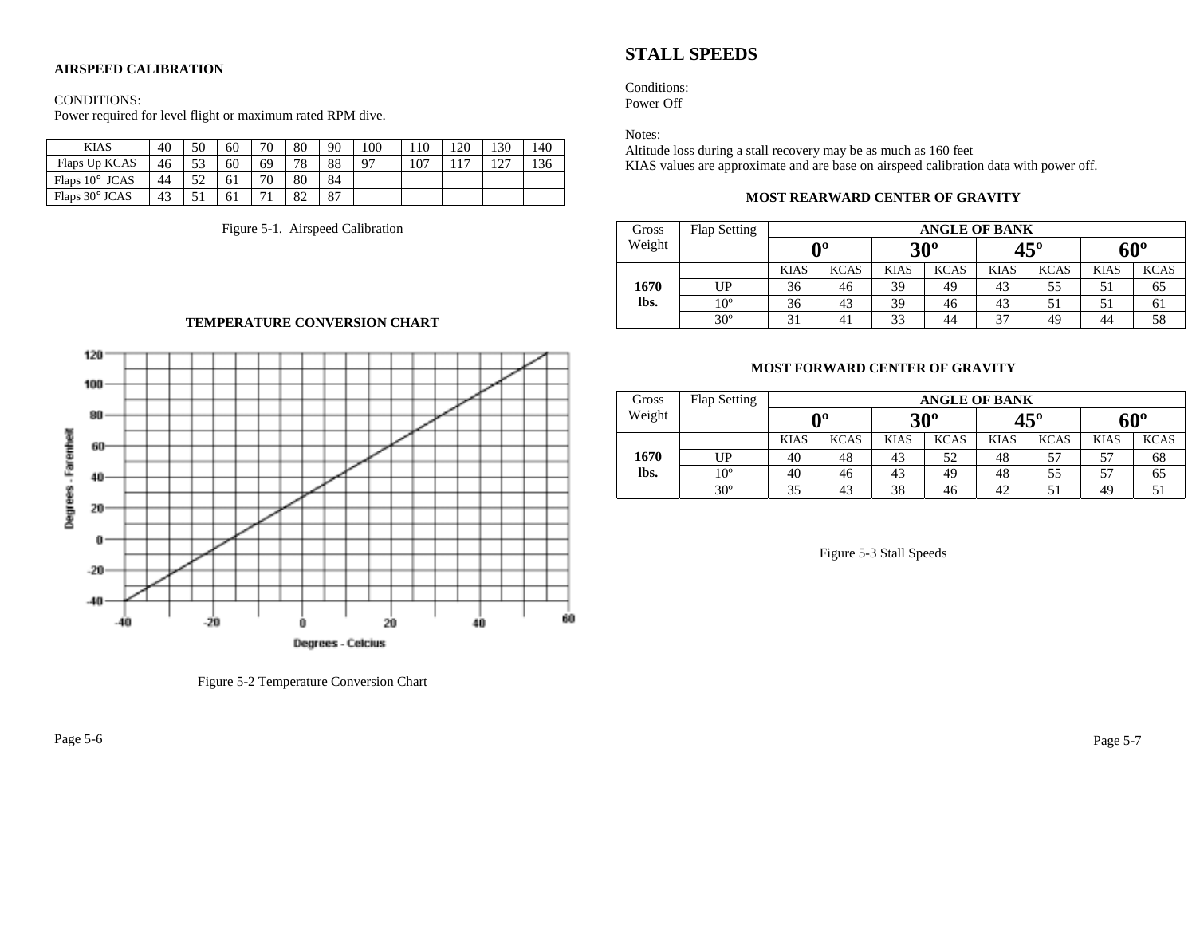**AIRSPEED CALIBRATION**

CONDITIONS:
Power required for level flight or maximum rated RPM dive.

| KIAS | 40 | 50 | 60 | 70 | 80 | 90 | 100 | 110 | 120 | 130 | 140 |
|---|---|---|---|---|---|---|---|---|---|---|---|
| Flaps Up KCAS | 46 | 53 | 60 | 69 | 78 | 88 | 97 | 107 | 117 | 127 | 136 |
| Flaps 10° JCAS | 44 | 52 | 61 | 70 | 80 | 84 | | | | | |
| Flaps 30° JCAS | 43 | 51 | 61 | 71 | 82 | 87 | | | | | |

Figure 5-1. Airspeed Calibration

**TEMPERATURE CONVERSION CHART**

Figure 5-2 Temperature Conversion Chart

## STALL SPEEDS

Conditions:
Power Off

Notes:
Altitude loss during a stall recovery may be as much as 160 feet
KIAS values are approximate and are base on airspeed calibration data with power off.

**MOST REARWARD CENTER OF GRAVITY**

| Gross Weight | Flap Setting | ANGLE OF BANK | | | | | | | |
|---|---|---|---|---|---|---|---|---|---|
| | | 0º | | 30º | | 45º | | 60º | |
| | | KIAS | KCAS | KIAS | KCAS | KIAS | KCAS | KIAS | KCAS |
| **1670 lbs.** | UP | 36 | 46 | 39 | 49 | 43 | 55 | 51 | 65 |
| | 10º | 36 | 43 | 39 | 46 | 43 | 51 | 51 | 61 |
| | 30º | 31 | 41 | 33 | 44 | 37 | 49 | 44 | 58 |

**MOST FORWARD CENTER OF GRAVITY**

| Gross Weight | Flap Setting | ANGLE OF BANK | | | | | | | |
|---|---|---|---|---|---|---|---|---|---|
| | | 0º | | 30º | | 45º | | 60º | |
| | | KIAS | KCAS | KIAS | KCAS | KIAS | KCAS | KIAS | KCAS |
| **1670 lbs.** | UP | 40 | 48 | 43 | 52 | 48 | 57 | 57 | 68 |
| | 10º | 40 | 46 | 43 | 49 | 48 | 55 | 57 | 65 |
| | 30º | 35 | 43 | 38 | 46 | 42 | 51 | 49 | 51 |

Figure 5-3 Stall Speeds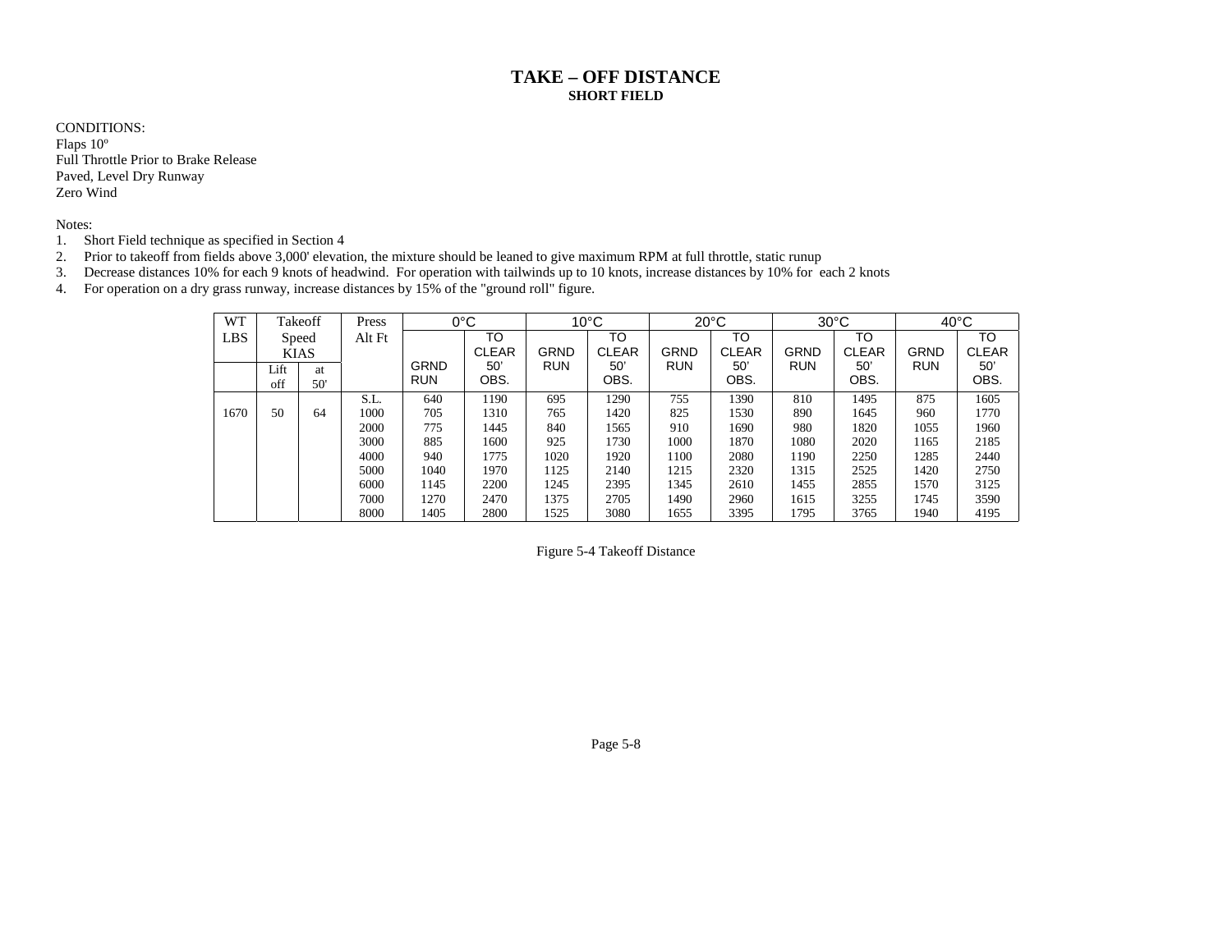# TAKE – OFF DISTANCE

## SHORT FIELD

CONDITIONS:
Flaps 10º
Full Throttle Prior to Brake Release
Paved, Level Dry Runway
Zero Wind

Notes:

1. Short Field technique as specified in Section 4
2. Prior to takeoff from fields above 3,000' elevation, the mixture should be leaned to give maximum RPM at full throttle, static runup
3. Decrease distances 10% for each 9 knots of headwind. For operation with tailwinds up to 10 knots, increase distances by 10% for each 2 knots
4. For operation on a dry grass runway, increase distances by 15% of the "ground roll" figure.

| WT LBS | Takeoff Speed KIAS | | Press Alt Ft | 0°C | | 10°C | | 20°C | | 30°C | | 40°C | |
|---|---|---|---|---|---|---|---|---|---|---|---|---|---|
| | Lift off | at 50' | | GRND RUN | TO CLEAR 50' OBS. | GRND RUN | TO CLEAR 50' OBS. | GRND RUN | TO CLEAR 50' OBS. | GRND RUN | TO CLEAR 50' OBS. | GRND RUN | TO CLEAR 50' OBS. |
| | | | S.L. | 640 | 1190 | 695 | 1290 | 755 | 1390 | 810 | 1495 | 875 | 1605 |
| 1670 | 50 | 64 | 1000 | 705 | 1310 | 765 | 1420 | 825 | 1530 | 890 | 1645 | 960 | 1770 |
| | | | 2000 | 775 | 1445 | 840 | 1565 | 910 | 1690 | 980 | 1820 | 1055 | 1960 |
| | | | 3000 | 885 | 1600 | 925 | 1730 | 1000 | 1870 | 1080 | 2020 | 1165 | 2185 |
| | | | 4000 | 940 | 1775 | 1020 | 1920 | 1100 | 2080 | 1190 | 2250 | 1285 | 2440 |
| | | | 5000 | 1040 | 1970 | 1125 | 2140 | 1215 | 2320 | 1315 | 2525 | 1420 | 2750 |
| | | | 6000 | 1145 | 2200 | 1245 | 2395 | 1345 | 2610 | 1455 | 2855 | 1570 | 3125 |
| | | | 7000 | 1270 | 2470 | 1375 | 2705 | 1490 | 2960 | 1615 | 3255 | 1745 | 3590 |
| | | | 8000 | 1405 | 2800 | 1525 | 3080 | 1655 | 3395 | 1795 | 3765 | 1940 | 4195 |

Figure 5-4 Takeoff Distance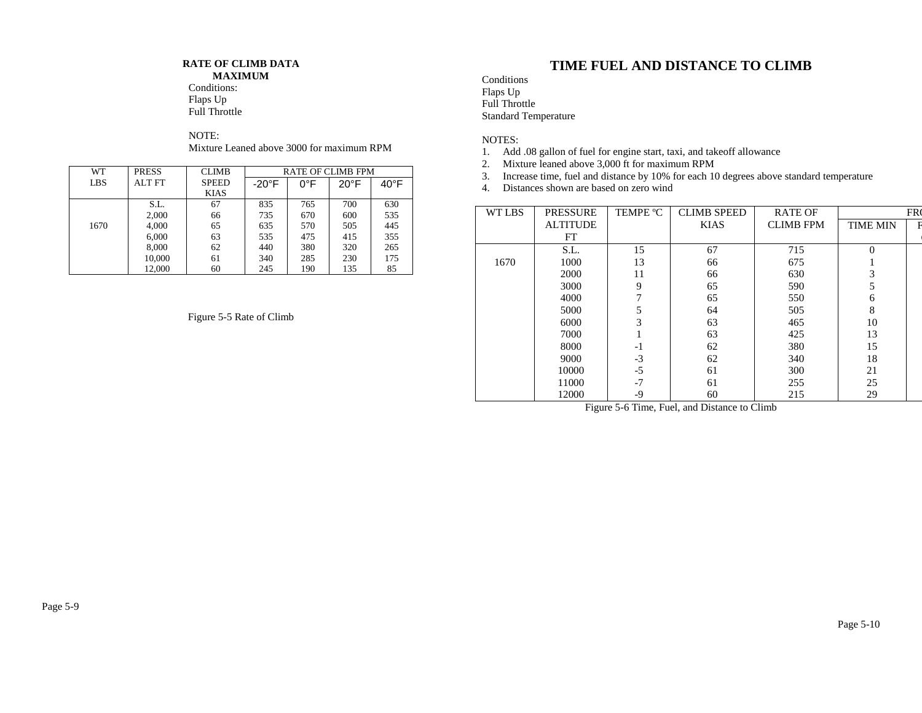**RATE OF CLIMB DATA**
**MAXIMUM**

Conditions:
Flaps Up
Full Throttle

NOTE:
Mixture Leaned above 3000 for maximum RPM

| WT LBS | PRESS ALT FT | CLIMB SPEED KIAS | RATE OF CLIMB FPM | | | |
|---|---|---|---|---|---|---|
| | | | -20°F | 0°F | 20°F | 40°F |
| 1670 | S.L. | 67 | 835 | 765 | 700 | 630 |
| | 2,000 | 66 | 735 | 670 | 600 | 535 |
| | 4,000 | 65 | 635 | 570 | 505 | 445 |
| | 6,000 | 63 | 535 | 475 | 415 | 355 |
| | 8,000 | 62 | 440 | 380 | 320 | 265 |
| | 10,000 | 61 | 340 | 285 | 230 | 175 |
| | 12,000 | 60 | 245 | 190 | 135 | 85 |

Figure 5-5 Rate of Climb

# TIME FUEL AND DISTANCE TO CLIMB

Conditions
Flaps Up
Full Throttle
Standard Temperature

NOTES:

1. Add .08 gallon of fuel for engine start, taxi, and takeoff allowance
2. Mixture leaned above 3,000 ft for maximum RPM
3. Increase time, fuel and distance by 10% for each 10 degrees above standard temperature
4. Distances shown are based on zero wind

| WT LBS | PRESSURE ALTITUDE FT | TEMPE ºC | CLIMB SPEED KIAS | RATE OF CLIMB FPM | FR |
|---|---|---|---|---|---|
| | | | | | TIME MIN |
| 1670 | S.L. | 15 | 67 | 715 | 0 |
| | 1000 | 13 | 66 | 675 | 1 |
| | 2000 | 11 | 66 | 630 | 3 |
| | 3000 | 9 | 65 | 590 | 5 |
| | 4000 | 7 | 65 | 550 | 6 |
| | 5000 | 5 | 64 | 505 | 8 |
| | 6000 | 3 | 63 | 465 | 10 |
| | 7000 | 1 | 63 | 425 | 13 |
| | 8000 | -1 | 62 | 380 | 15 |
| | 9000 | -3 | 62 | 340 | 18 |
| | 10000 | -5 | 61 | 300 | 21 |
| | 11000 | -7 | 61 | 255 | 25 |
| | 12000 | -9 | 60 | 215 | 29 |

Figure 5-6 Time, Fuel, and Distance to Climb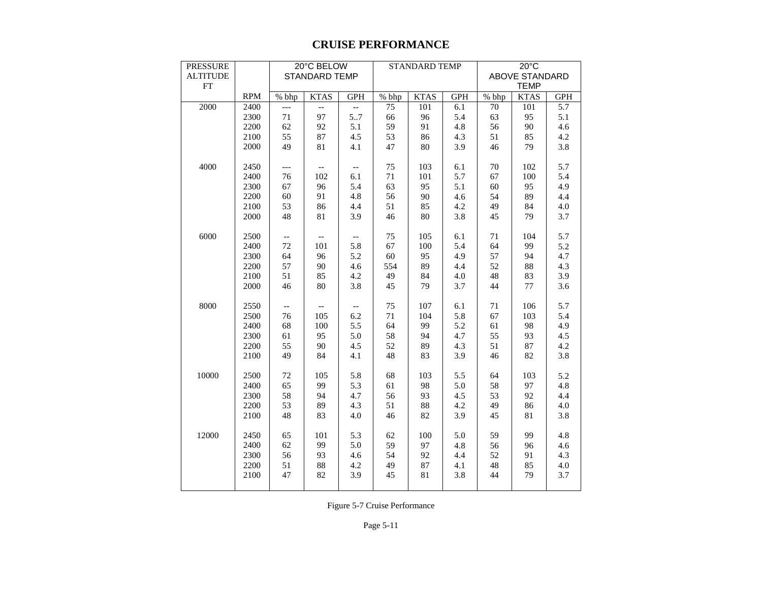# CRUISE PERFORMANCE

| PRESSURE ALTITUDE FT | | 20°C BELOW STANDARD TEMP | | | STANDARD TEMP | | | 20°C ABOVE STANDARD TEMP | | |
|---|---|---|---|---|---|---|---|---|---|---|
| | RPM | % bhp | KTAS | GPH | % bhp | KTAS | GPH | % bhp | KTAS | GPH |
| 2000 | 2400 | --- | -- | -- | 75 | 101 | 6.1 | 70 | 101 | 5.7 |
| | 2300 | 71 | 97 | 5..7 | 66 | 96 | 5.4 | 63 | 95 | 5.1 |
| | 2200 | 62 | 92 | 5.1 | 59 | 91 | 4.8 | 56 | 90 | 4.6 |
| | 2100 | 55 | 87 | 4.5 | 53 | 86 | 4.3 | 51 | 85 | 4.2 |
| | 2000 | 49 | 81 | 4.1 | 47 | 80 | 3.9 | 46 | 79 | 3.8 |
| 4000 | 2450 | --- | -- | -- | 75 | 103 | 6.1 | 70 | 102 | 5.7 |
| | 2400 | 76 | 102 | 6.1 | 71 | 101 | 5.7 | 67 | 100 | 5.4 |
| | 2300 | 67 | 96 | 5.4 | 63 | 95 | 5.1 | 60 | 95 | 4.9 |
| | 2200 | 60 | 91 | 4.8 | 56 | 90 | 4.6 | 54 | 89 | 4.4 |
| | 2100 | 53 | 86 | 4.4 | 51 | 85 | 4.2 | 49 | 84 | 4.0 |
| | 2000 | 48 | 81 | 3.9 | 46 | 80 | 3.8 | 45 | 79 | 3.7 |
| 6000 | 2500 | -- | -- | -- | 75 | 105 | 6.1 | 71 | 104 | 5.7 |
| | 2400 | 72 | 101 | 5.8 | 67 | 100 | 5.4 | 64 | 99 | 5.2 |
| | 2300 | 64 | 96 | 5.2 | 60 | 95 | 4.9 | 57 | 94 | 4.7 |
| | 2200 | 57 | 90 | 4.6 | 554 | 89 | 4.4 | 52 | 88 | 4.3 |
| | 2100 | 51 | 85 | 4.2 | 49 | 84 | 4.0 | 48 | 83 | 3.9 |
| | 2000 | 46 | 80 | 3.8 | 45 | 79 | 3.7 | 44 | 77 | 3.6 |
| 8000 | 2550 | -- | -- | -- | 75 | 107 | 6.1 | 71 | 106 | 5.7 |
| | 2500 | 76 | 105 | 6.2 | 71 | 104 | 5.8 | 67 | 103 | 5.4 |
| | 2400 | 68 | 100 | 5.5 | 64 | 99 | 5.2 | 61 | 98 | 4.9 |
| | 2300 | 61 | 95 | 5.0 | 58 | 94 | 4.7 | 55 | 93 | 4.5 |
| | 2200 | 55 | 90 | 4.5 | 52 | 89 | 4.3 | 51 | 87 | 4.2 |
| | 2100 | 49 | 84 | 4.1 | 48 | 83 | 3.9 | 46 | 82 | 3.8 |
| 10000 | 2500 | 72 | 105 | 5.8 | 68 | 103 | 5.5 | 64 | 103 | 5.2 |
| | 2400 | 65 | 99 | 5.3 | 61 | 98 | 5.0 | 58 | 97 | 4.8 |
| | 2300 | 58 | 94 | 4.7 | 56 | 93 | 4.5 | 53 | 92 | 4.4 |
| | 2200 | 53 | 89 | 4.3 | 51 | 88 | 4.2 | 49 | 86 | 4.0 |
| | 2100 | 48 | 83 | 4.0 | 46 | 82 | 3.9 | 45 | 81 | 3.8 |
| 12000 | 2450 | 65 | 101 | 5.3 | 62 | 100 | 5.0 | 59 | 99 | 4.8 |
| | 2400 | 62 | 99 | 5.0 | 59 | 97 | 4.8 | 56 | 96 | 4.6 |
| | 2300 | 56 | 93 | 4.6 | 54 | 92 | 4.4 | 52 | 91 | 4.3 |
| | 2200 | 51 | 88 | 4.2 | 49 | 87 | 4.1 | 48 | 85 | 4.0 |
| | 2100 | 47 | 82 | 3.9 | 45 | 81 | 3.8 | 44 | 79 | 3.7 |

Figure 5-7 Cruise Performance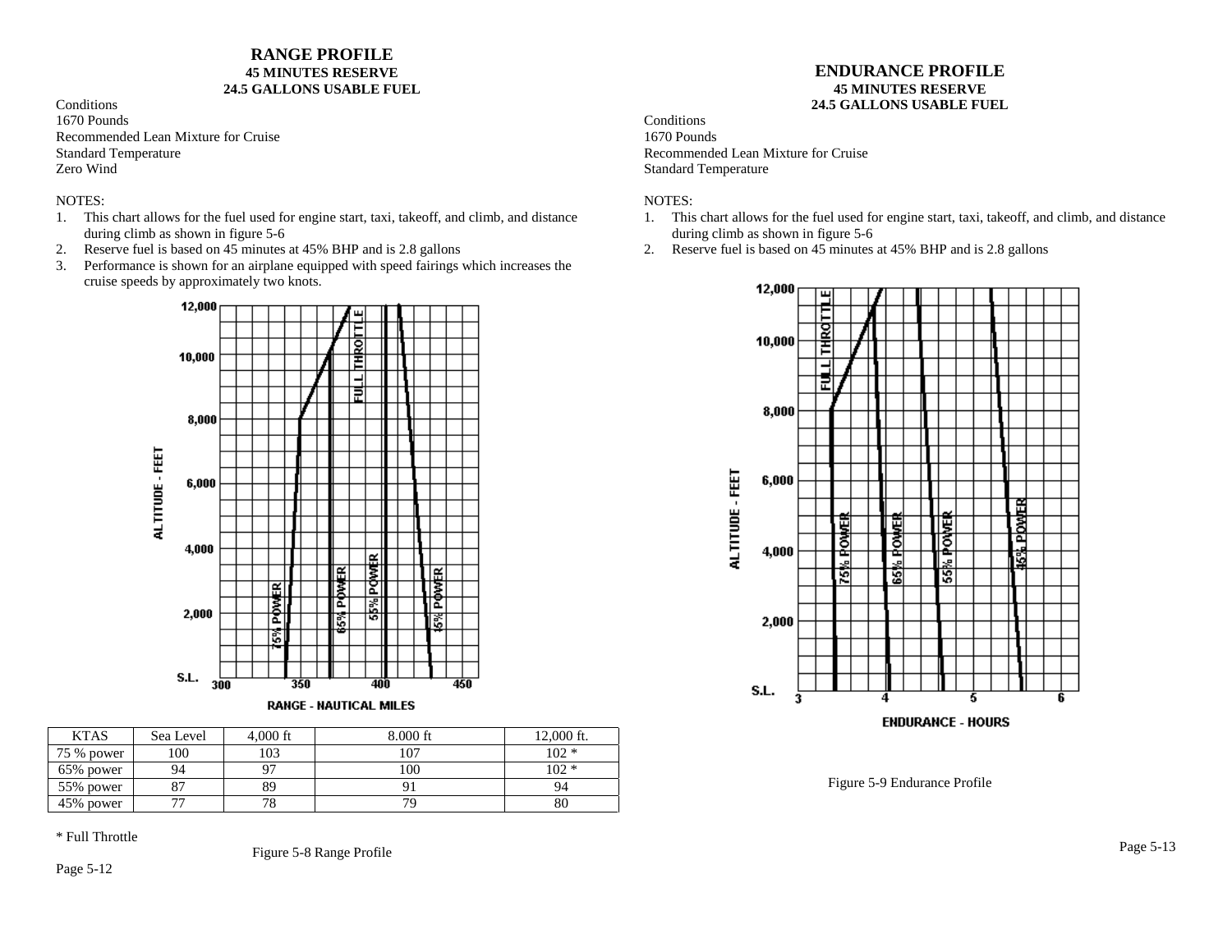## RANGE PROFILE

**45 MINUTES RESERVE**
**24.5 GALLONS USABLE FUEL**

Conditions
1670 Pounds
Recommended Lean Mixture for Cruise
Standard Temperature
Zero Wind

NOTES:

1. This chart allows for the fuel used for engine start, taxi, takeoff, and climb, and distance during climb as shown in figure 5-6
2. Reserve fuel is based on 45 minutes at 45% BHP and is 2.8 gallons
3. Performance is shown for an airplane equipped with speed fairings which increases the cruise speeds by approximately two knots.

| KTAS | Sea Level | 4,000 ft | 8.000 ft | 12,000 ft. |
|---|---|---|---|---|
| 75 % power | 100 | 103 | 107 | 102 * |
| 65% power | 94 | 97 | 100 | 102 * |
| 55% power | 87 | 89 | 91 | 94 |
| 45% power | 77 | 78 | 79 | 80 |

\* Full Throttle

Figure 5-8 Range Profile

## ENDURANCE PROFILE

**45 MINUTES RESERVE**
**24.5 GALLONS USABLE FUEL**

Conditions
1670 Pounds
Recommended Lean Mixture for Cruise
Standard Temperature

NOTES:

1. This chart allows for the fuel used for engine start, taxi, takeoff, and climb, and distance during climb as shown in figure 5-6
2. Reserve fuel is based on 45 minutes at 45% BHP and is 2.8 gallons

Figure 5-9 Endurance Profile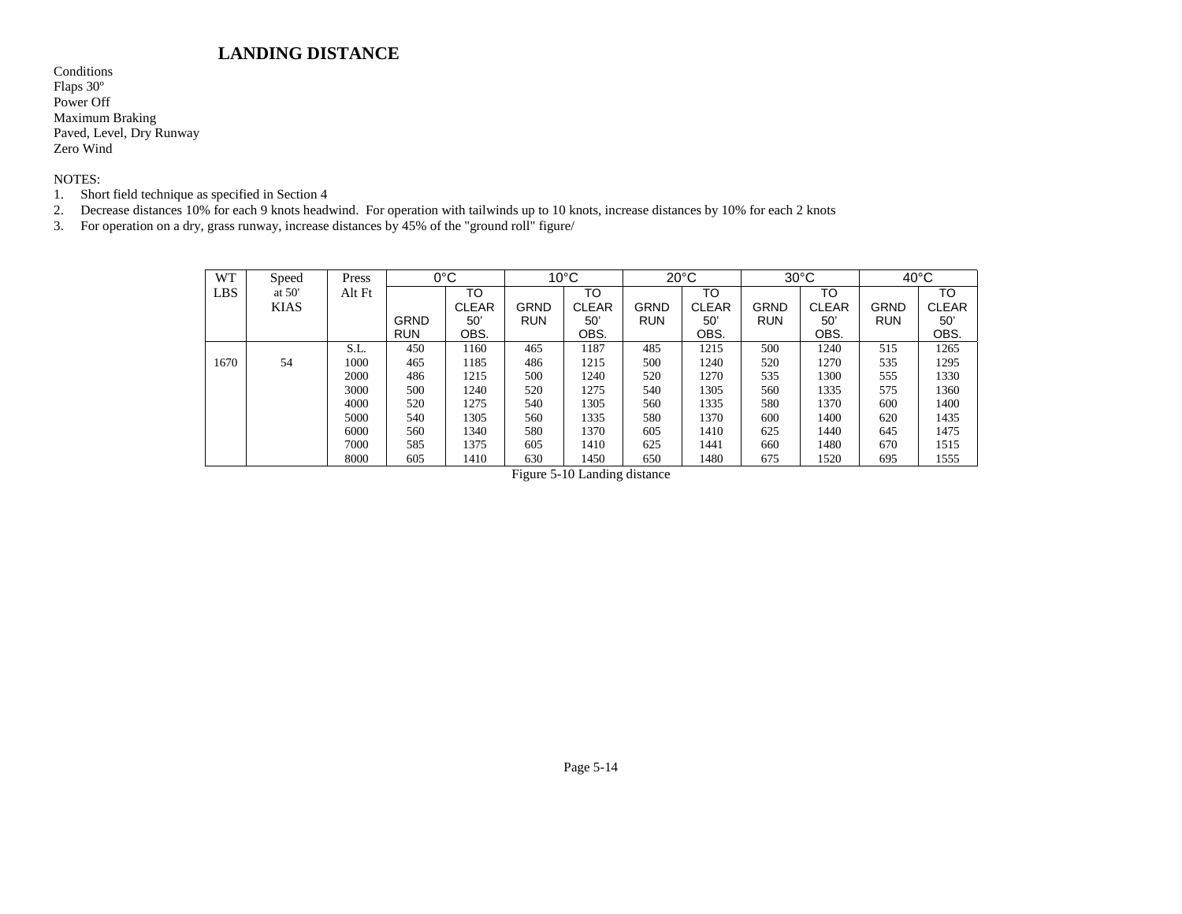## LANDING DISTANCE

Conditions
Flaps 30º
Power Off
Maximum Braking
Paved, Level, Dry Runway
Zero Wind

NOTES:

1. Short field technique as specified in Section 4
2. Decrease distances 10% for each 9 knots headwind. For operation with tailwinds up to 10 knots, increase distances by 10% for each 2 knots
3. For operation on a dry, grass runway, increase distances by 45% of the "ground roll" figure/

| WT LBS | Speed at 50' KIAS | Press Alt Ft | 0°C | | 10°C | | 20°C | | 30°C | | 40°C | |
|---|---|---|---|---|---|---|---|---|---|---|---|---|
| | | | GRND RUN | TO CLEAR 50' OBS. | GRND RUN | TO CLEAR 50' OBS. | GRND RUN | TO CLEAR 50' OBS. | GRND RUN | TO CLEAR 50' OBS. | GRND RUN | TO CLEAR 50' OBS. |
| | | S.L. | 450 | 1160 | 465 | 1187 | 485 | 1215 | 500 | 1240 | 515 | 1265 |
| 1670 | 54 | 1000 | 465 | 1185 | 486 | 1215 | 500 | 1240 | 520 | 1270 | 535 | 1295 |
| | | 2000 | 486 | 1215 | 500 | 1240 | 520 | 1270 | 535 | 1300 | 555 | 1330 |
| | | 3000 | 500 | 1240 | 520 | 1275 | 540 | 1305 | 560 | 1335 | 575 | 1360 |
| | | 4000 | 520 | 1275 | 540 | 1305 | 560 | 1335 | 580 | 1370 | 600 | 1400 |
| | | 5000 | 540 | 1305 | 560 | 1335 | 580 | 1370 | 600 | 1400 | 620 | 1435 |
| | | 6000 | 560 | 1340 | 580 | 1370 | 605 | 1410 | 625 | 1440 | 645 | 1475 |
| | | 7000 | 585 | 1375 | 605 | 1410 | 625 | 1441 | 660 | 1480 | 670 | 1515 |
| | | 8000 | 605 | 1410 | 630 | 1450 | 650 | 1480 | 675 | 1520 | 695 | 1555 |

Figure 5-10 Landing distance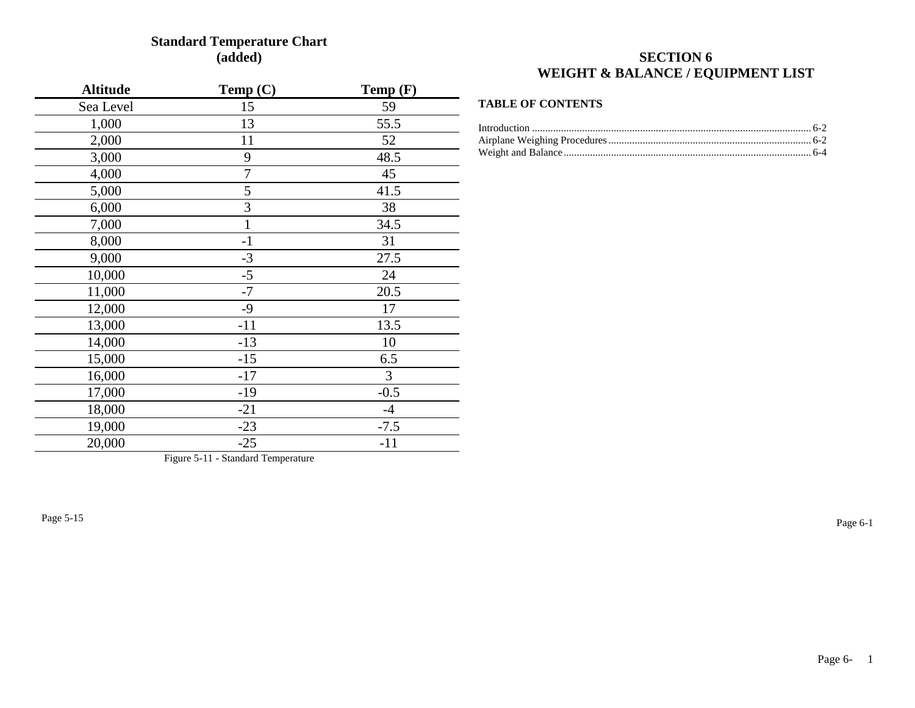## Standard Temperature Chart (added)

| Altitude | Temp (C) | Temp (F) |
|---|---|---|
| Sea Level | 15 | 59 |
| 1,000 | 13 | 55.5 |
| 2,000 | 11 | 52 |
| 3,000 | 9 | 48.5 |
| 4,000 | 7 | 45 |
| 5,000 | 5 | 41.5 |
| 6,000 | 3 | 38 |
| 7,000 | 1 | 34.5 |
| 8,000 | -1 | 31 |
| 9,000 | -3 | 27.5 |
| 10,000 | -5 | 24 |
| 11,000 | -7 | 20.5 |
| 12,000 | -9 | 17 |
| 13,000 | -11 | 13.5 |
| 14,000 | -13 | 10 |
| 15,000 | -15 | 6.5 |
| 16,000 | -17 | 3 |
| 17,000 | -19 | -0.5 |
| 18,000 | -21 | -4 |
| 19,000 | -23 | -7.5 |
| 20,000 | -25 | -11 |

Figure 5-11 - Standard Temperature

# SECTION 6
# WEIGHT & BALANCE / EQUIPMENT LIST

### TABLE OF CONTENTS

Introduction ........................................................ 6-2
Airplane Weighing Procedures ........................................ 6-2
Weight and Balance .................................................. 6-4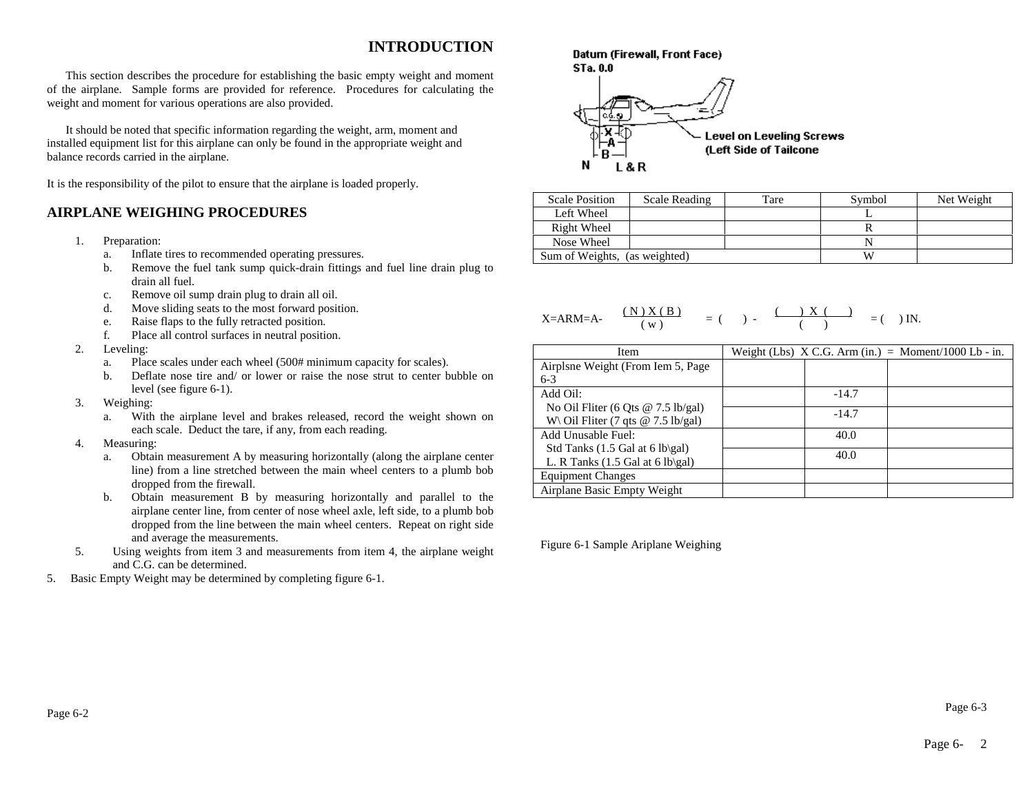# INTRODUCTION

This section describes the procedure for establishing the basic empty weight and moment of the airplane. Sample forms are provided for reference. Procedures for calculating the weight and moment for various operations are also provided.

It should be noted that specific information regarding the weight, arm, moment and installed equipment list for this airplane can only be found in the appropriate weight and balance records carried in the airplane.

It is the responsibility of the pilot to ensure that the airplane is loaded properly.

## AIRPLANE WEIGHING PROCEDURES

1. Preparation:
   a. Inflate tires to recommended operating pressures.
   b. Remove the fuel tank sump quick-drain fittings and fuel line drain plug to drain all fuel.
   c. Remove oil sump drain plug to drain all oil.
   d. Move sliding seats to the most forward position.
   e. Raise flaps to the fully retracted position.
   f. Place all control surfaces in neutral position.
2. Leveling:
   a. Place scales under each wheel (500# minimum capacity for scales).
   b. Deflate nose tire and/ or lower or raise the nose strut to center bubble on level (see figure 6-1).
3. Weighing:
   a. With the airplane level and brakes released, record the weight shown on each scale. Deduct the tare, if any, from each reading.
4. Measuring:
   a. Obtain measurement A by measuring horizontally (along the airplane center line) from a line stretched between the main wheel centers to a plumb bob dropped from the firewall.
   b. Obtain measurement B by measuring horizontally and parallel to the airplane center line, from center of nose wheel axle, left side, to a plumb bob dropped from the line between the main wheel centers. Repeat on right side and average the measurements.
5. Using weights from item 3 and measurements from item 4, the airplane weight and C.G. can be determined.
5. Basic Empty Weight may be determined by completing figure 6-1.

Datum (Firewall, Front Face)
STa. 0.0

Level on Leveling Screws
(Left Side of Tailcone)

N L & R

| Scale Position | Scale Reading | Tare | Symbol | Net Weight |
|---|---|---|---|---|
| Left Wheel | | | L | |
| Right Wheel | | | R | |
| Nose Wheel | | | N | |
| Sum of Weights, (as weighted) | | | W | |

$$X = ARM = A - \frac{(N)\,X\,(B)}{(w)} = (\quad) - \frac{(\quad)\,X\,(\quad)}{(\quad)} = (\quad)\ \text{IN.}$$

| Item | Weight (Lbs) X C.G. Arm (in.) = Moment/1000 Lb - in. | | |
|---|---|---|---|
| Airplsne Weight (From Iem 5, Page 6-3 | | | |
| Add Oil: No Oil Fliter (6 Qts @ 7.5 lb/gal) | | -14.7 | |
| W\ Oil Fliter (7 qts @ 7.5 lb/gal) | | -14.7 | |
| Add Unusable Fuel: Std Tanks (1.5 Gal at 6 lb\gal) | | 40.0 | |
| L. R Tanks (1.5 Gal at 6 lb\gal) | | 40.0 | |
| Equipment Changes | | | |
| Airplane Basic Empty Weight | | | |

Figure 6-1 Sample Ariplane Weighing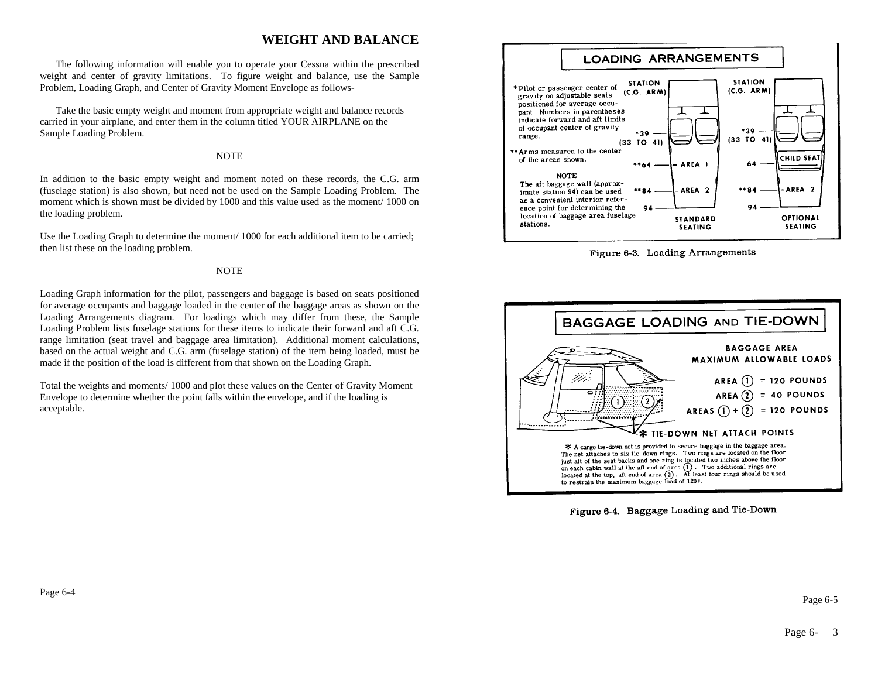# WEIGHT AND BALANCE

The following information will enable you to operate your Cessna within the prescribed weight and center of gravity limitations. To figure weight and balance, use the Sample Problem, Loading Graph, and Center of Gravity Moment Envelope as follows-

Take the basic empty weight and moment from appropriate weight and balance records carried in your airplane, and enter them in the column titled YOUR AIRPLANE on the Sample Loading Problem.

NOTE

In addition to the basic empty weight and moment noted on these records, the C.G. arm (fuselage station) is also shown, but need not be used on the Sample Loading Problem. The moment which is shown must be divided by 1000 and this value used as the moment/ 1000 on the loading problem.

Use the Loading Graph to determine the moment/ 1000 for each additional item to be carried; then list these on the loading problem.

NOTE

Loading Graph information for the pilot, passengers and baggage is based on seats positioned for average occupants and baggage loaded in the center of the baggage areas as shown on the Loading Arrangements diagram. For loadings which may differ from these, the Sample Loading Problem lists fuselage stations for these items to indicate their forward and aft C.G. range limitation (seat travel and baggage area limitation). Additional moment calculations, based on the actual weight and C.G. arm (fuselage station) of the item being loaded, must be made if the position of the load is different from that shown on the Loading Graph.

Total the weights and moments/ 1000 and plot these values on the Center of Gravity Moment Envelope to determine whether the point falls within the envelope, and if the loading is acceptable.

## LOADING ARRANGEMENTS

* Pilot or passenger center of gravity on adjustable seats positioned for average occupant. Numbers in parentheses indicate forward and aft limits of occupant center of gravity range.

** Arms measured to the center of the areas shown.

NOTE
The aft baggage wall (approximate station 94) can be used as a convenient interior reference point for determining the location of baggage area fuselage stations.

| STATION (C.G. ARM) | STANDARD SEATING | STATION (C.G. ARM) | OPTIONAL SEATING |
|---|---|---|---|
| *39 (33 TO 41) | | *39 (33 TO 41) | |
| **64 | AREA 1 | 64 | CHILD SEAT |
| **84 | AREA 2 | **84 | AREA 2 |
| 94 | | 94 | |

Figure 6-3. Loading Arrangements

## BAGGAGE LOADING AND TIE-DOWN

BAGGAGE AREA MAXIMUM ALLOWABLE LOADS

AREA (1) = 120 POUNDS

AREA (2) = 40 POUNDS

AREAS (1) + (2) = 120 POUNDS

* TIE-DOWN NET ATTACH POINTS

* A cargo tie-down net is provided to secure baggage in the baggage area. The net attaches to six tie-down rings. Two rings are located on the floor just aft of the seat backs and one ring is located two inches above the floor on each cabin wall at the aft end of area (1). Two additional rings are located at the top, aft end of area (2). At least four rings should be used to restrain the maximum baggage load of 120#.

Figure 6-4. Baggage Loading and Tie-Down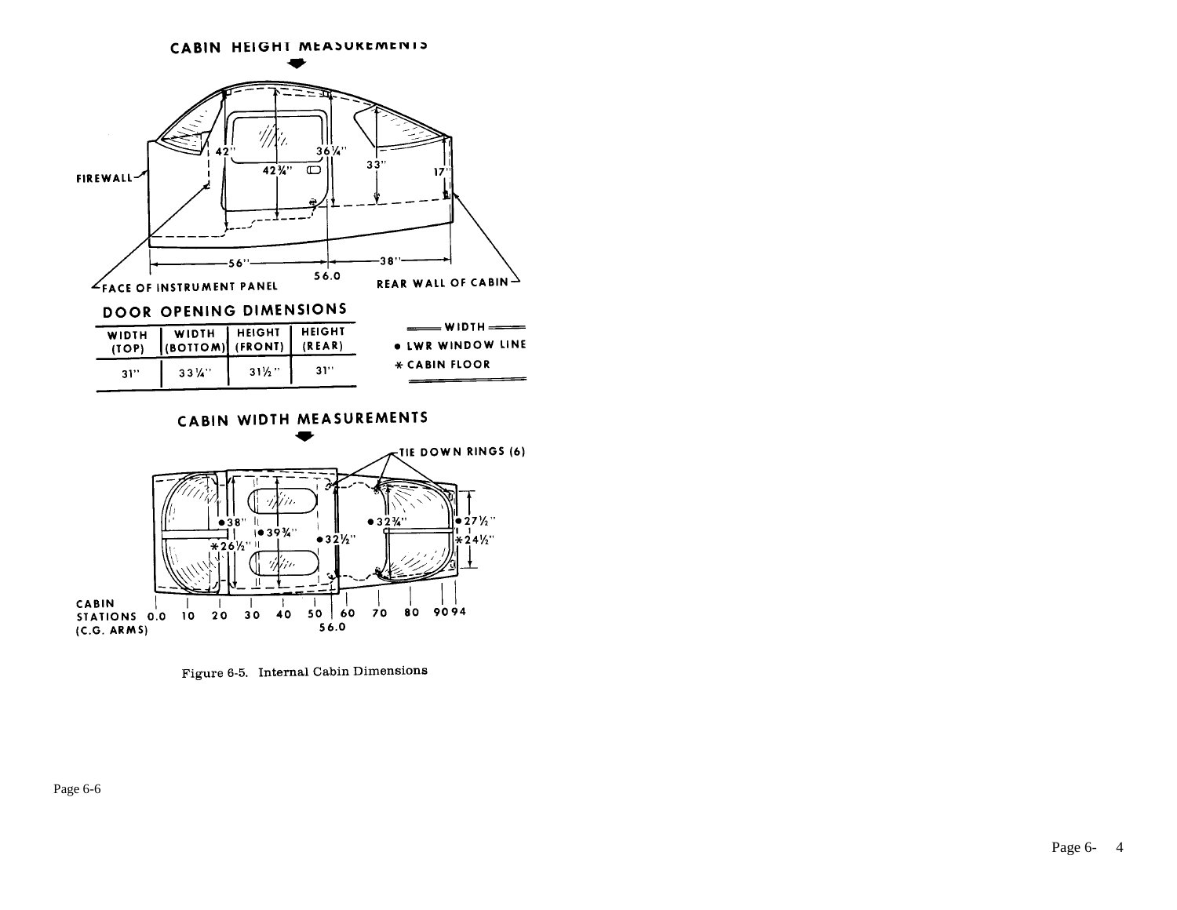## CABIN HEIGHT MEASUREMENTS

42"

42¾"

36¼"

33"

17"

FIREWALL

FACE OF INSTRUMENT PANEL

56"

56.0

38"

REAR WALL OF CABIN

## DOOR OPENING DIMENSIONS

| WIDTH (TOP) | WIDTH (BOTTOM) | HEIGHT (FRONT) | HEIGHT (REAR) |
|---|---|---|---|
| 31" | 33¼" | 31½" | 31" |

═ WIDTH ═

● LWR WINDOW LINE

* CABIN FLOOR

## CABIN WIDTH MEASUREMENTS

TIE DOWN RINGS (6)

●38"

*26½"

●39¾"

●32½"

●32¾"

●27½"

*24½"

CABIN STATIONS (C.G. ARMS) 0.0 10 20 30 40 50 60 70 80 90 94

56.0

Figure 6-5. Internal Cabin Dimensions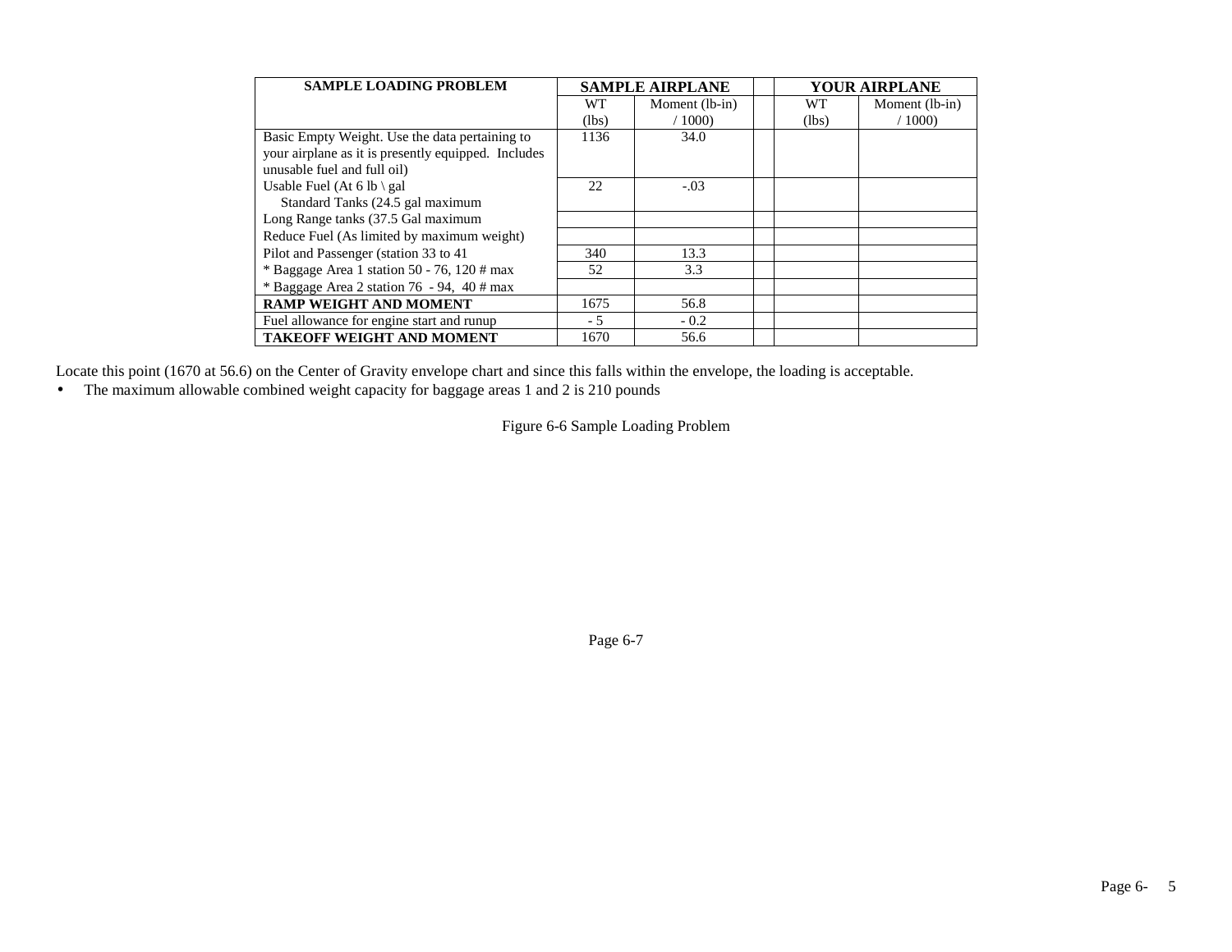| SAMPLE LOADING PROBLEM | SAMPLE AIRPLANE | | | YOUR AIRPLANE | |
|---|---|---|---|---|---|
| | WT (lbs) | Moment (lb-in) / 1000) | | WT (lbs) | Moment (lb-in) / 1000) |
| Basic Empty Weight. Use the data pertaining to your airplane as it is presently equipped. Includes unusable fuel and full oil) | 1136 | 34.0 | | | |
| Usable Fuel (At 6 lb \ gal Standard Tanks (24.5 gal maximum | 22 | -.03 | | | |
| Long Range tanks (37.5 Gal maximum | | | | | |
| Reduce Fuel (As limited by maximum weight) | | | | | |
| Pilot and Passenger (station 33 to 41 | 340 | 13.3 | | | |
| * Baggage Area 1 station 50 - 76, 120 # max | 52 | 3.3 | | | |
| * Baggage Area 2 station 76 - 94, 40 # max | | | | | |
| **RAMP WEIGHT AND MOMENT** | 1675 | 56.8 | | | |
| Fuel allowance for engine start and runup | - 5 | - 0.2 | | | |
| **TAKEOFF WEIGHT AND MOMENT** | 1670 | 56.6 | | | |

Locate this point (1670 at 56.6) on the Center of Gravity envelope chart and since this falls within the envelope, the loading is acceptable.

- The maximum allowable combined weight capacity for baggage areas 1 and 2 is 210 pounds

Figure 6-6 Sample Loading Problem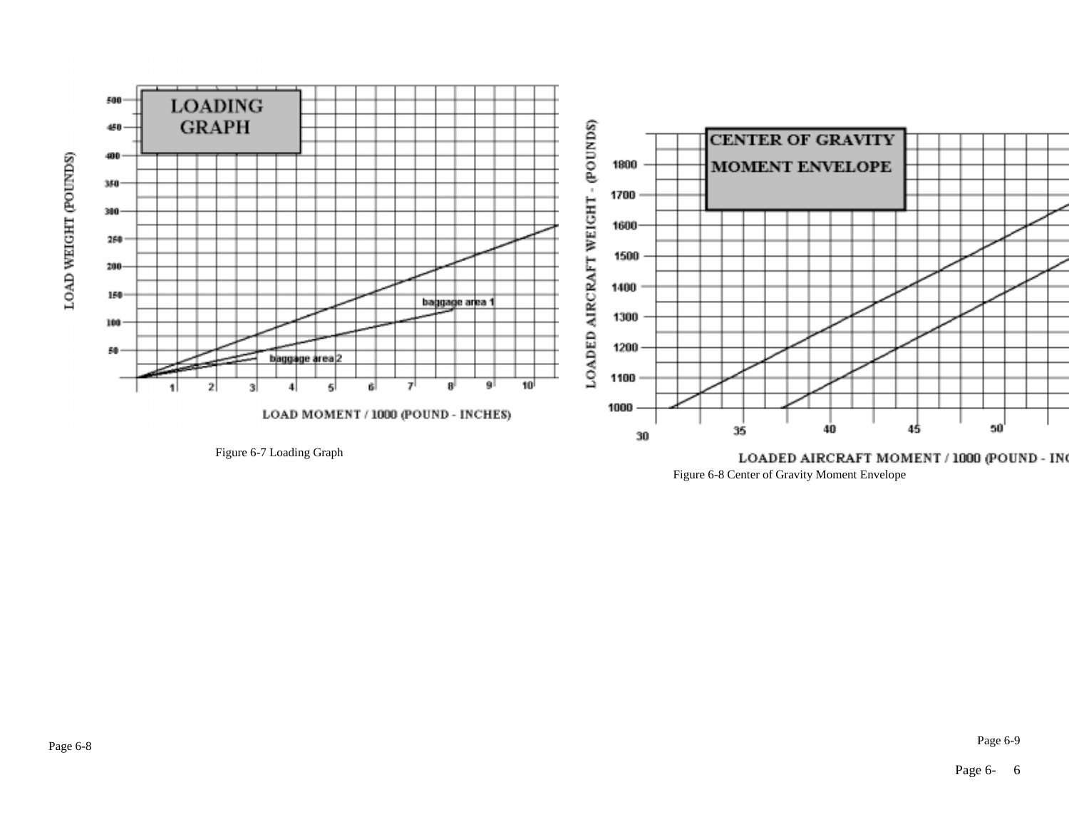**LOADING GRAPH**

LOAD WEIGHT (POUNDS)

LOAD MOMENT / 1000 (POUND - INCHES)

baggage area 1

baggage area 2

Figure 6-7 Loading Graph

**CENTER OF GRAVITY MOMENT ENVELOPE**

LOADED AIRCRAFT WEIGHT - (POUNDS)

LOADED AIRCRAFT MOMENT / 1000 (POUND - INCHES)

Figure 6-8 Center of Gravity Moment Envelope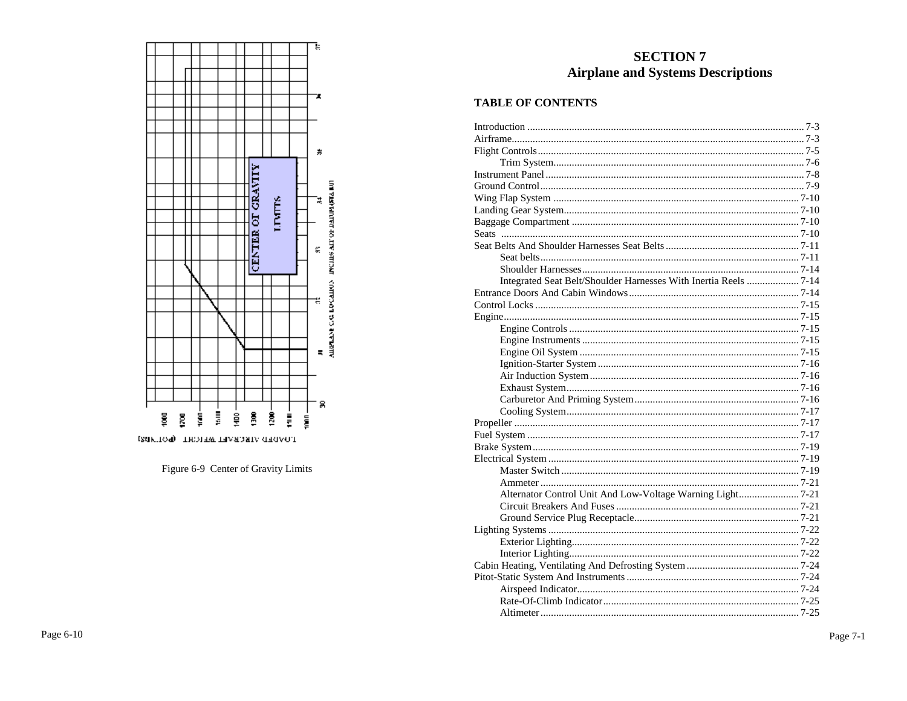Figure 6-9 Center of Gravity Limits

# SECTION 7
# Airplane and Systems Descriptions

## TABLE OF CONTENTS

Introduction ..... 7-3
Airframe..... 7-3
Flight Controls..... 7-5
    Trim System..... 7-6
Instrument Panel..... 7-8
Ground Control..... 7-9
Wing Flap System ..... 7-10
Landing Gear System..... 7-10
Baggage Compartment ..... 7-10
Seats ..... 7-10
Seat Belts And Shoulder Harnesses Seat Belts ..... 7-11
    Seat belts..... 7-11
    Shoulder Harnesses..... 7-14
    Integrated Seat Belt/Shoulder Harnesses With Inertia Reels ..... 7-14
Entrance Doors And Cabin Windows..... 7-14
Control Locks ..... 7-15
Engine..... 7-15
    Engine Controls ..... 7-15
    Engine Instruments ..... 7-15
    Engine Oil System ..... 7-15
    Ignition-Starter System ..... 7-16
    Air Induction System..... 7-16
    Exhaust System..... 7-16
    Carburetor And Priming System..... 7-16
    Cooling System..... 7-17
Propeller ..... 7-17
Fuel System ..... 7-17
Brake System..... 7-19
Electrical System ..... 7-19
    Master Switch ..... 7-19
    Ammeter ..... 7-21
    Alternator Control Unit And Low-Voltage Warning Light..... 7-21
    Circuit Breakers And Fuses ..... 7-21
    Ground Service Plug Receptacle..... 7-21
Lighting Systems ..... 7-22
    Exterior Lighting..... 7-22
    Interior Lighting..... 7-22
Cabin Heating, Ventilating And Defrosting System ..... 7-24
Pitot-Static System And Instruments ..... 7-24
    Airspeed Indicator..... 7-24
    Rate-Of-Climb Indicator..... 7-25
    Altimeter..... 7-25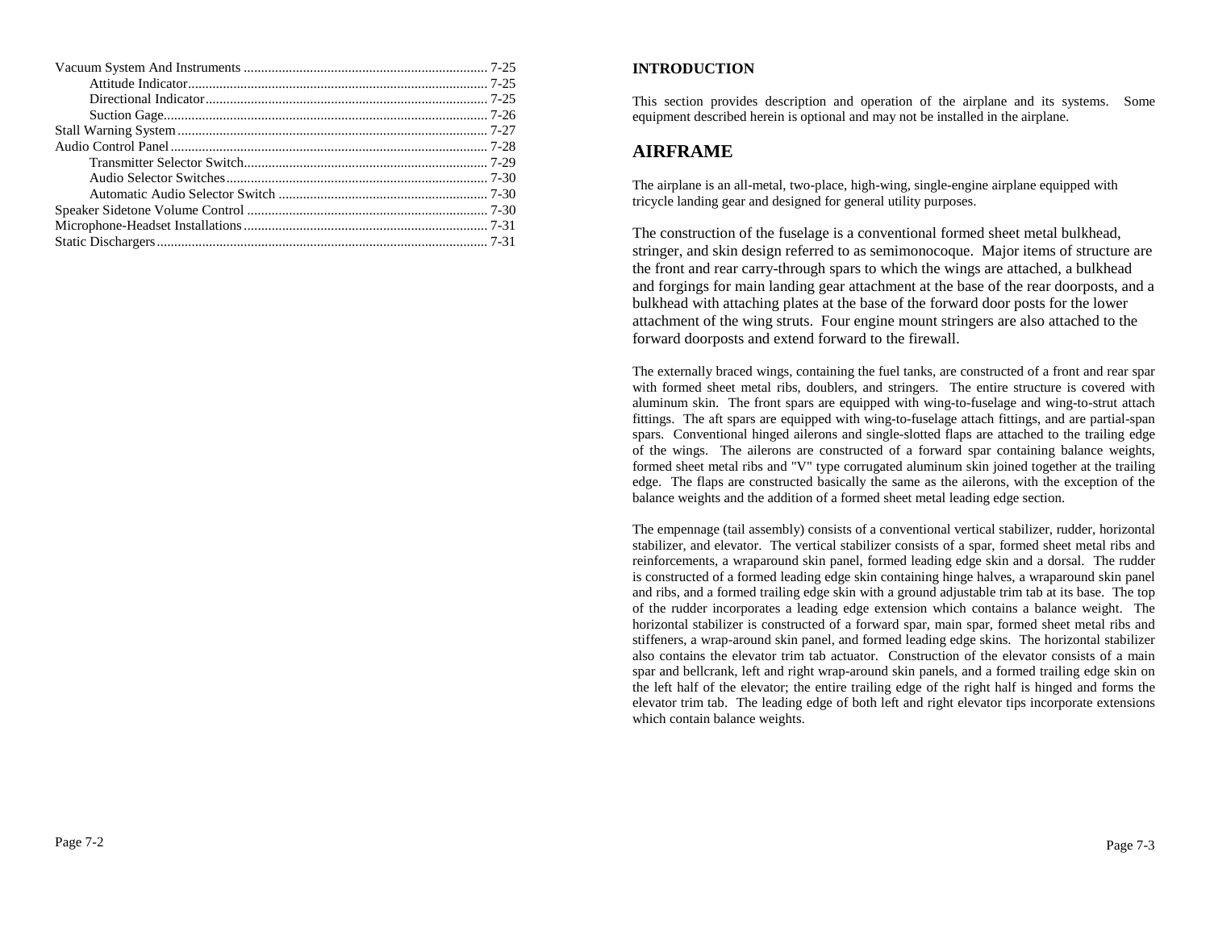Vacuum System And Instruments ........................................ 7-25
  Attitude Indicator ........................................ 7-25
  Directional Indicator ........................................ 7-25
  Suction Gage ........................................ 7-26
Stall Warning System ........................................ 7-27
Audio Control Panel ........................................ 7-28
  Transmitter Selector Switch ........................................ 7-29
  Audio Selector Switches ........................................ 7-30
  Automatic Audio Selector Switch ........................................ 7-30
Speaker Sidetone Volume Control ........................................ 7-30
Microphone-Headset Installations ........................................ 7-31
Static Dischargers ........................................ 7-31

**INTRODUCTION**

This section provides description and operation of the airplane and its systems. Some equipment described herein is optional and may not be installed in the airplane.

## AIRFRAME

The airplane is an all-metal, two-place, high-wing, single-engine airplane equipped with tricycle landing gear and designed for general utility purposes.

The construction of the fuselage is a conventional formed sheet metal bulkhead, stringer, and skin design referred to as semimonocoque. Major items of structure are the front and rear carry-through spars to which the wings are attached, a bulkhead and forgings for main landing gear attachment at the base of the rear doorposts, and a bulkhead with attaching plates at the base of the forward door posts for the lower attachment of the wing struts. Four engine mount stringers are also attached to the forward doorposts and extend forward to the firewall.

The externally braced wings, containing the fuel tanks, are constructed of a front and rear spar with formed sheet metal ribs, doublers, and stringers. The entire structure is covered with aluminum skin. The front spars are equipped with wing-to-fuselage and wing-to-strut attach fittings. The aft spars are equipped with wing-to-fuselage attach fittings, and are partial-span spars. Conventional hinged ailerons and single-slotted flaps are attached to the trailing edge of the wings. The ailerons are constructed of a forward spar containing balance weights, formed sheet metal ribs and "V" type corrugated aluminum skin joined together at the trailing edge. The flaps are constructed basically the same as the ailerons, with the exception of the balance weights and the addition of a formed sheet metal leading edge section.

The empennage (tail assembly) consists of a conventional vertical stabilizer, rudder, horizontal stabilizer, and elevator. The vertical stabilizer consists of a spar, formed sheet metal ribs and reinforcements, a wraparound skin panel, formed leading edge skin and a dorsal. The rudder is constructed of a formed leading edge skin containing hinge halves, a wraparound skin panel and ribs, and a formed trailing edge skin with a ground adjustable trim tab at its base. The top of the rudder incorporates a leading edge extension which contains a balance weight. The horizontal stabilizer is constructed of a forward spar, main spar, formed sheet metal ribs and stiffeners, a wrap-around skin panel, and formed leading edge skins. The horizontal stabilizer also contains the elevator trim tab actuator. Construction of the elevator consists of a main spar and bellcrank, left and right wrap-around skin panels, and a formed trailing edge skin on the left half of the elevator; the entire trailing edge of the right half is hinged and forms the elevator trim tab. The leading edge of both left and right elevator tips incorporate extensions which contain balance weights.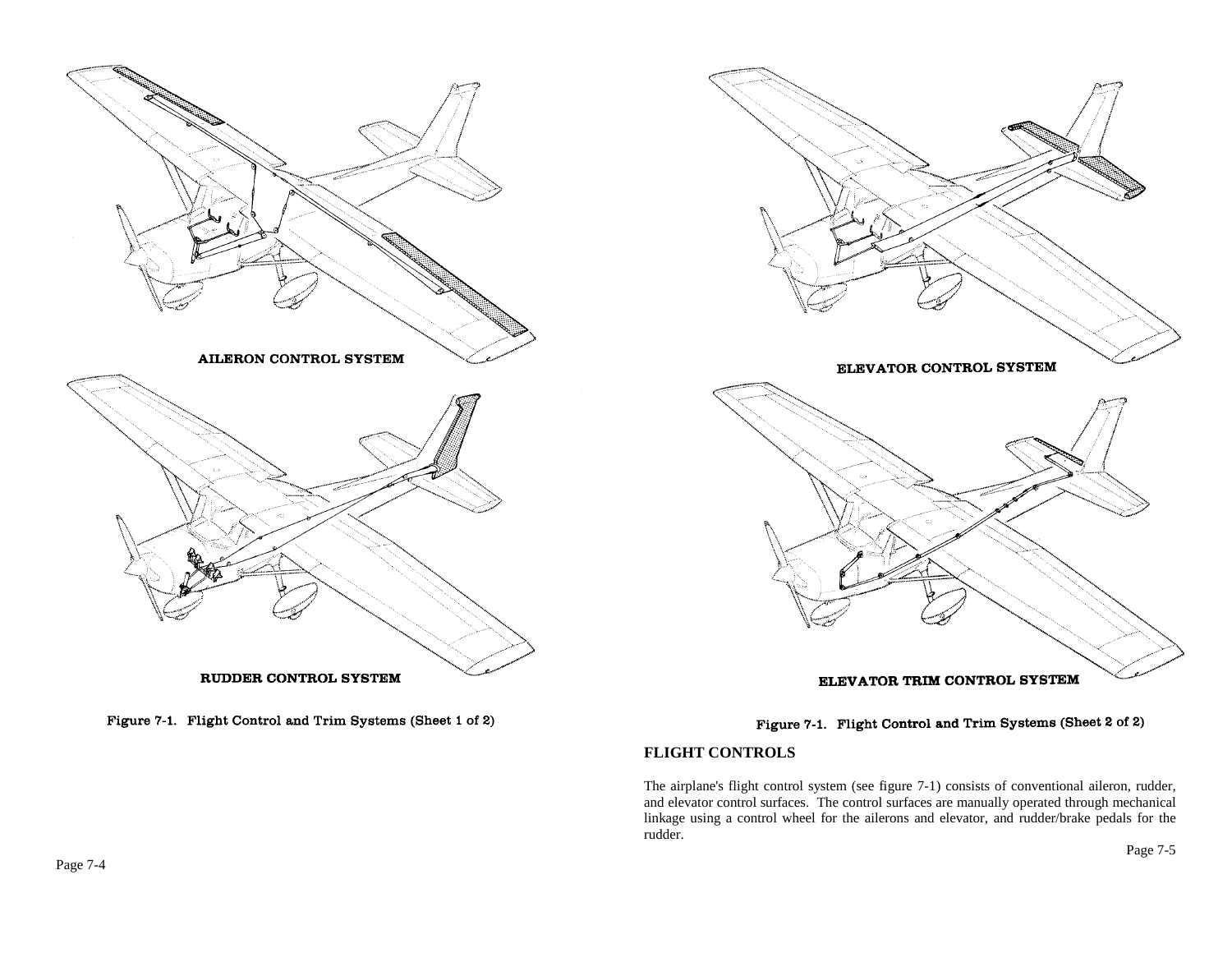AILERON CONTROL SYSTEM

RUDDER CONTROL SYSTEM

Figure 7-1. Flight Control and Trim Systems (Sheet 1 of 2)

ELEVATOR CONTROL SYSTEM

ELEVATOR TRIM CONTROL SYSTEM

Figure 7-1. Flight Control and Trim Systems (Sheet 2 of 2)

## FLIGHT CONTROLS

The airplane's flight control system (see figure 7-1) consists of conventional aileron, rudder, and elevator control surfaces. The control surfaces are manually operated through mechanical linkage using a control wheel for the ailerons and elevator, and rudder/brake pedals for the rudder.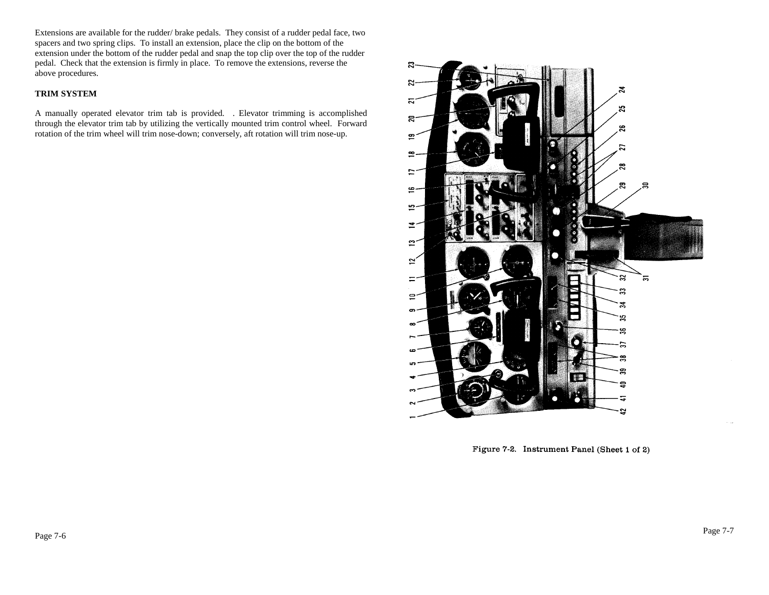Extensions are available for the rudder/ brake pedals. They consist of a rudder pedal face, two spacers and two spring clips. To install an extension, place the clip on the bottom of the extension under the bottom of the rudder pedal and snap the top clip over the top of the rudder pedal. Check that the extension is firmly in place. To remove the extensions, reverse the above procedures.

**TRIM SYSTEM**

A manually operated elevator trim tab is provided. . Elevator trimming is accomplished through the elevator trim tab by utilizing the vertically mounted trim control wheel. Forward rotation of the trim wheel will trim nose-down; conversely, aft rotation will trim nose-up.

Figure 7-2. Instrument Panel (Sheet 1 of 2)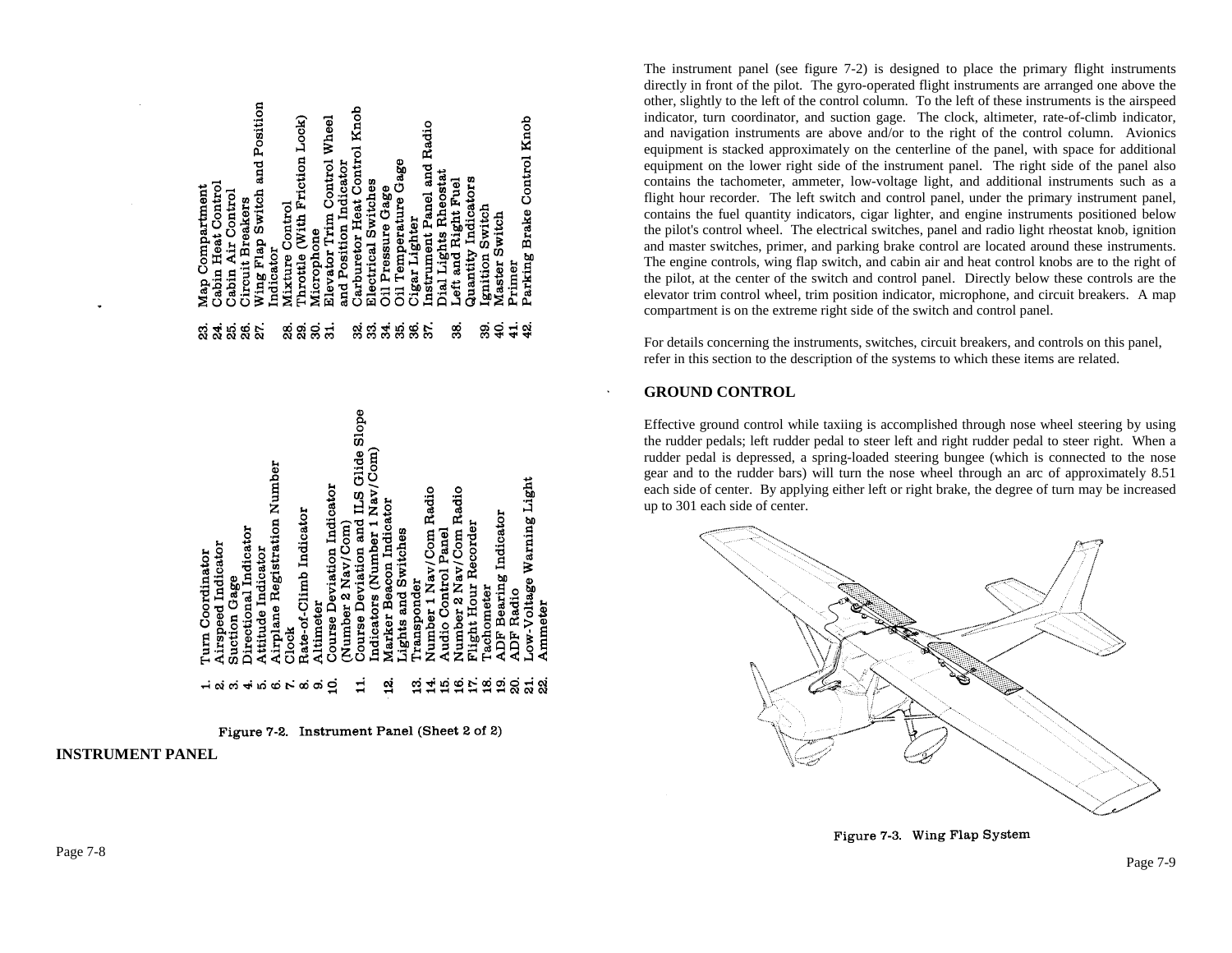1. Turn Coordinator
2. Airspeed Indicator
3. Suction Gage
4. Directional Indicator
5. Attitude Indicator
6. Airplane Registration Number
7. Clock
8. Rate-of-Climb Indicator
9. Altimeter
10. Course Deviation Indicator (Number 2 Nav/Com)
11. Course Deviation and ILS Glide Slope Indicators (Number 1 Nav/Com)
12. Marker Beacon Indicator Lights and Switches
13. Transponder
14. Number 1 Nav/Com Radio
15. Audio Control Panel
16. Number 2 Nav/Com Radio
17. Flight Hour Recorder
18. Tachometer
19. ADF Bearing Indicator
20. ADF Radio
21. Low-Voltage Warning Light
22. Ammeter
23. Map Compartment
24. Cabin Heat Control
25. Cabin Air Control
26. Circuit Breakers
27. Wing Flap Switch and Position Indicator
28. Mixture Control
29. Throttle (With Friction Lock)
30. Microphone
31. Elevator Trim Control Wheel and Position Indicator
32. Carburetor Heat Control Knob
33. Electrical Switches
34. Oil Pressure Gage
35. Oil Temperature Gage
36. Cigar Lighter
37. Instrument Panel and Radio Dial Lights Rheostat
38. Left and Right Fuel Quantity Indicators
39. Ignition Switch
40. Master Switch
41. Primer
42. Parking Brake Control Knob

Figure 7-2. Instrument Panel (Sheet 2 of 2)

**INSTRUMENT PANEL**

The instrument panel (see figure 7-2) is designed to place the primary flight instruments directly in front of the pilot. The gyro-operated flight instruments are arranged one above the other, slightly to the left of the control column. To the left of these instruments is the airspeed indicator, turn coordinator, and suction gage. The clock, altimeter, rate-of-climb indicator, and navigation instruments are above and/or to the right of the control column. Avionics equipment is stacked approximately on the centerline of the panel, with space for additional equipment on the lower right side of the instrument panel. The right side of the panel also contains the tachometer, ammeter, low-voltage light, and additional instruments such as a flight hour recorder. The left switch and control panel, under the primary instrument panel, contains the fuel quantity indicators, cigar lighter, and engine instruments positioned below the pilot's control wheel. The electrical switches, panel and radio light rheostat knob, ignition and master switches, primer, and parking brake control are located around these instruments. The engine controls, wing flap switch, and cabin air and heat control knobs are to the right of the pilot, at the center of the switch and control panel. Directly below these controls are the elevator trim control wheel, trim position indicator, microphone, and circuit breakers. A map compartment is on the extreme right side of the switch and control panel.

For details concerning the instruments, switches, circuit breakers, and controls on this panel, refer in this section to the description of the systems to which these items are related.

**GROUND CONTROL**

Effective ground control while taxiing is accomplished through nose wheel steering by using the rudder pedals; left rudder pedal to steer left and right rudder pedal to steer right. When a rudder pedal is depressed, a spring-loaded steering bungee (which is connected to the nose gear and to the rudder bars) will turn the nose wheel through an arc of approximately 8.51 each side of center. By applying either left or right brake, the degree of turn may be increased up to 301 each side of center.

Figure 7-3. Wing Flap System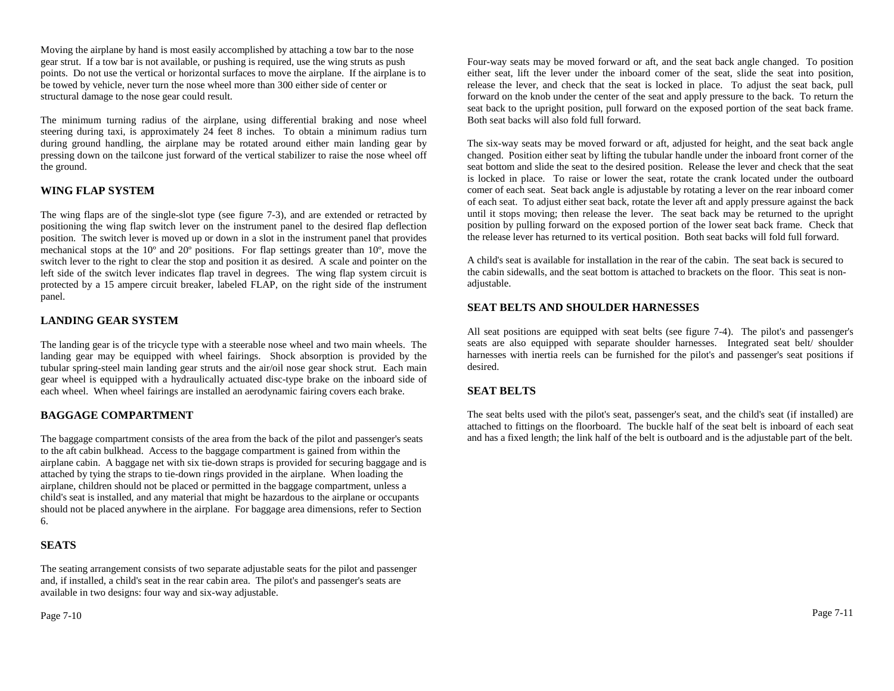Moving the airplane by hand is most easily accomplished by attaching a tow bar to the nose gear strut. If a tow bar is not available, or pushing is required, use the wing struts as push points. Do not use the vertical or horizontal surfaces to move the airplane. If the airplane is to be towed by vehicle, never turn the nose wheel more than 300 either side of center or structural damage to the nose gear could result.

The minimum turning radius of the airplane, using differential braking and nose wheel steering during taxi, is approximately 24 feet 8 inches. To obtain a minimum radius turn during ground handling, the airplane may be rotated around either main landing gear by pressing down on the tailcone just forward of the vertical stabilizer to raise the nose wheel off the ground.

## WING FLAP SYSTEM

The wing flaps are of the single-slot type (see figure 7-3), and are extended or retracted by positioning the wing flap switch lever on the instrument panel to the desired flap deflection position. The switch lever is moved up or down in a slot in the instrument panel that provides mechanical stops at the 10º and 20º positions. For flap settings greater than 10º, move the switch lever to the right to clear the stop and position it as desired. A scale and pointer on the left side of the switch lever indicates flap travel in degrees. The wing flap system circuit is protected by a 15 ampere circuit breaker, labeled FLAP, on the right side of the instrument panel.

## LANDING GEAR SYSTEM

The landing gear is of the tricycle type with a steerable nose wheel and two main wheels. The landing gear may be equipped with wheel fairings. Shock absorption is provided by the tubular spring-steel main landing gear struts and the air/oil nose gear shock strut. Each main gear wheel is equipped with a hydraulically actuated disc-type brake on the inboard side of each wheel. When wheel fairings are installed an aerodynamic fairing covers each brake.

## BAGGAGE COMPARTMENT

The baggage compartment consists of the area from the back of the pilot and passenger's seats to the aft cabin bulkhead. Access to the baggage compartment is gained from within the airplane cabin. A baggage net with six tie-down straps is provided for securing baggage and is attached by tying the straps to tie-down rings provided in the airplane. When loading the airplane, children should not be placed or permitted in the baggage compartment, unless a child's seat is installed, and any material that might be hazardous to the airplane or occupants should not be placed anywhere in the airplane. For baggage area dimensions, refer to Section 6.

## SEATS

The seating arrangement consists of two separate adjustable seats for the pilot and passenger and, if installed, a child's seat in the rear cabin area. The pilot's and passenger's seats are available in two designs: four way and six-way adjustable.

Four-way seats may be moved forward or aft, and the seat back angle changed. To position either seat, lift the lever under the inboard comer of the seat, slide the seat into position, release the lever, and check that the seat is locked in place. To adjust the seat back, pull forward on the knob under the center of the seat and apply pressure to the back. To return the seat back to the upright position, pull forward on the exposed portion of the seat back frame. Both seat backs will also fold full forward.

The six-way seats may be moved forward or aft, adjusted for height, and the seat back angle changed. Position either seat by lifting the tubular handle under the inboard front corner of the seat bottom and slide the seat to the desired position. Release the lever and check that the seat is locked in place. To raise or lower the seat, rotate the crank located under the outboard comer of each seat. Seat back angle is adjustable by rotating a lever on the rear inboard comer of each seat. To adjust either seat back, rotate the lever aft and apply pressure against the back until it stops moving; then release the lever. The seat back may be returned to the upright position by pulling forward on the exposed portion of the lower seat back frame. Check that the release lever has returned to its vertical position. Both seat backs will fold full forward.

A child's seat is available for installation in the rear of the cabin. The seat back is secured to the cabin sidewalls, and the seat bottom is attached to brackets on the floor. This seat is non-adjustable.

## SEAT BELTS AND SHOULDER HARNESSES

All seat positions are equipped with seat belts (see figure 7-4). The pilot's and passenger's seats are also equipped with separate shoulder harnesses. Integrated seat belt/ shoulder harnesses with inertia reels can be furnished for the pilot's and passenger's seat positions if desired.

## SEAT BELTS

The seat belts used with the pilot's seat, passenger's seat, and the child's seat (if installed) are attached to fittings on the floorboard. The buckle half of the seat belt is inboard of each seat and has a fixed length; the link half of the belt is outboard and is the adjustable part of the belt.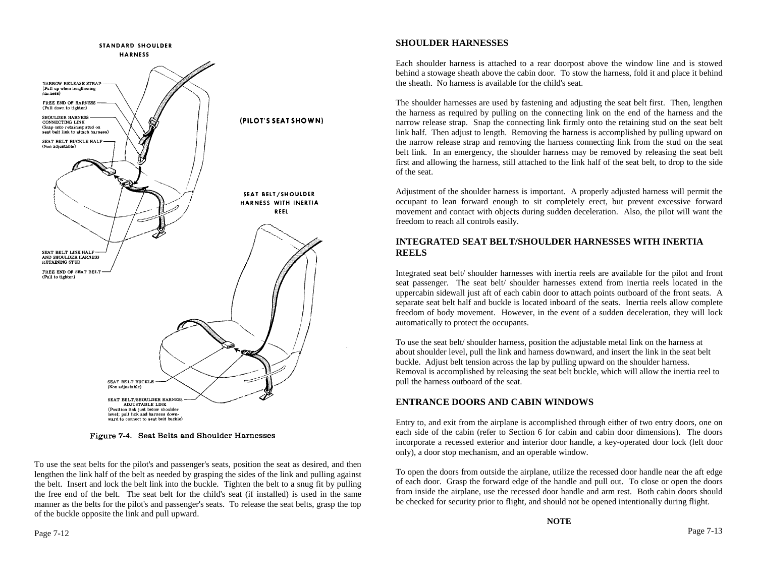STANDARD SHOULDER HARNESS

NARROW RELEASE STRAP (Pull up when lengthening harness)

FREE END OF HARNESS (Pull down to tighten)

SHOULDER HARNESS CONNECTING LINK (Snap onto retaining stud on seat belt link to attach harness)

SEAT BELT BUCKLE HALF (Non adjustable)

SEAT BELT LINK HALF AND SHOULDER HARNESS RETAINING STUD

FREE END OF SEAT BELT (Pull to tighten)

(PILOT'S SEAT SHOWN)

SEAT BELT/SHOULDER HARNESS WITH INERTIA REEL

SEAT BELT BUCKLE (Non adjustable)

SEAT BELT/SHOULDER HARNESS ADJUSTABLE LINK (Position link just below shoulder level; pull link and harness downward to connect to seat belt buckle)

Figure 7-4. Seat Belts and Shoulder Harnesses

To use the seat belts for the pilot's and passenger's seats, position the seat as desired, and then lengthen the link half of the belt as needed by grasping the sides of the link and pulling against the belt. Insert and lock the belt link into the buckle. Tighten the belt to a snug fit by pulling the free end of the belt. The seat belt for the child's seat (if installed) is used in the same manner as the belts for the pilot's and passenger's seats. To release the seat belts, grasp the top of the buckle opposite the link and pull upward.

## SHOULDER HARNESSES

Each shoulder harness is attached to a rear doorpost above the window line and is stowed behind a stowage sheath above the cabin door. To stow the harness, fold it and place it behind the sheath. No harness is available for the child's seat.

The shoulder harnesses are used by fastening and adjusting the seat belt first. Then, lengthen the harness as required by pulling on the connecting link on the end of the harness and the narrow release strap. Snap the connecting link firmly onto the retaining stud on the seat belt link half. Then adjust to length. Removing the harness is accomplished by pulling upward on the narrow release strap and removing the harness connecting link from the stud on the seat belt link. In an emergency, the shoulder harness may be removed by releasing the seat belt first and allowing the harness, still attached to the link half of the seat belt, to drop to the side of the seat.

Adjustment of the shoulder harness is important. A properly adjusted harness will permit the occupant to lean forward enough to sit completely erect, but prevent excessive forward movement and contact with objects during sudden deceleration. Also, the pilot will want the freedom to reach all controls easily.

## INTEGRATED SEAT BELT/SHOULDER HARNESSES WITH INERTIA REELS

Integrated seat belt/ shoulder harnesses with inertia reels are available for the pilot and front seat passenger. The seat belt/ shoulder harnesses extend from inertia reels located in the uppercabin sidewall just aft of each cabin door to attach points outboard of the front seats. A separate seat belt half and buckle is located inboard of the seats. Inertia reels allow complete freedom of body movement. However, in the event of a sudden deceleration, they will lock automatically to protect the occupants.

To use the seat belt/ shoulder harness, position the adjustable metal link on the harness at about shoulder level, pull the link and harness downward, and insert the link in the seat belt buckle. Adjust belt tension across the lap by pulling upward on the shoulder harness. Removal is accomplished by releasing the seat belt buckle, which will allow the inertia reel to pull the harness outboard of the seat.

## ENTRANCE DOORS AND CABIN WINDOWS

Entry to, and exit from the airplane is accomplished through either of two entry doors, one on each side of the cabin (refer to Section 6 for cabin and cabin door dimensions). The doors incorporate a recessed exterior and interior door handle, a key-operated door lock (left door only), a door stop mechanism, and an operable window.

To open the doors from outside the airplane, utilize the recessed door handle near the aft edge of each door. Grasp the forward edge of the handle and pull out. To close or open the doors from inside the airplane, use the recessed door handle and arm rest. Both cabin doors should be checked for security prior to flight, and should not be opened intentionally during flight.

**NOTE**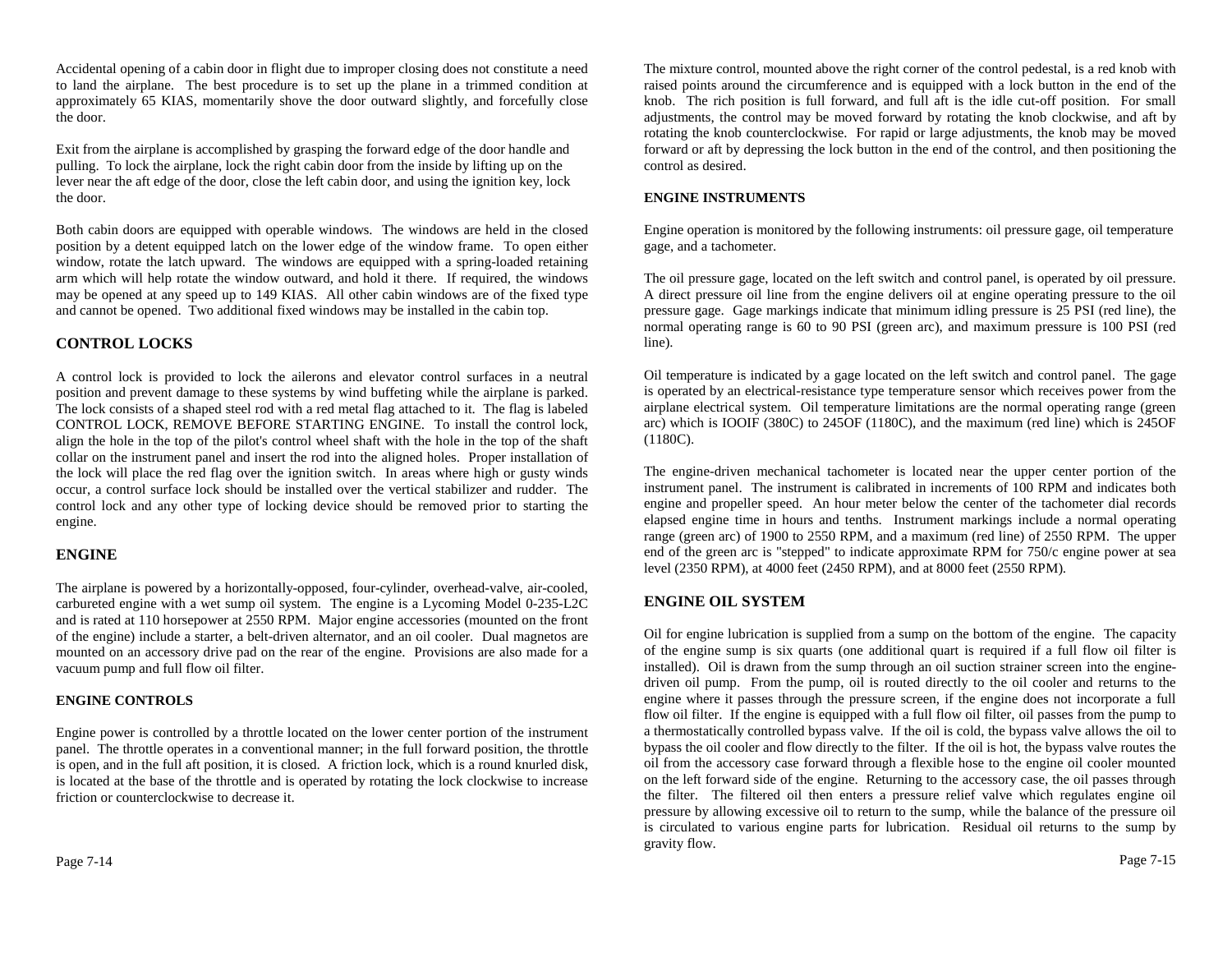Accidental opening of a cabin door in flight due to improper closing does not constitute a need to land the airplane. The best procedure is to set up the plane in a trimmed condition at approximately 65 KIAS, momentarily shove the door outward slightly, and forcefully close the door.

Exit from the airplane is accomplished by grasping the forward edge of the door handle and pulling. To lock the airplane, lock the right cabin door from the inside by lifting up on the lever near the aft edge of the door, close the left cabin door, and using the ignition key, lock the door.

Both cabin doors are equipped with operable windows. The windows are held in the closed position by a detent equipped latch on the lower edge of the window frame. To open either window, rotate the latch upward. The windows are equipped with a spring-loaded retaining arm which will help rotate the window outward, and hold it there. If required, the windows may be opened at any speed up to 149 KIAS. All other cabin windows are of the fixed type and cannot be opened. Two additional fixed windows may be installed in the cabin top.

## CONTROL LOCKS

A control lock is provided to lock the ailerons and elevator control surfaces in a neutral position and prevent damage to these systems by wind buffeting while the airplane is parked. The lock consists of a shaped steel rod with a red metal flag attached to it. The flag is labeled CONTROL LOCK, REMOVE BEFORE STARTING ENGINE. To install the control lock, align the hole in the top of the pilot's control wheel shaft with the hole in the top of the shaft collar on the instrument panel and insert the rod into the aligned holes. Proper installation of the lock will place the red flag over the ignition switch. In areas where high or gusty winds occur, a control surface lock should be installed over the vertical stabilizer and rudder. The control lock and any other type of locking device should be removed prior to starting the engine.

## ENGINE

The airplane is powered by a horizontally-opposed, four-cylinder, overhead-valve, air-cooled, carbureted engine with a wet sump oil system. The engine is a Lycoming Model 0-235-L2C and is rated at 110 horsepower at 2550 RPM. Major engine accessories (mounted on the front of the engine) include a starter, a belt-driven alternator, and an oil cooler. Dual magnetos are mounted on an accessory drive pad on the rear of the engine. Provisions are also made for a vacuum pump and full flow oil filter.

### ENGINE CONTROLS

Engine power is controlled by a throttle located on the lower center portion of the instrument panel. The throttle operates in a conventional manner; in the full forward position, the throttle is open, and in the full aft position, it is closed. A friction lock, which is a round knurled disk, is located at the base of the throttle and is operated by rotating the lock clockwise to increase friction or counterclockwise to decrease it.

The mixture control, mounted above the right corner of the control pedestal, is a red knob with raised points around the circumference and is equipped with a lock button in the end of the knob. The rich position is full forward, and full aft is the idle cut-off position. For small adjustments, the control may be moved forward by rotating the knob clockwise, and aft by rotating the knob counterclockwise. For rapid or large adjustments, the knob may be moved forward or aft by depressing the lock button in the end of the control, and then positioning the control as desired.

### ENGINE INSTRUMENTS

Engine operation is monitored by the following instruments: oil pressure gage, oil temperature gage, and a tachometer.

The oil pressure gage, located on the left switch and control panel, is operated by oil pressure. A direct pressure oil line from the engine delivers oil at engine operating pressure to the oil pressure gage. Gage markings indicate that minimum idling pressure is 25 PSI (red line), the normal operating range is 60 to 90 PSI (green arc), and maximum pressure is 100 PSI (red line).

Oil temperature is indicated by a gage located on the left switch and control panel. The gage is operated by an electrical-resistance type temperature sensor which receives power from the airplane electrical system. Oil temperature limitations are the normal operating range (green arc) which is IOOIF (380C) to 245OF (1180C), and the maximum (red line) which is 245OF (1180C).

The engine-driven mechanical tachometer is located near the upper center portion of the instrument panel. The instrument is calibrated in increments of 100 RPM and indicates both engine and propeller speed. An hour meter below the center of the tachometer dial records elapsed engine time in hours and tenths. Instrument markings include a normal operating range (green arc) of 1900 to 2550 RPM, and a maximum (red line) of 2550 RPM. The upper end of the green arc is "stepped" to indicate approximate RPM for 750/c engine power at sea level (2350 RPM), at 4000 feet (2450 RPM), and at 8000 feet (2550 RPM).

## ENGINE OIL SYSTEM

Oil for engine lubrication is supplied from a sump on the bottom of the engine. The capacity of the engine sump is six quarts (one additional quart is required if a full flow oil filter is installed). Oil is drawn from the sump through an oil suction strainer screen into the engine-driven oil pump. From the pump, oil is routed directly to the oil cooler and returns to the engine where it passes through the pressure screen, if the engine does not incorporate a full flow oil filter. If the engine is equipped with a full flow oil filter, oil passes from the pump to a thermostatically controlled bypass valve. If the oil is cold, the bypass valve allows the oil to bypass the oil cooler and flow directly to the filter. If the oil is hot, the bypass valve routes the oil from the accessory case forward through a flexible hose to the engine oil cooler mounted on the left forward side of the engine. Returning to the accessory case, the oil passes through the filter. The filtered oil then enters a pressure relief valve which regulates engine oil pressure by allowing excessive oil to return to the sump, while the balance of the pressure oil is circulated to various engine parts for lubrication. Residual oil returns to the sump by gravity flow.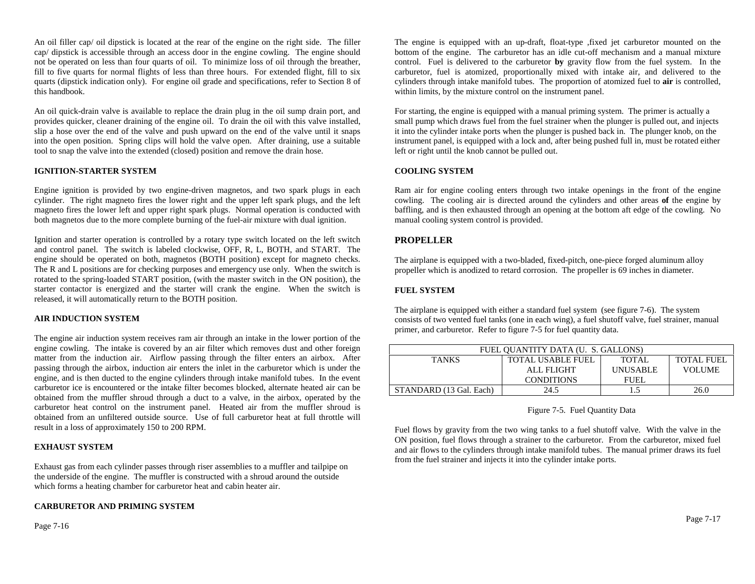An oil filler cap/ oil dipstick is located at the rear of the engine on the right side. The filler cap/ dipstick is accessible through an access door in the engine cowling. The engine should not be operated on less than four quarts of oil. To minimize loss of oil through the breather, fill to five quarts for normal flights of less than three hours. For extended flight, fill to six quarts (dipstick indication only). For engine oil grade and specifications, refer to Section 8 of this handbook.

An oil quick-drain valve is available to replace the drain plug in the oil sump drain port, and provides quicker, cleaner draining of the engine oil. To drain the oil with this valve installed, slip a hose over the end of the valve and push upward on the end of the valve until it snaps into the open position. Spring clips will hold the valve open. After draining, use a suitable tool to snap the valve into the extended (closed) position and remove the drain hose.

**IGNITION-STARTER SYSTEM**

Engine ignition is provided by two engine-driven magnetos, and two spark plugs in each cylinder. The right magneto fires the lower right and the upper left spark plugs, and the left magneto fires the lower left and upper right spark plugs. Normal operation is conducted with both magnetos due to the more complete burning of the fuel-air mixture with dual ignition.

Ignition and starter operation is controlled by a rotary type switch located on the left switch and control panel. The switch is labeled clockwise, OFF, R, L, BOTH, and START. The engine should be operated on both, magnetos (BOTH position) except for magneto checks. The R and L positions are for checking purposes and emergency use only. When the switch is rotated to the spring-loaded START position, (with the master switch in the ON position), the starter contactor is energized and the starter will crank the engine. When the switch is released, it will automatically return to the BOTH position.

**AIR INDUCTION SYSTEM**

The engine air induction system receives ram air through an intake in the lower portion of the engine cowling. The intake is covered by an air filter which removes dust and other foreign matter from the induction air. Airflow passing through the filter enters an airbox. After passing through the airbox, induction air enters the inlet in the carburetor which is under the engine, and is then ducted to the engine cylinders through intake manifold tubes. In the event carburetor ice is encountered or the intake filter becomes blocked, alternate heated air can be obtained from the muffler shroud through a duct to a valve, in the airbox, operated by the carburetor heat control on the instrument panel. Heated air from the muffler shroud is obtained from an unfiltered outside source. Use of full carburetor heat at full throttle will result in a loss of approximately 150 to 200 RPM.

**EXHAUST SYSTEM**

Exhaust gas from each cylinder passes through riser assemblies to a muffler and tailpipe on the underside of the engine. The muffler is constructed with a shroud around the outside which forms a heating chamber for carburetor heat and cabin heater air.

**CARBURETOR AND PRIMING SYSTEM**

The engine is equipped with an up-draft, float-type ,fixed jet carburetor mounted on the bottom of the engine. The carburetor has an idle cut-off mechanism and a manual mixture control. Fuel is delivered to the carburetor **by** gravity flow from the fuel system. In the carburetor, fuel is atomized, proportionally mixed with intake air, and delivered to the cylinders through intake manifold tubes. The proportion of atomized fuel to **air** is controlled, within limits, by the mixture control on the instrument panel.

For starting, the engine is equipped with a manual priming system. The primer is actually a small pump which draws fuel from the fuel strainer when the plunger is pulled out, and injects it into the cylinder intake ports when the plunger is pushed back in. The plunger knob, on the instrument panel, is equipped with a lock and, after being pushed full in, must be rotated either left or right until the knob cannot be pulled out.

**COOLING SYSTEM**

Ram air for engine cooling enters through two intake openings in the front of the engine cowling. The cooling air is directed around the cylinders and other areas **of** the engine by baffling, and is then exhausted through an opening at the bottom aft edge of the cowling. No manual cooling system control is provided.

## PROPELLER

The airplane is equipped with a two-bladed, fixed-pitch, one-piece forged aluminum alloy propeller which is anodized to retard corrosion. The propeller is 69 inches in diameter.

**FUEL SYSTEM**

The airplane is equipped with either a standard fuel system (see figure 7-6). The system consists of two vented fuel tanks (one in each wing), a fuel shutoff valve, fuel strainer, manual primer, and carburetor. Refer to figure 7-5 for fuel quantity data.

| FUEL QUANTITY DATA (U. S. GALLONS) | | | |
|---|---|---|---|
| TANKS | TOTAL USABLE FUEL ALL FLIGHT CONDITIONS | TOTAL UNUSABLE FUEL | TOTAL FUEL VOLUME |
| STANDARD (13 Gal. Each) | 24.5 | 1.5 | 26.0 |

Figure 7-5. Fuel Quantity Data

Fuel flows by gravity from the two wing tanks to a fuel shutoff valve. With the valve in the ON position, fuel flows through a strainer to the carburetor. From the carburetor, mixed fuel and air flows to the cylinders through intake manifold tubes. The manual primer draws its fuel from the fuel strainer and injects it into the cylinder intake ports.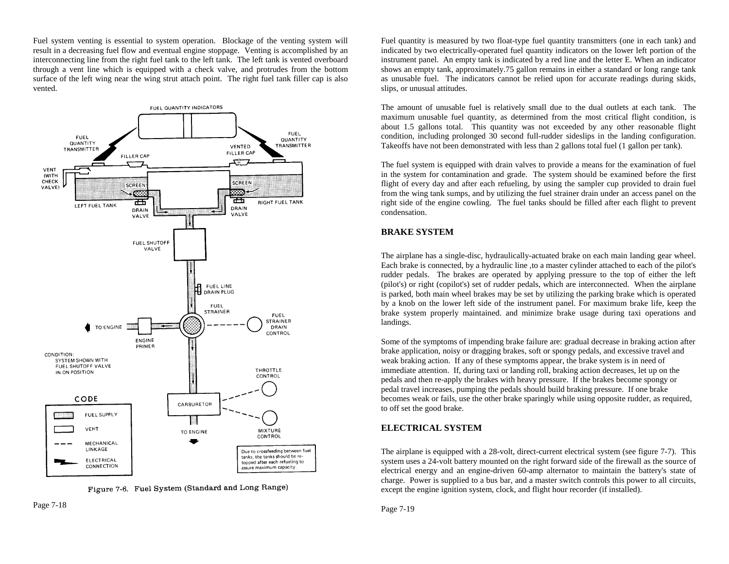Fuel system venting is essential to system operation. Blockage of the venting system will result in a decreasing fuel flow and eventual engine stoppage. Venting is accomplished by an interconnecting line from the right fuel tank to the left tank. The left tank is vented overboard through a vent line which is equipped with a check valve, and protrudes from the bottom surface of the left wing near the wing strut attach point. The right fuel tank filler cap is also vented.

Figure 7-6. Fuel System (Standard and Long Range)

Fuel quantity is measured by two float-type fuel quantity transmitters (one in each tank) and indicated by two electrically-operated fuel quantity indicators on the lower left portion of the instrument panel. An empty tank is indicated by a red line and the letter E. When an indicator shows an empty tank, approximately.75 gallon remains in either a standard or long range tank as unusable fuel. The indicators cannot be relied upon for accurate readings during skids, slips, or unusual attitudes.

The amount of unusable fuel is relatively small due to the dual outlets at each tank. The maximum unusable fuel quantity, as determined from the most critical flight condition, is about 1.5 gallons total. This quantity was not exceeded by any other reasonable flight condition, including prolonged 30 second full-rudder sideslips in the landing configuration. Takeoffs have not been demonstrated with less than 2 gallons total fuel (1 gallon per tank).

The fuel system is equipped with drain valves to provide a means for the examination of fuel in the system for contamination and grade. The system should be examined before the first flight of every day and after each refueling, by using the sampler cup provided to drain fuel from the wing tank sumps, and by utilizing the fuel strainer drain under an access panel on the right side of the engine cowling. The fuel tanks should be filled after each flight to prevent condensation.

## BRAKE SYSTEM

The airplane has a single-disc, hydraulically-actuated brake on each main landing gear wheel. Each brake is connected, by a hydraulic line ,to a master cylinder attached to each of the pilot's rudder pedals. The brakes are operated by applying pressure to the top of either the left (pilot's) or right (copilot's) set of rudder pedals, which are interconnected. When the airplane is parked, both main wheel brakes may be set by utilizing the parking brake which is operated by a knob on the lower left side of the instrument panel. For maximum brake life, keep the brake system properly maintained. and minimize brake usage during taxi operations and landings.

Some of the symptoms of impending brake failure are: gradual decrease in braking action after brake application, noisy or dragging brakes, soft or spongy pedals, and excessive travel and weak braking action. If any of these symptoms appear, the brake system is in need of immediate attention. If, during taxi or landing roll, braking action decreases, let up on the pedals and then re-apply the brakes with heavy pressure. If the brakes become spongy or pedal travel increases, pumping the pedals should build braking pressure. If one brake becomes weak or fails, use the other brake sparingly while using opposite rudder, as required, to off set the good brake.

## ELECTRICAL SYSTEM

The airplane is equipped with a 28-volt, direct-current electrical system (see figure 7-7). This system uses a 24-volt battery mounted on the right forward side of the firewall as the source of electrical energy and an engine-driven 60-amp alternator to maintain the battery's state of charge. Power is supplied to a bus bar, and a master switch controls this power to all circuits, except the engine ignition system, clock, and flight hour recorder (if installed).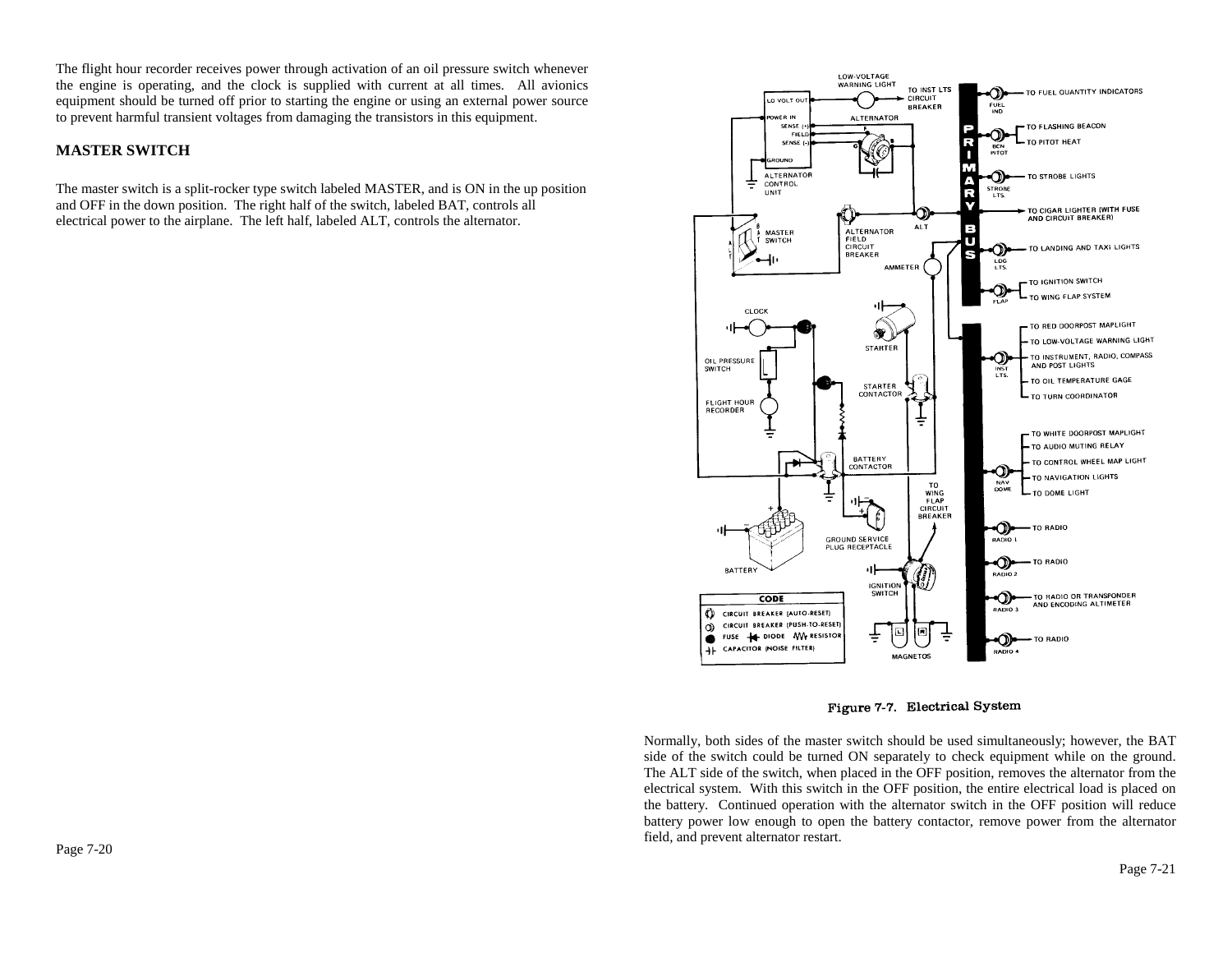The flight hour recorder receives power through activation of an oil pressure switch whenever the engine is operating, and the clock is supplied with current at all times. All avionics equipment should be turned off prior to starting the engine or using an external power source to prevent harmful transient voltages from damaging the transistors in this equipment.

## MASTER SWITCH

The master switch is a split-rocker type switch labeled MASTER, and is ON in the up position and OFF in the down position. The right half of the switch, labeled BAT, controls all electrical power to the airplane. The left half, labeled ALT, controls the alternator.

Figure 7-7. Electrical System

Normally, both sides of the master switch should be used simultaneously; however, the BAT side of the switch could be turned ON separately to check equipment while on the ground. The ALT side of the switch, when placed in the OFF position, removes the alternator from the electrical system. With this switch in the OFF position, the entire electrical load is placed on the battery. Continued operation with the alternator switch in the OFF position will reduce battery power low enough to open the battery contactor, remove power from the alternator field, and prevent alternator restart.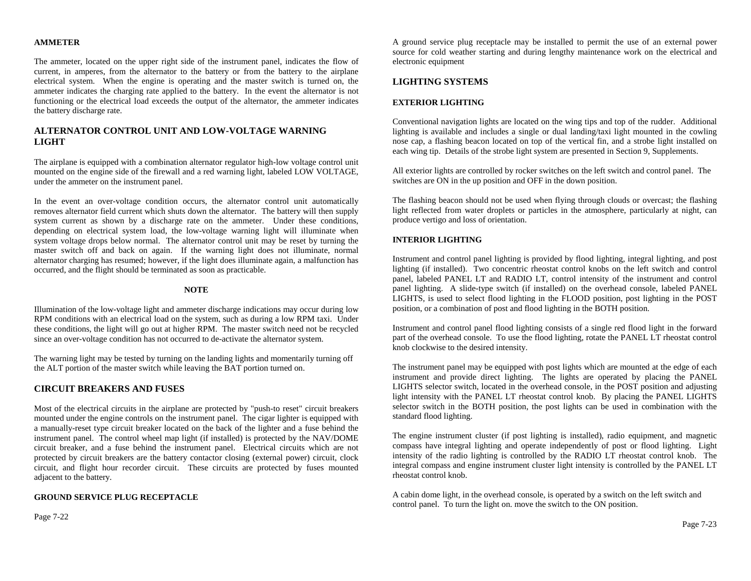### AMMETER

The ammeter, located on the upper right side of the instrument panel, indicates the flow of current, in amperes, from the alternator to the battery or from the battery to the airplane electrical system. When the engine is operating and the master switch is turned on, the ammeter indicates the charging rate applied to the battery. In the event the alternator is not functioning or the electrical load exceeds the output of the alternator, the ammeter indicates the battery discharge rate.

## ALTERNATOR CONTROL UNIT AND LOW-VOLTAGE WARNING LIGHT

The airplane is equipped with a combination alternator regulator high-low voltage control unit mounted on the engine side of the firewall and a red warning light, labeled LOW VOLTAGE, under the ammeter on the instrument panel.

In the event an over-voltage condition occurs, the alternator control unit automatically removes alternator field current which shuts down the alternator. The battery will then supply system current as shown by a discharge rate on the ammeter. Under these conditions, depending on electrical system load, the low-voltage warning light will illuminate when system voltage drops below normal. The alternator control unit may be reset by turning the master switch off and back on again. If the warning light does not illuminate, normal alternator charging has resumed; however, if the light does illuminate again, a malfunction has occurred, and the flight should be terminated as soon as practicable.

**NOTE**

Illumination of the low-voltage light and ammeter discharge indications may occur during low RPM conditions with an electrical load on the system, such as during a low RPM taxi. Under these conditions, the light will go out at higher RPM. The master switch need not be recycled since an over-voltage condition has not occurred to de-activate the alternator system.

The warning light may be tested by turning on the landing lights and momentarily turning off the ALT portion of the master switch while leaving the BAT portion turned on.

## CIRCUIT BREAKERS AND FUSES

Most of the electrical circuits in the airplane are protected by "push-to reset" circuit breakers mounted under the engine controls on the instrument panel. The cigar lighter is equipped with a manually-reset type circuit breaker located on the back of the lighter and a fuse behind the instrument panel. The control wheel map light (if installed) is protected by the NAV/DOME circuit breaker, and a fuse behind the instrument panel. Electrical circuits which are not protected by circuit breakers are the battery contactor closing (external power) circuit, clock circuit, and flight hour recorder circuit. These circuits are protected by fuses mounted adjacent to the battery.

### GROUND SERVICE PLUG RECEPTACLE

A ground service plug receptacle may be installed to permit the use of an external power source for cold weather starting and during lengthy maintenance work on the electrical and electronic equipment

## LIGHTING SYSTEMS

### EXTERIOR LIGHTING

Conventional navigation lights are located on the wing tips and top of the rudder. Additional lighting is available and includes a single or dual landing/taxi light mounted in the cowling nose cap, a flashing beacon located on top of the vertical fin, and a strobe light installed on each wing tip. Details of the strobe light system are presented in Section 9, Supplements.

All exterior lights are controlled by rocker switches on the left switch and control panel. The switches are ON in the up position and OFF in the down position.

The flashing beacon should not be used when flying through clouds or overcast; the flashing light reflected from water droplets or particles in the atmosphere, particularly at night, can produce vertigo and loss of orientation.

### INTERIOR LIGHTING

Instrument and control panel lighting is provided by flood lighting, integral lighting, and post lighting (if installed). Two concentric rheostat control knobs on the left switch and control panel, labeled PANEL LT and RADIO LT, control intensity of the instrument and control panel lighting. A slide-type switch (if installed) on the overhead console, labeled PANEL LIGHTS, is used to select flood lighting in the FLOOD position, post lighting in the POST position, or a combination of post and flood lighting in the BOTH position.

Instrument and control panel flood lighting consists of a single red flood light in the forward part of the overhead console. To use the flood lighting, rotate the PANEL LT rheostat control knob clockwise to the desired intensity.

The instrument panel may be equipped with post lights which are mounted at the edge of each instrument and provide direct lighting. The lights are operated by placing the PANEL LIGHTS selector switch, located in the overhead console, in the POST position and adjusting light intensity with the PANEL LT rheostat control knob. By placing the PANEL LIGHTS selector switch in the BOTH position, the post lights can be used in combination with the standard flood lighting.

The engine instrument cluster (if post lighting is installed), radio equipment, and magnetic compass have integral lighting and operate independently of post or flood lighting. Light intensity of the radio lighting is controlled by the RADIO LT rheostat control knob. The integral compass and engine instrument cluster light intensity is controlled by the PANEL LT rheostat control knob.

A cabin dome light, in the overhead console, is operated by a switch on the left switch and control panel. To turn the light on. move the switch to the ON position.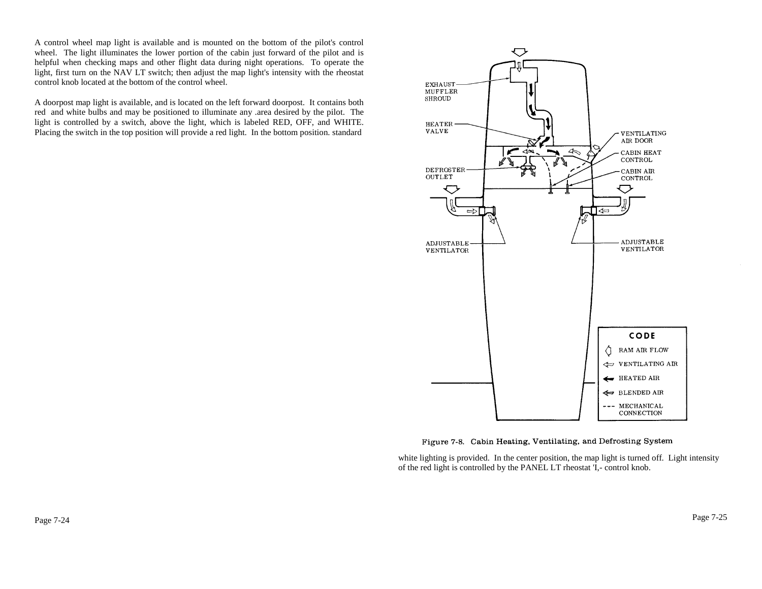A control wheel map light is available and is mounted on the bottom of the pilot's control wheel. The light illuminates the lower portion of the cabin just forward of the pilot and is helpful when checking maps and other flight data during night operations. To operate the light, first turn on the NAV LT switch; then adjust the map light's intensity with the rheostat control knob located at the bottom of the control wheel.

A doorpost map light is available, and is located on the left forward doorpost. It contains both red and white bulbs and may be positioned to illuminate any .area desired by the pilot. The light is controlled by a switch, above the light, which is labeled RED, OFF, and WHITE. Placing the switch in the top position will provide a red light. In the bottom position. standard white lighting is provided. In the center position, the map light is turned off. Light intensity of the red light is controlled by the PANEL LT rheostat 'I,- control knob.

Figure 7-8. Cabin Heating, Ventilating, and Defrosting System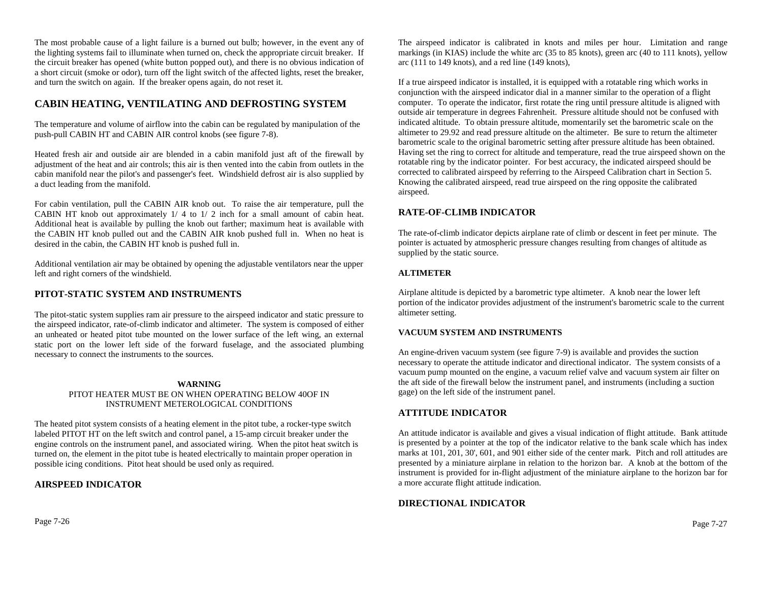The most probable cause of a light failure is a burned out bulb; however, in the event any of the lighting systems fail to illuminate when turned on, check the appropriate circuit breaker. If the circuit breaker has opened (white button popped out), and there is no obvious indication of a short circuit (smoke or odor), turn off the light switch of the affected lights, reset the breaker, and turn the switch on again. If the breaker opens again, do not reset it.

## CABIN HEATING, VENTILATING AND DEFROSTING SYSTEM

The temperature and volume of airflow into the cabin can be regulated by manipulation of the push-pull CABIN HT and CABIN AIR control knobs (see figure 7-8).

Heated fresh air and outside air are blended in a cabin manifold just aft of the firewall by adjustment of the heat and air controls; this air is then vented into the cabin from outlets in the cabin manifold near the pilot's and passenger's feet. Windshield defrost air is also supplied by a duct leading from the manifold.

For cabin ventilation, pull the CABIN AIR knob out. To raise the air temperature, pull the CABIN HT knob out approximately 1/ 4 to 1/ 2 inch for a small amount of cabin heat. Additional heat is available by pulling the knob out farther; maximum heat is available with the CABIN HT knob pulled out and the CABIN AIR knob pushed full in. When no heat is desired in the cabin, the CABIN HT knob is pushed full in.

Additional ventilation air may be obtained by opening the adjustable ventilators near the upper left and right corners of the windshield.

## PITOT-STATIC SYSTEM AND INSTRUMENTS

The pitot-static system supplies ram air pressure to the airspeed indicator and static pressure to the airspeed indicator, rate-of-climb indicator and altimeter. The system is composed of either an unheated or heated pitot tube mounted on the lower surface of the left wing, an external static port on the lower left side of the forward fuselage, and the associated plumbing necessary to connect the instruments to the sources.

**WARNING**
PITOT HEATER MUST BE ON WHEN OPERATING BELOW 40OF IN INSTRUMENT METEROLOGICAL CONDITIONS

The heated pitot system consists of a heating element in the pitot tube, a rocker-type switch labeled PITOT HT on the left switch and control panel, a 15-amp circuit breaker under the engine controls on the instrument panel, and associated wiring. When the pitot heat switch is turned on, the element in the pitot tube is heated electrically to maintain proper operation in possible icing conditions. Pitot heat should be used only as required.

## AIRSPEED INDICATOR

The airspeed indicator is calibrated in knots and miles per hour. Limitation and range markings (in KIAS) include the white arc (35 to 85 knots), green arc (40 to 111 knots), yellow arc (111 to 149 knots), and a red line (149 knots),

If a true airspeed indicator is installed, it is equipped with a rotatable ring which works in conjunction with the airspeed indicator dial in a manner similar to the operation of a flight computer. To operate the indicator, first rotate the ring until pressure altitude is aligned with outside air temperature in degrees Fahrenheit. Pressure altitude should not be confused with indicated altitude. To obtain pressure altitude, momentarily set the barometric scale on the altimeter to 29.92 and read pressure altitude on the altimeter. Be sure to return the altimeter barometric scale to the original barometric setting after pressure altitude has been obtained. Having set the ring to correct for altitude and temperature, read the true airspeed shown on the rotatable ring by the indicator pointer. For best accuracy, the indicated airspeed should be corrected to calibrated airspeed by referring to the Airspeed Calibration chart in Section 5. Knowing the calibrated airspeed, read true airspeed on the ring opposite the calibrated airspeed.

## RATE-OF-CLIMB INDICATOR

The rate-of-climb indicator depicts airplane rate of climb or descent in feet per minute. The pointer is actuated by atmospheric pressure changes resulting from changes of altitude as supplied by the static source.

### ALTIMETER

Airplane altitude is depicted by a barometric type altimeter. A knob near the lower left portion of the indicator provides adjustment of the instrument's barometric scale to the current altimeter setting.

### VACUUM SYSTEM AND INSTRUMENTS

An engine-driven vacuum system (see figure 7-9) is available and provides the suction necessary to operate the attitude indicator and directional indicator. The system consists of a vacuum pump mounted on the engine, a vacuum relief valve and vacuum system air filter on the aft side of the firewall below the instrument panel, and instruments (including a suction gage) on the left side of the instrument panel.

## ATTITUDE INDICATOR

An attitude indicator is available and gives a visual indication of flight attitude. Bank attitude is presented by a pointer at the top of the indicator relative to the bank scale which has index marks at 101, 201, 30', 601, and 901 either side of the center mark. Pitch and roll attitudes are presented by a miniature airplane in relation to the horizon bar. A knob at the bottom of the instrument is provided for in-flight adjustment of the miniature airplane to the horizon bar for a more accurate flight attitude indication.

## DIRECTIONAL INDICATOR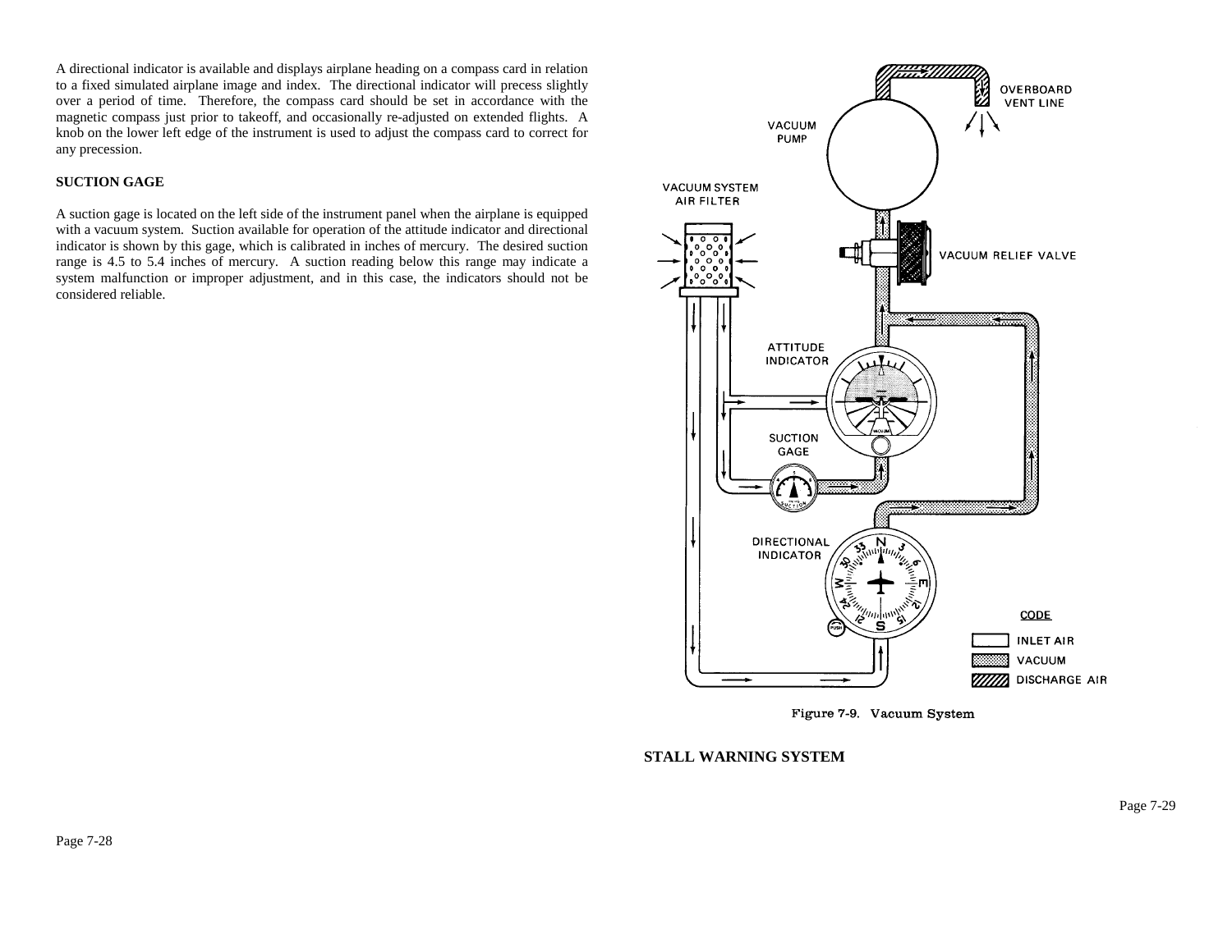A directional indicator is available and displays airplane heading on a compass card in relation to a fixed simulated airplane image and index. The directional indicator will precess slightly over a period of time. Therefore, the compass card should be set in accordance with the magnetic compass just prior to takeoff, and occasionally re-adjusted on extended flights. A knob on the lower left edge of the instrument is used to adjust the compass card to correct for any precession.

**SUCTION GAGE**

A suction gage is located on the left side of the instrument panel when the airplane is equipped with a vacuum system. Suction available for operation of the attitude indicator and directional indicator is shown by this gage, which is calibrated in inches of mercury. The desired suction range is 4.5 to 5.4 inches of mercury. A suction reading below this range may indicate a system malfunction or improper adjustment, and in this case, the indicators should not be considered reliable.

Figure 7-9. Vacuum System

**STALL WARNING SYSTEM**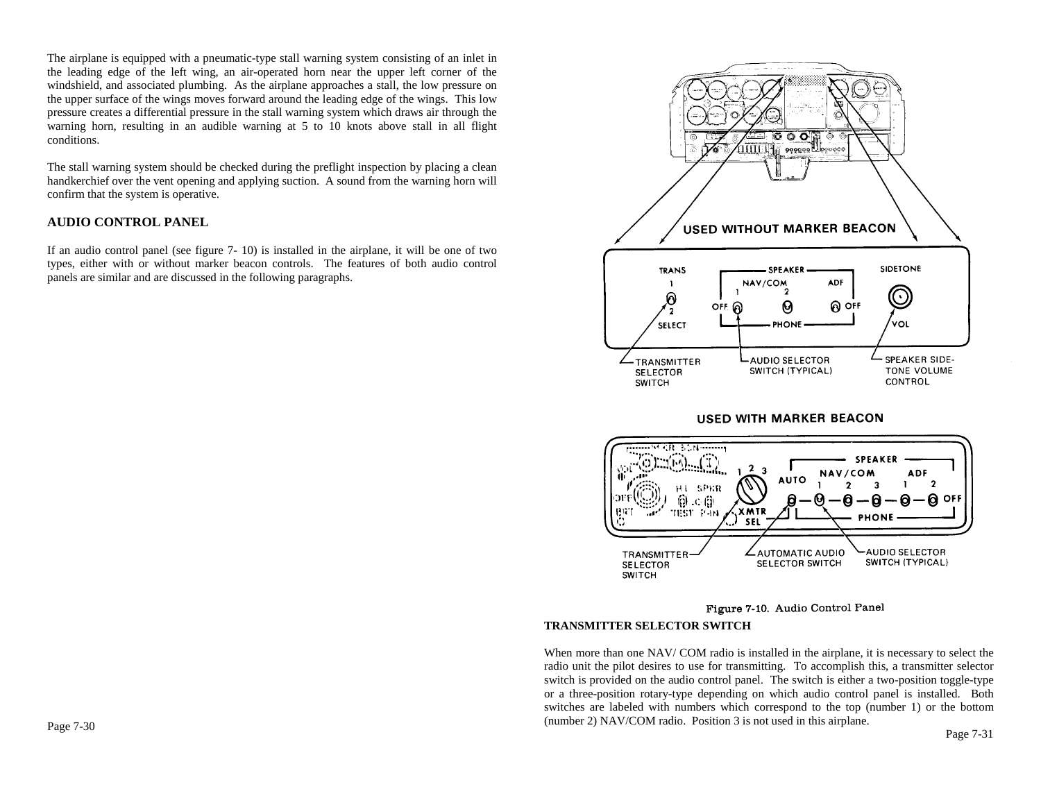The airplane is equipped with a pneumatic-type stall warning system consisting of an inlet in the leading edge of the left wing, an air-operated horn near the upper left corner of the windshield, and associated plumbing. As the airplane approaches a stall, the low pressure on the upper surface of the wings moves forward around the leading edge of the wings. This low pressure creates a differential pressure in the stall warning system which draws air through the warning horn, resulting in an audible warning at 5 to 10 knots above stall in all flight conditions.

The stall warning system should be checked during the preflight inspection by placing a clean handkerchief over the vent opening and applying suction. A sound from the warning horn will confirm that the system is operative.

## AUDIO CONTROL PANEL

If an audio control panel (see figure 7- 10) is installed in the airplane, it will be one of two types, either with or without marker beacon controls. The features of both audio control panels are similar and are discussed in the following paragraphs.

Figure 7-10. Audio Control Panel

## TRANSMITTER SELECTOR SWITCH

When more than one NAV/ COM radio is installed in the airplane, it is necessary to select the radio unit the pilot desires to use for transmitting. To accomplish this, a transmitter selector switch is provided on the audio control panel. The switch is either a two-position toggle-type or a three-position rotary-type depending on which audio control panel is installed. Both switches are labeled with numbers which correspond to the top (number 1) or the bottom (number 2) NAV/COM radio. Position 3 is not used in this airplane.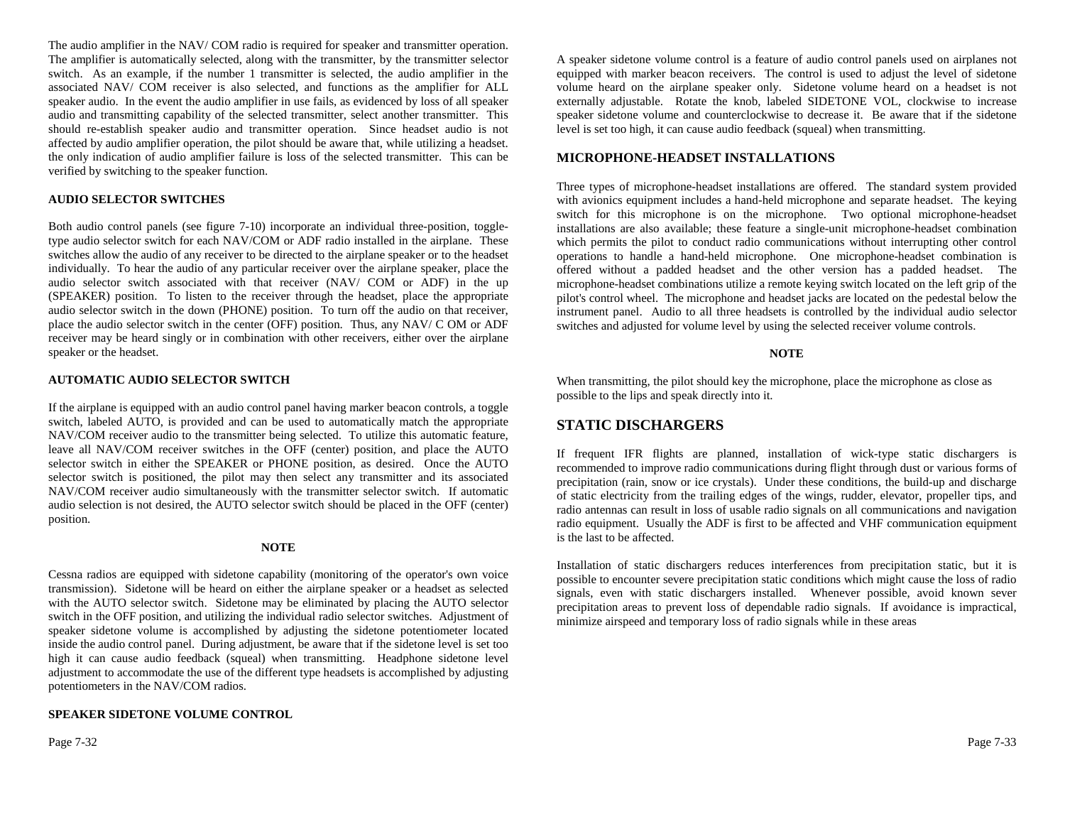The audio amplifier in the NAV/ COM radio is required for speaker and transmitter operation. The amplifier is automatically selected, along with the transmitter, by the transmitter selector switch. As an example, if the number 1 transmitter is selected, the audio amplifier in the associated NAV/ COM receiver is also selected, and functions as the amplifier for ALL speaker audio. In the event the audio amplifier in use fails, as evidenced by loss of all speaker audio and transmitting capability of the selected transmitter, select another transmitter. This should re-establish speaker audio and transmitter operation. Since headset audio is not affected by audio amplifier operation, the pilot should be aware that, while utilizing a headset. the only indication of audio amplifier failure is loss of the selected transmitter. This can be verified by switching to the speaker function.

**AUDIO SELECTOR SWITCHES**

Both audio control panels (see figure 7-10) incorporate an individual three-position, toggle-type audio selector switch for each NAV/COM or ADF radio installed in the airplane. These switches allow the audio of any receiver to be directed to the airplane speaker or to the headset individually. To hear the audio of any particular receiver over the airplane speaker, place the audio selector switch associated with that receiver (NAV/ COM or ADF) in the up (SPEAKER) position. To listen to the receiver through the headset, place the appropriate audio selector switch in the down (PHONE) position. To turn off the audio on that receiver, place the audio selector switch in the center (OFF) position. Thus, any NAV/ C OM or ADF receiver may be heard singly or in combination with other receivers, either over the airplane speaker or the headset.

**AUTOMATIC AUDIO SELECTOR SWITCH**

If the airplane is equipped with an audio control panel having marker beacon controls, a toggle switch, labeled AUTO, is provided and can be used to automatically match the appropriate NAV/COM receiver audio to the transmitter being selected. To utilize this automatic feature, leave all NAV/COM receiver switches in the OFF (center) position, and place the AUTO selector switch in either the SPEAKER or PHONE position, as desired. Once the AUTO selector switch is positioned, the pilot may then select any transmitter and its associated NAV/COM receiver audio simultaneously with the transmitter selector switch. If automatic audio selection is not desired, the AUTO selector switch should be placed in the OFF (center) position.

**NOTE**

Cessna radios are equipped with sidetone capability (monitoring of the operator's own voice transmission). Sidetone will be heard on either the airplane speaker or a headset as selected with the AUTO selector switch. Sidetone may be eliminated by placing the AUTO selector switch in the OFF position, and utilizing the individual radio selector switches. Adjustment of speaker sidetone volume is accomplished by adjusting the sidetone potentiometer located inside the audio control panel. During adjustment, be aware that if the sidetone level is set too high it can cause audio feedback (squeal) when transmitting. Headphone sidetone level adjustment to accommodate the use of the different type headsets is accomplished by adjusting potentiometers in the NAV/COM radios.

**SPEAKER SIDETONE VOLUME CONTROL**

A speaker sidetone volume control is a feature of audio control panels used on airplanes not equipped with marker beacon receivers. The control is used to adjust the level of sidetone volume heard on the airplane speaker only. Sidetone volume heard on a headset is not externally adjustable. Rotate the knob, labeled SIDETONE VOL, clockwise to increase speaker sidetone volume and counterclockwise to decrease it. Be aware that if the sidetone level is set too high, it can cause audio feedback (squeal) when transmitting.

### MICROPHONE-HEADSET INSTALLATIONS

Three types of microphone-headset installations are offered. The standard system provided with avionics equipment includes a hand-held microphone and separate headset. The keying switch for this microphone is on the microphone. Two optional microphone-headset installations are also available; these feature a single-unit microphone-headset combination which permits the pilot to conduct radio communications without interrupting other control operations to handle a hand-held microphone. One microphone-headset combination is offered without a padded headset and the other version has a padded headset. The microphone-headset combinations utilize a remote keying switch located on the left grip of the pilot's control wheel. The microphone and headset jacks are located on the pedestal below the instrument panel. Audio to all three headsets is controlled by the individual audio selector switches and adjusted for volume level by using the selected receiver volume controls.

**NOTE**

When transmitting, the pilot should key the microphone, place the microphone as close as possible to the lips and speak directly into it.

## STATIC DISCHARGERS

If frequent IFR flights are planned, installation of wick-type static dischargers is recommended to improve radio communications during flight through dust or various forms of precipitation (rain, snow or ice crystals). Under these conditions, the build-up and discharge of static electricity from the trailing edges of the wings, rudder, elevator, propeller tips, and radio antennas can result in loss of usable radio signals on all communications and navigation radio equipment. Usually the ADF is first to be affected and VHF communication equipment is the last to be affected.

Installation of static dischargers reduces interferences from precipitation static, but it is possible to encounter severe precipitation static conditions which might cause the loss of radio signals, even with static dischargers installed. Whenever possible, avoid known sever precipitation areas to prevent loss of dependable radio signals. If avoidance is impractical, minimize airspeed and temporary loss of radio signals while in these areas